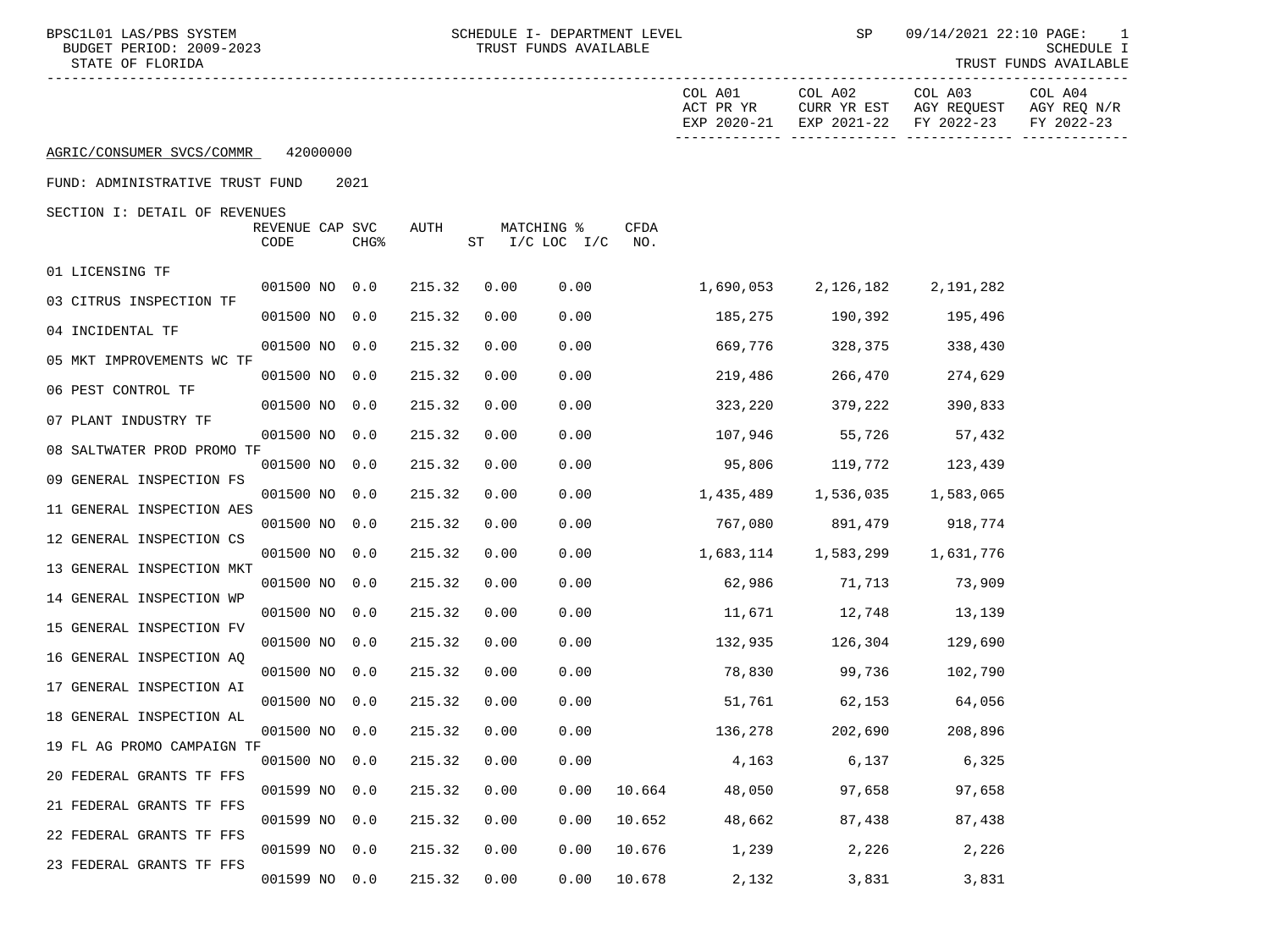BPSC1L01 LAS/PBS SYSTEM — SCHEDULE I- DEPARTMENT LEVEL — SP 09/14/2021 22:10
BUDGET PERIOD: 2009-2023 — TRUST FUNDS AVAILABLE — SCHEDULE I
STATE OF FLORIDA — TRUST FUNDS AVAILABLE

AGRIC/CONSUMER SVCS/COMMR 42000000

FUND: ADMINISTRATIVE TRUST FUND 2021

SECTION I: DETAIL OF REVENUES

| | REVENUE CODE | CAP | SVC CHG% | AUTH | MATCHING % ST | I/C LOC I/C | CFDA NO. | COL A01 ACT PR YR EXP 2020-21 | COL A02 CURR YR EST EXP 2021-22 | COL A03 AGY REQUEST FY 2022-23 | COL A04 AGY REQ N/R FY 2022-23 |
|---|---|---|---|---|---|---|---|---|---|---|---|
| 01 LICENSING TF | 001500 | NO | 0.0 | 215.32 | 0.00 | 0.00 | | 1,690,053 | 2,126,182 | 2,191,282 | |
| 03 CITRUS INSPECTION TF | 001500 | NO | 0.0 | 215.32 | 0.00 | 0.00 | | 185,275 | 190,392 | 195,496 | |
| 04 INCIDENTAL TF | 001500 | NO | 0.0 | 215.32 | 0.00 | 0.00 | | 669,776 | 328,375 | 338,430 | |
| 05 MKT IMPROVEMENTS WC TF | 001500 | NO | 0.0 | 215.32 | 0.00 | 0.00 | | 219,486 | 266,470 | 274,629 | |
| 06 PEST CONTROL TF | 001500 | NO | 0.0 | 215.32 | 0.00 | 0.00 | | 323,220 | 379,222 | 390,833 | |
| 07 PLANT INDUSTRY TF | 001500 | NO | 0.0 | 215.32 | 0.00 | 0.00 | | 107,946 | 55,726 | 57,432 | |
| 08 SALTWATER PROD PROMO TF | 001500 | NO | 0.0 | 215.32 | 0.00 | 0.00 | | 95,806 | 119,772 | 123,439 | |
| 09 GENERAL INSPECTION FS | 001500 | NO | 0.0 | 215.32 | 0.00 | 0.00 | | 1,435,489 | 1,536,035 | 1,583,065 | |
| 11 GENERAL INSPECTION AES | 001500 | NO | 0.0 | 215.32 | 0.00 | 0.00 | | 767,080 | 891,479 | 918,774 | |
| 12 GENERAL INSPECTION CS | 001500 | NO | 0.0 | 215.32 | 0.00 | 0.00 | | 1,683,114 | 1,583,299 | 1,631,776 | |
| 13 GENERAL INSPECTION MKT | 001500 | NO | 0.0 | 215.32 | 0.00 | 0.00 | | 62,986 | 71,713 | 73,909 | |
| 14 GENERAL INSPECTION WP | 001500 | NO | 0.0 | 215.32 | 0.00 | 0.00 | | 11,671 | 12,748 | 13,139 | |
| 15 GENERAL INSPECTION FV | 001500 | NO | 0.0 | 215.32 | 0.00 | 0.00 | | 132,935 | 126,304 | 129,690 | |
| 16 GENERAL INSPECTION AQ | 001500 | NO | 0.0 | 215.32 | 0.00 | 0.00 | | 78,830 | 99,736 | 102,790 | |
| 17 GENERAL INSPECTION AI | 001500 | NO | 0.0 | 215.32 | 0.00 | 0.00 | | 51,761 | 62,153 | 64,056 | |
| 18 GENERAL INSPECTION AL | 001500 | NO | 0.0 | 215.32 | 0.00 | 0.00 | | 136,278 | 202,690 | 208,896 | |
| 19 FL AG PROMO CAMPAIGN TF | 001500 | NO | 0.0 | 215.32 | 0.00 | 0.00 | | 4,163 | 6,137 | 6,325 | |
| 20 FEDERAL GRANTS TF FFS | 001599 | NO | 0.0 | 215.32 | 0.00 | 0.00 | 10.664 | 48,050 | 97,658 | 97,658 | |
| 21 FEDERAL GRANTS TF FFS | 001599 | NO | 0.0 | 215.32 | 0.00 | 0.00 | 10.652 | 48,662 | 87,438 | 87,438 | |
| 22 FEDERAL GRANTS TF FFS | 001599 | NO | 0.0 | 215.32 | 0.00 | 0.00 | 10.676 | 1,239 | 2,226 | 2,226 | |
| 23 FEDERAL GRANTS TF FFS | 001599 | NO | 0.0 | 215.32 | 0.00 | 0.00 | 10.678 | 2,132 | 3,831 | 3,831 | |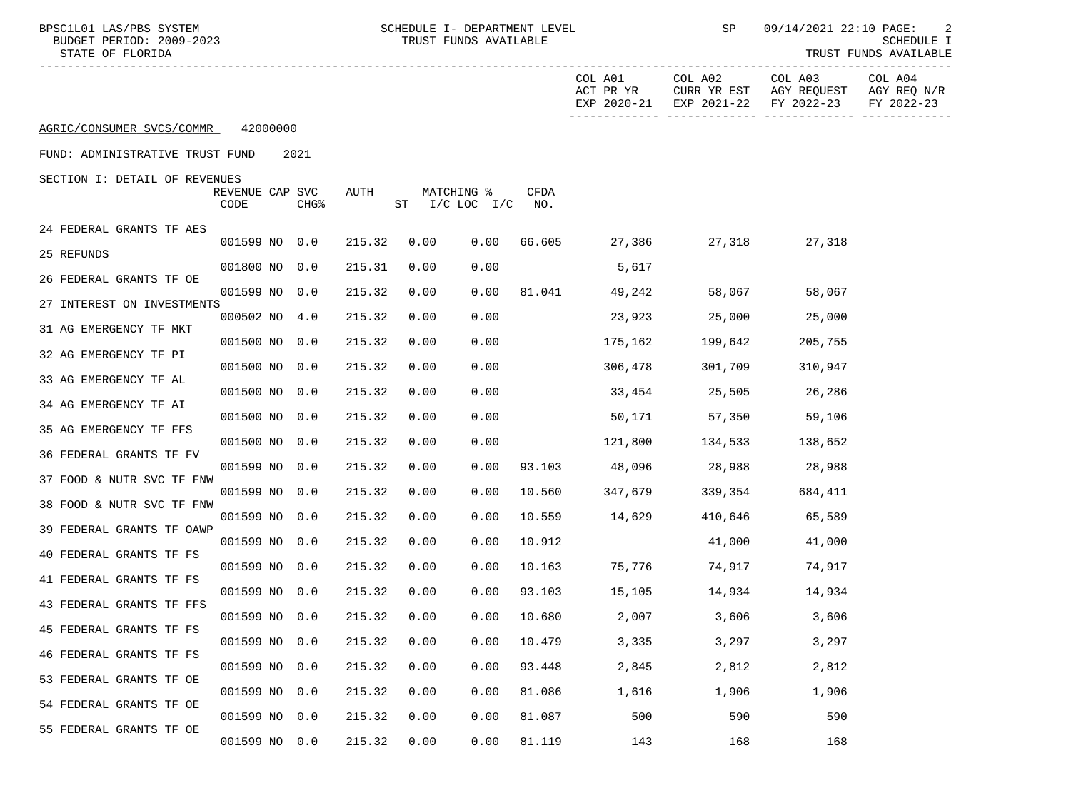AGRIC/CONSUMER SVCS/COMMR 42000000

FUND: ADMINISTRATIVE TRUST FUND 2021

SECTION I: DETAIL OF REVENUES

| | REVENUE CODE | CAP | SVC CHG% | AUTH | MATCHING % ST | I/C LOC I/C | CFDA NO. | COL A01 ACT PR YR EXP 2020-21 | COL A02 CURR YR EST EXP 2021-22 | COL A03 AGY REQUEST FY 2022-23 | COL A04 AGY REQ N/R FY 2022-23 |
|---|---|---|---|---|---|---|---|---|---|---|---|
| 24 FEDERAL GRANTS TF AES | 001599 | NO | 0.0 | 215.32 | 0.00 | 0.00 | 66.605 | 27,386 | 27,318 | 27,318 | |
| 25 REFUNDS | 001800 | NO | 0.0 | 215.31 | 0.00 | 0.00 | | 5,617 | | | |
| 26 FEDERAL GRANTS TF OE | 001599 | NO | 0.0 | 215.32 | 0.00 | 0.00 | 81.041 | 49,242 | 58,067 | 58,067 | |
| 27 INTEREST ON INVESTMENTS | 000502 | NO | 4.0 | 215.32 | 0.00 | 0.00 | | 23,923 | 25,000 | 25,000 | |
| 31 AG EMERGENCY TF MKT | 001500 | NO | 0.0 | 215.32 | 0.00 | 0.00 | | 175,162 | 199,642 | 205,755 | |
| 32 AG EMERGENCY TF PI | 001500 | NO | 0.0 | 215.32 | 0.00 | 0.00 | | 306,478 | 301,709 | 310,947 | |
| 33 AG EMERGENCY TF AL | 001500 | NO | 0.0 | 215.32 | 0.00 | 0.00 | | 33,454 | 25,505 | 26,286 | |
| 34 AG EMERGENCY TF AI | 001500 | NO | 0.0 | 215.32 | 0.00 | 0.00 | | 50,171 | 57,350 | 59,106 | |
| 35 AG EMERGENCY TF FFS | 001500 | NO | 0.0 | 215.32 | 0.00 | 0.00 | | 121,800 | 134,533 | 138,652 | |
| 36 FEDERAL GRANTS TF FV | 001599 | NO | 0.0 | 215.32 | 0.00 | 0.00 | 93.103 | 48,096 | 28,988 | 28,988 | |
| 37 FOOD & NUTR SVC TF FNW | 001599 | NO | 0.0 | 215.32 | 0.00 | 0.00 | 10.560 | 347,679 | 339,354 | 684,411 | |
| 38 FOOD & NUTR SVC TF FNW | 001599 | NO | 0.0 | 215.32 | 0.00 | 0.00 | 10.559 | 14,629 | 410,646 | 65,589 | |
| 39 FEDERAL GRANTS TF OAWP | 001599 | NO | 0.0 | 215.32 | 0.00 | 0.00 | 10.912 | | 41,000 | 41,000 | |
| 40 FEDERAL GRANTS TF FS | 001599 | NO | 0.0 | 215.32 | 0.00 | 0.00 | 10.163 | 75,776 | 74,917 | 74,917 | |
| 41 FEDERAL GRANTS TF FS | 001599 | NO | 0.0 | 215.32 | 0.00 | 0.00 | 93.103 | 15,105 | 14,934 | 14,934 | |
| 43 FEDERAL GRANTS TF FFS | 001599 | NO | 0.0 | 215.32 | 0.00 | 0.00 | 10.680 | 2,007 | 3,606 | 3,606 | |
| 45 FEDERAL GRANTS TF FS | 001599 | NO | 0.0 | 215.32 | 0.00 | 0.00 | 10.479 | 3,335 | 3,297 | 3,297 | |
| 46 FEDERAL GRANTS TF FS | 001599 | NO | 0.0 | 215.32 | 0.00 | 0.00 | 93.448 | 2,845 | 2,812 | 2,812 | |
| 53 FEDERAL GRANTS TF OE | 001599 | NO | 0.0 | 215.32 | 0.00 | 0.00 | 81.086 | 1,616 | 1,906 | 1,906 | |
| 54 FEDERAL GRANTS TF OE | 001599 | NO | 0.0 | 215.32 | 0.00 | 0.00 | 81.087 | 500 | 590 | 590 | |
| 55 FEDERAL GRANTS TF OE | 001599 | NO | 0.0 | 215.32 | 0.00 | 0.00 | 81.119 | 143 | 168 | 168 | |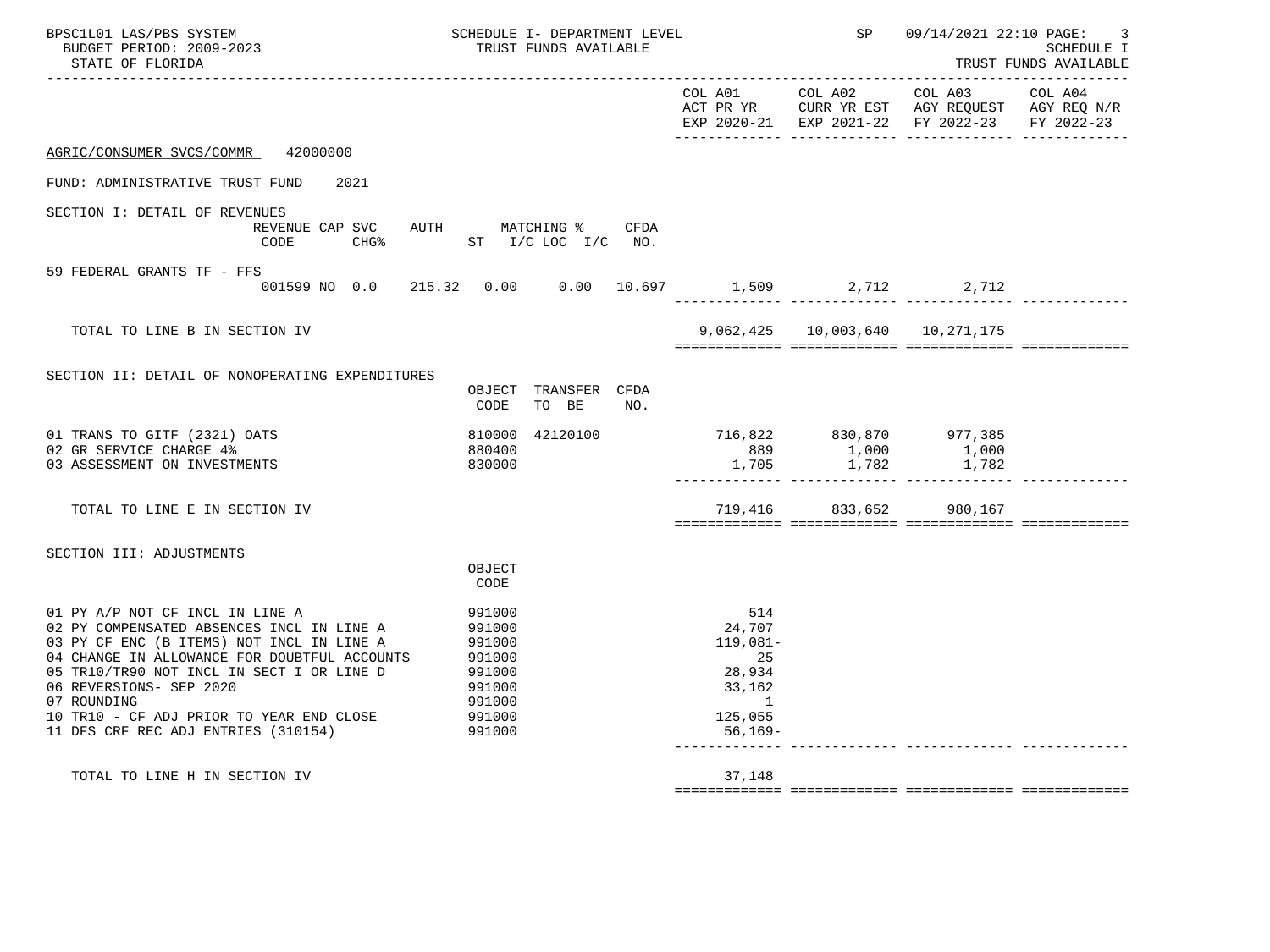BPSC1L01 LAS/PBS SYSTEM — SCHEDULE I- DEPARTMENT LEVEL — TRUST FUNDS AVAILABLE — SP 09/14/2021 22:10

BUDGET PERIOD: 2009-2023 — SCHEDULE I

STATE OF FLORIDA — TRUST FUNDS AVAILABLE

| | COL A01 ACT PR YR EXP 2020-21 | COL A02 CURR YR EST EXP 2021-22 | COL A03 AGY REQUEST FY 2022-23 | COL A04 AGY REQ N/R FY 2022-23 |
|---|---|---|---|---|

AGRIC/CONSUMER SVCS/COMMR 42000000

FUND: ADMINISTRATIVE TRUST FUND 2021

SECTION I: DETAIL OF REVENUES

| | REVENUE CODE | CAP SVC CHG% | AUTH ST | MATCHING % I/C | LOC I/C | CFDA NO. | COL A01 | COL A02 | COL A03 | COL A04 |
|---|---|---|---|---|---|---|---|---|---|---|
| 59 FEDERAL GRANTS TF - FFS | 001599 | NO 0.0 | 215.32 | 0.00 | 0.00 | 10.697 | 1,509 | 2,712 | 2,712 | |
| TOTAL TO LINE B IN SECTION IV | | | | | | | 9,062,425 | 10,003,640 | 10,271,175 | |

SECTION II: DETAIL OF NONOPERATING EXPENDITURES

| | OBJECT CODE | TRANSFER TO BE | CFDA NO. | COL A01 | COL A02 | COL A03 | COL A04 |
|---|---|---|---|---|---|---|---|
| 01 TRANS TO GITF (2321) OATS | 810000 | 42120100 | | 716,822 | 830,870 | 977,385 | |
| 02 GR SERVICE CHARGE 4% | 880400 | | | 889 | 1,000 | 1,000 | |
| 03 ASSESSMENT ON INVESTMENTS | 830000 | | | 1,705 | 1,782 | 1,782 | |
| TOTAL TO LINE E IN SECTION IV | | | | 719,416 | 833,652 | 980,167 | |

SECTION III: ADJUSTMENTS

| | OBJECT CODE | COL A01 | COL A02 | COL A03 | COL A04 |
|---|---|---|---|---|---|
| 01 PY A/P NOT CF INCL IN LINE A | 991000 | 514 | | | |
| 02 PY COMPENSATED ABSENCES INCL IN LINE A | 991000 | 24,707 | | | |
| 03 PY CF ENC (B ITEMS) NOT INCL IN LINE A | 991000 | 119,081- | | | |
| 04 CHANGE IN ALLOWANCE FOR DOUBTFUL ACCOUNTS | 991000 | 25 | | | |
| 05 TR10/TR90 NOT INCL IN SECT I OR LINE D | 991000 | 28,934 | | | |
| 06 REVERSIONS- SEP 2020 | 991000 | 33,162 | | | |
| 07 ROUNDING | 991000 | 1 | | | |
| 10 TR10 - CF ADJ PRIOR TO YEAR END CLOSE | 991000 | 125,055 | | | |
| 11 DFS CRF REC ADJ ENTRIES (310154) | 991000 | 56,169- | | | |
| TOTAL TO LINE H IN SECTION IV | | 37,148 | | | |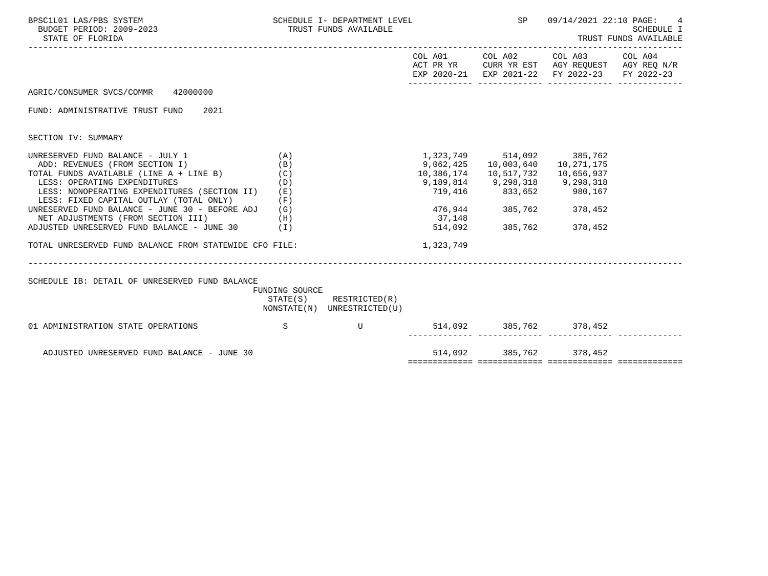BPSC1L01 LAS/PBS SYSTEM — SCHEDULE I- DEPARTMENT LEVEL — TRUST FUNDS AVAILABLE — SP 09/14/2021 22:10

BUDGET PERIOD: 2009-2023

STATE OF FLORIDA

SCHEDULE I TRUST FUNDS AVAILABLE

AGRIC/CONSUMER SVCS/COMMR 42000000

FUND: ADMINISTRATIVE TRUST FUND 2021

SECTION IV: SUMMARY

| | | COL A01 ACT PR YR EXP 2020-21 | COL A02 CURR YR EST EXP 2021-22 | COL A03 AGY REQUEST FY 2022-23 | COL A04 AGY REQ N/R FY 2022-23 |
|---|---|---|---|---|---|
| UNRESERVED FUND BALANCE - JULY 1 | (A) | 1,323,749 | 514,092 | 385,762 | |
| ADD: REVENUES (FROM SECTION I) | (B) | 9,062,425 | 10,003,640 | 10,271,175 | |
| TOTAL FUNDS AVAILABLE (LINE A + LINE B) | (C) | 10,386,174 | 10,517,732 | 10,656,937 | |
| LESS: OPERATING EXPENDITURES | (D) | 9,189,814 | 9,298,318 | 9,298,318 | |
| LESS: NONOPERATING EXPENDITURES (SECTION II) | (E) | 719,416 | 833,652 | 980,167 | |
| LESS: FIXED CAPITAL OUTLAY (TOTAL ONLY) | (F) | | | | |
| UNRESERVED FUND BALANCE - JUNE 30 - BEFORE ADJ | (G) | 476,944 | 385,762 | 378,452 | |
| NET ADJUSTMENTS (FROM SECTION III) | (H) | 37,148 | | | |
| ADJUSTED UNRESERVED FUND BALANCE - JUNE 30 | (I) | 514,092 | 385,762 | 378,452 | |
| TOTAL UNRESERVED FUND BALANCE FROM STATEWIDE CFO FILE: | | 1,323,749 | | | |

SCHEDULE IB: DETAIL OF UNRESERVED FUND BALANCE

| | FUNDING SOURCE STATE(S) NONSTATE(N) | RESTRICTED(R) UNRESTRICTED(U) | COL A01 | COL A02 | COL A03 | COL A04 |
|---|---|---|---|---|---|---|
| 01 ADMINISTRATION STATE OPERATIONS | S | U | 514,092 | 385,762 | 378,452 | |
| ADJUSTED UNRESERVED FUND BALANCE - JUNE 30 | | | 514,092 | 385,762 | 378,452 | |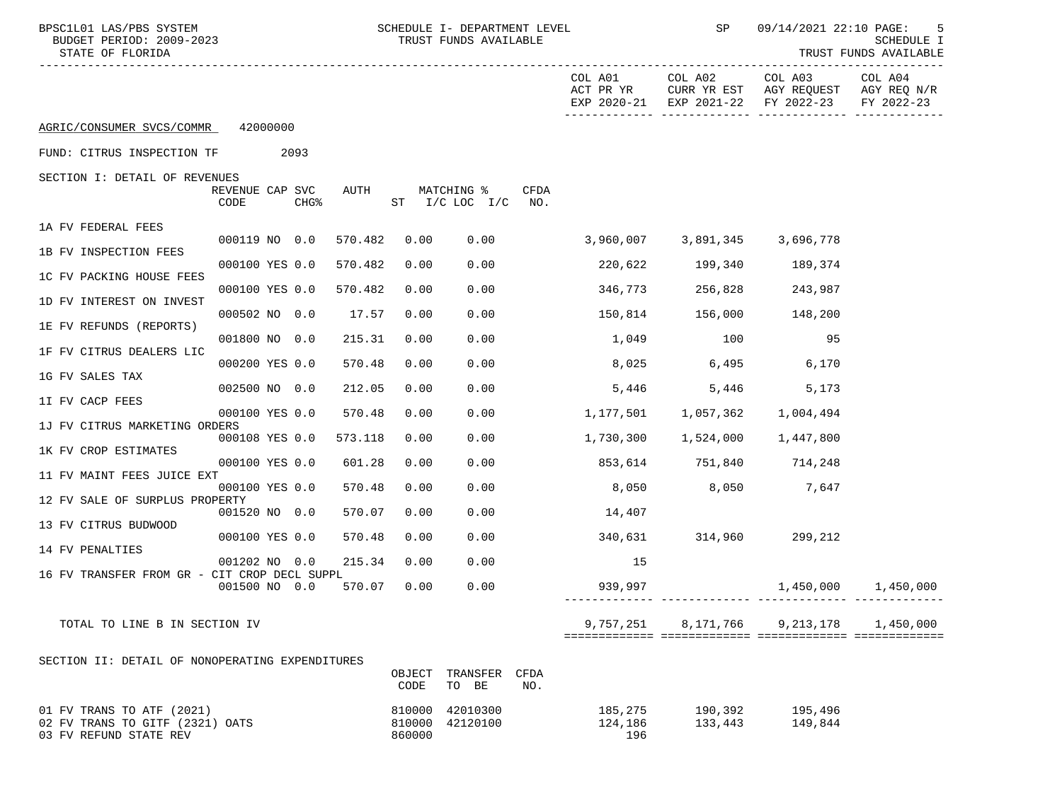BPSC1L01 LAS/PBS SYSTEM — SCHEDULE I- DEPARTMENT LEVEL — TRUST FUNDS AVAILABLE

BUDGET PERIOD: 2009-2023

STATE OF FLORIDA — SCHEDULE I TRUST FUNDS AVAILABLE

SP 09/14/2021 22:10

AGRIC/CONSUMER SVCS/COMMR 42000000

FUND: CITRUS INSPECTION TF 2093

SECTION I: DETAIL OF REVENUES

| | REVENUE CODE | CAP | SVC CHG% | AUTH | MATCHING % ST | I/C LOC I/C | CFDA NO. | COL A01 ACT PR YR EXP 2020-21 | COL A02 CURR YR EST EXP 2021-22 | COL A03 AGY REQUEST FY 2022-23 | COL A04 AGY REQ N/R FY 2022-23 |
|---|---|---|---|---|---|---|---|---|---|---|---|
| 1A FV FEDERAL FEES | 000119 | NO | 0.0 | 570.482 | 0.00 | 0.00 | | 3,960,007 | 3,891,345 | 3,696,778 | |
| 1B FV INSPECTION FEES | 000100 | YES | 0.0 | 570.482 | 0.00 | 0.00 | | 220,622 | 199,340 | 189,374 | |
| 1C FV PACKING HOUSE FEES | 000100 | YES | 0.0 | 570.482 | 0.00 | 0.00 | | 346,773 | 256,828 | 243,987 | |
| 1D FV INTEREST ON INVEST | 000502 | NO | 0.0 | 17.57 | 0.00 | 0.00 | | 150,814 | 156,000 | 148,200 | |
| 1E FV REFUNDS (REPORTS) | 001800 | NO | 0.0 | 215.31 | 0.00 | 0.00 | | 1,049 | 100 | 95 | |
| 1F FV CITRUS DEALERS LIC | 000200 | YES | 0.0 | 570.48 | 0.00 | 0.00 | | 8,025 | 6,495 | 6,170 | |
| 1G FV SALES TAX | 002500 | NO | 0.0 | 212.05 | 0.00 | 0.00 | | 5,446 | 5,446 | 5,173 | |
| 1I FV CACP FEES | 000100 | YES | 0.0 | 570.48 | 0.00 | 0.00 | | 1,177,501 | 1,057,362 | 1,004,494 | |
| 1J FV CITRUS MARKETING ORDERS | 000108 | YES | 0.0 | 573.118 | 0.00 | 0.00 | | 1,730,300 | 1,524,000 | 1,447,800 | |
| 1K FV CROP ESTIMATES | 000100 | YES | 0.0 | 601.28 | 0.00 | 0.00 | | 853,614 | 751,840 | 714,248 | |
| 11 FV MAINT FEES JUICE EXT | 000100 | YES | 0.0 | 570.48 | 0.00 | 0.00 | | 8,050 | 8,050 | 7,647 | |
| 12 FV SALE OF SURPLUS PROPERTY | 001520 | NO | 0.0 | 570.07 | 0.00 | 0.00 | | 14,407 | | | |
| 13 FV CITRUS BUDWOOD | 000100 | YES | 0.0 | 570.48 | 0.00 | 0.00 | | 340,631 | 314,960 | 299,212 | |
| 14 FV PENALTIES | 001202 | NO | 0.0 | 215.34 | 0.00 | 0.00 | | 15 | | | |
| 16 FV TRANSFER FROM GR - CIT CROP DECL SUPPL | 001500 | NO | 0.0 | 570.07 | 0.00 | 0.00 | | 939,997 | | 1,450,000 | 1,450,000 |
| TOTAL TO LINE B IN SECTION IV | | | | | | | | 9,757,251 | 8,171,766 | 9,213,178 | 1,450,000 |

SECTION II: DETAIL OF NONOPERATING EXPENDITURES

| | OBJECT CODE | TRANSFER TO BE | CFDA NO. | COL A01 ACT PR YR EXP 2020-21 | COL A02 CURR YR EST EXP 2021-22 | COL A03 AGY REQUEST FY 2022-23 | COL A04 AGY REQ N/R FY 2022-23 |
|---|---|---|---|---|---|---|---|
| 01 FV TRANS TO ATF (2021) | 810000 | 42010300 | | 185,275 | 190,392 | 195,496 | |
| 02 FV TRANS TO GITF (2321) OATS | 810000 | 42120100 | | 124,186 | 133,443 | 149,844 | |
| 03 FV REFUND STATE REV | 860000 | | | 196 | | | |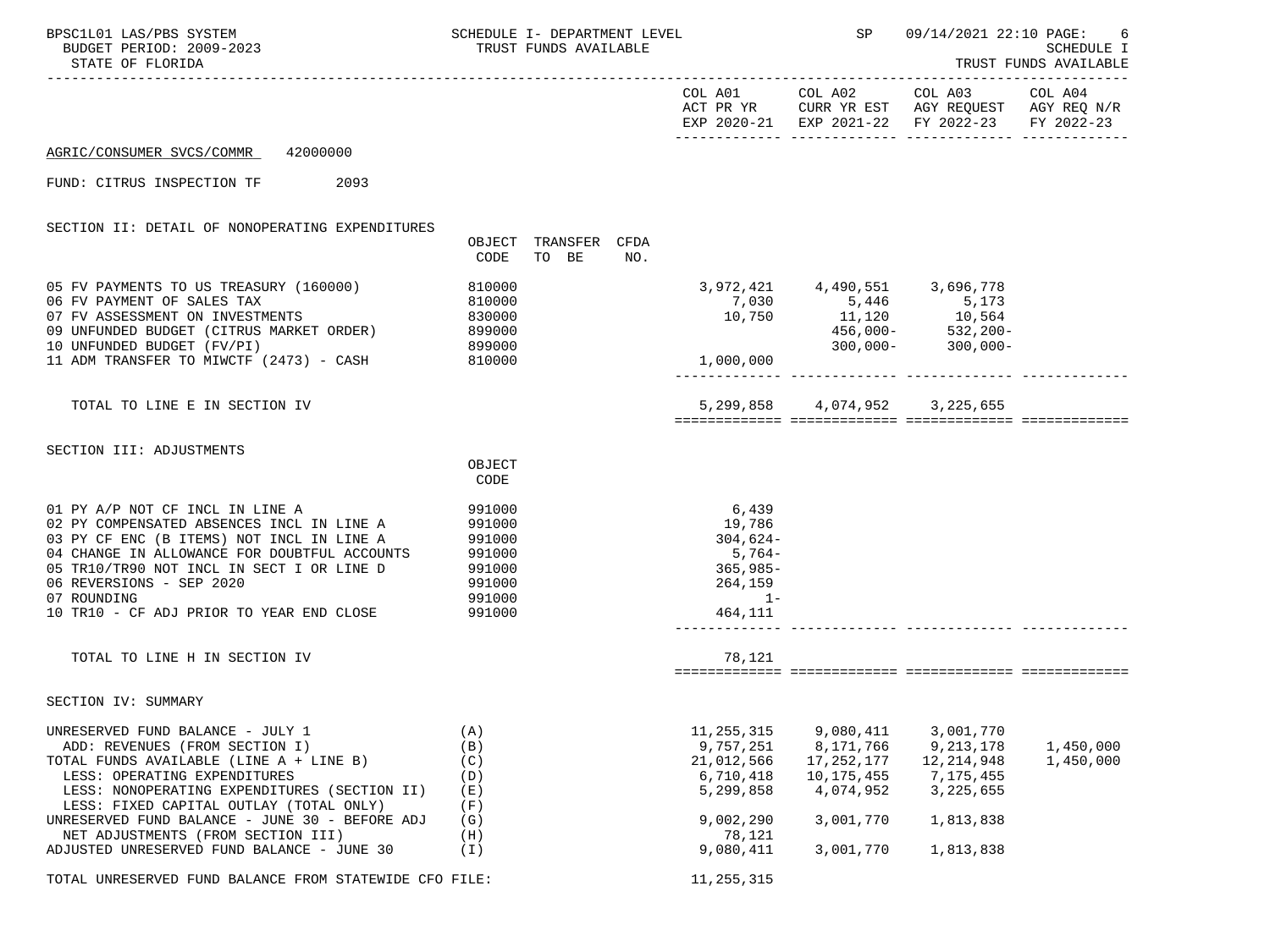BPSC1L01 LAS/PBS SYSTEM — SCHEDULE I- DEPARTMENT LEVEL — TRUST FUNDS AVAILABLE — SP 09/14/2021 22:10

BUDGET PERIOD: 2009-2023 — SCHEDULE I

STATE OF FLORIDA — TRUST FUNDS AVAILABLE

AGRIC/CONSUMER SVCS/COMMR 42000000

FUND: CITRUS INSPECTION TF 2093

## SECTION II: DETAIL OF NONOPERATING EXPENDITURES

| | OBJECT CODE | TRANSFER TO BE | CFDA NO. | COL A01 ACT PR YR EXP 2020-21 | COL A02 CURR YR EST EXP 2021-22 | COL A03 AGY REQUEST FY 2022-23 | COL A04 AGY REQ N/R FY 2022-23 |
|---|---|---|---|---|---|---|---|
| 05 FV PAYMENTS TO US TREASURY (160000) | 810000 | | | 3,972,421 | 4,490,551 | 3,696,778 | |
| 06 FV PAYMENT OF SALES TAX | 810000 | | | 7,030 | 5,446 | 5,173 | |
| 07 FV ASSESSMENT ON INVESTMENTS | 830000 | | | 10,750 | 11,120 | 10,564 | |
| 09 UNFUNDED BUDGET (CITRUS MARKET ORDER) | 899000 | | | | 456,000- | 532,200- | |
| 10 UNFUNDED BUDGET (FV/PI) | 899000 | | | | 300,000- | 300,000- | |
| 11 ADM TRANSFER TO MIWCTF (2473) - CASH | 810000 | | | 1,000,000 | | | |
| TOTAL TO LINE E IN SECTION IV | | | | 5,299,858 | 4,074,952 | 3,225,655 | |

## SECTION III: ADJUSTMENTS

| | OBJECT CODE | COL A01 | COL A02 | COL A03 | COL A04 |
|---|---|---|---|---|---|
| 01 PY A/P NOT CF INCL IN LINE A | 991000 | 6,439 | | | |
| 02 PY COMPENSATED ABSENCES INCL IN LINE A | 991000 | 19,786 | | | |
| 03 PY CF ENC (B ITEMS) NOT INCL IN LINE A | 991000 | 304,624- | | | |
| 04 CHANGE IN ALLOWANCE FOR DOUBTFUL ACCOUNTS | 991000 | 5,764- | | | |
| 05 TR10/TR90 NOT INCL IN SECT I OR LINE D | 991000 | 365,985- | | | |
| 06 REVERSIONS - SEP 2020 | 991000 | 264,159 | | | |
| 07 ROUNDING | 991000 | 1- | | | |
| 10 TR10 - CF ADJ PRIOR TO YEAR END CLOSE | 991000 | 464,111 | | | |
| TOTAL TO LINE H IN SECTION IV | | 78,121 | | | |

## SECTION IV: SUMMARY

| | | COL A01 | COL A02 | COL A03 | COL A04 |
|---|---|---|---|---|---|
| UNRESERVED FUND BALANCE - JULY 1 | (A) | 11,255,315 | 9,080,411 | 3,001,770 | |
| ADD: REVENUES (FROM SECTION I) | (B) | 9,757,251 | 8,171,766 | 9,213,178 | 1,450,000 |
| TOTAL FUNDS AVAILABLE (LINE A + LINE B) | (C) | 21,012,566 | 17,252,177 | 12,214,948 | 1,450,000 |
| LESS: OPERATING EXPENDITURES | (D) | 6,710,418 | 10,175,455 | 7,175,455 | |
| LESS: NONOPERATING EXPENDITURES (SECTION II) | (E) | 5,299,858 | 4,074,952 | 3,225,655 | |
| LESS: FIXED CAPITAL OUTLAY (TOTAL ONLY) | (F) | | | | |
| UNRESERVED FUND BALANCE - JUNE 30 - BEFORE ADJ | (G) | 9,002,290 | 3,001,770 | 1,813,838 | |
| NET ADJUSTMENTS (FROM SECTION III) | (H) | 78,121 | | | |
| ADJUSTED UNRESERVED FUND BALANCE - JUNE 30 | (I) | 9,080,411 | 3,001,770 | 1,813,838 | |
| TOTAL UNRESERVED FUND BALANCE FROM STATEWIDE CFO FILE: | | 11,255,315 | | | |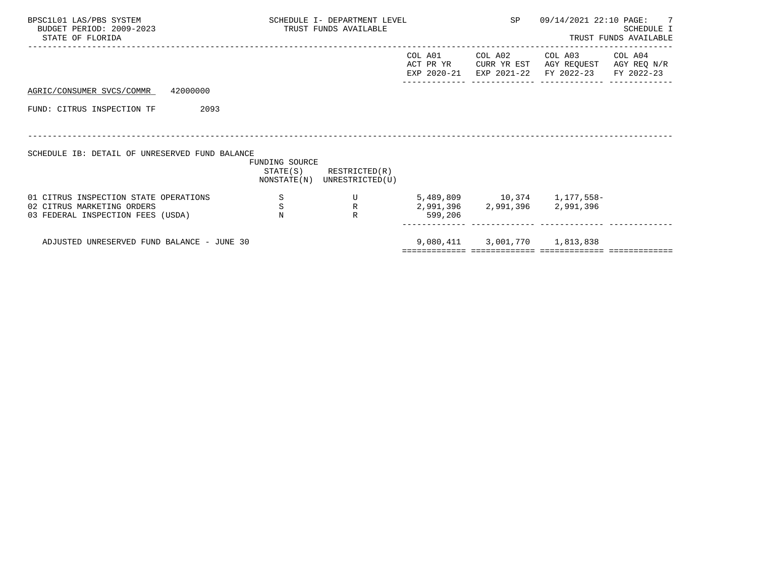BPSC1L01 LAS/PBS SYSTEM
BUDGET PERIOD: 2009-2023
STATE OF FLORIDA

SCHEDULE I- DEPARTMENT LEVEL
TRUST FUNDS AVAILABLE

SP 09/14/2021 22:10

SCHEDULE I
TRUST FUNDS AVAILABLE

AGRIC/CONSUMER SVCS/COMMR 42000000

FUND: CITRUS INSPECTION TF 2093

SCHEDULE IB: DETAIL OF UNRESERVED FUND BALANCE

| | FUNDING SOURCE STATE(S) NONSTATE(N) | RESTRICTED(R) UNRESTRICTED(U) | COL A01 ACT PR YR EXP 2020-21 | COL A02 CURR YR EST EXP 2021-22 | COL A03 AGY REQUEST FY 2022-23 | COL A04 AGY REQ N/R FY 2022-23 |
|---|---|---|---|---|---|---|
| 01 CITRUS INSPECTION STATE OPERATIONS | S | U | 5,489,809 | 10,374 | 1,177,558- | |
| 02 CITRUS MARKETING ORDERS | S | R | 2,991,396 | 2,991,396 | 2,991,396 | |
| 03 FEDERAL INSPECTION FEES (USDA) | N | R | 599,206 | | | |
| ADJUSTED UNRESERVED FUND BALANCE - JUNE 30 | | | 9,080,411 | 3,001,770 | 1,813,838 | |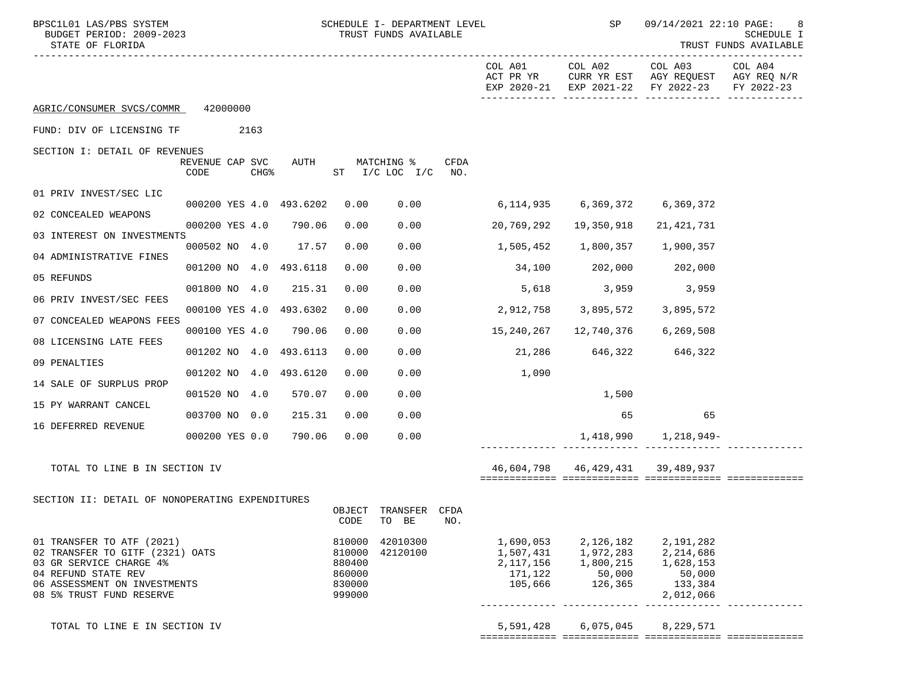AGRIC/CONSUMER SVCS/COMMR 42000000

FUND: DIV OF LICENSING TF 2163

SECTION I: DETAIL OF REVENUES

| | REVENUE CODE | CAP | SVC CHG% | AUTH | MATCHING % ST | I/C LOC | I/C | CFDA NO. | COL A01 ACT PR YR EXP 2020-21 | COL A02 CURR YR EST EXP 2021-22 | COL A03 AGY REQUEST FY 2022-23 | COL A04 AGY REQ N/R FY 2022-23 |
|---|---|---|---|---|---|---|---|---|---|---|---|---|
| 01 PRIV INVEST/SEC LIC | 000200 | YES | 4.0 | 493.6202 | 0.00 | 0.00 | | | 6,114,935 | 6,369,372 | 6,369,372 | |
| 02 CONCEALED WEAPONS | 000200 | YES | 4.0 | 790.06 | 0.00 | 0.00 | | | 20,769,292 | 19,350,918 | 21,421,731 | |
| 03 INTEREST ON INVESTMENTS | 000502 | NO | 4.0 | 17.57 | 0.00 | 0.00 | | | 1,505,452 | 1,800,357 | 1,900,357 | |
| 04 ADMINISTRATIVE FINES | 001200 | NO | 4.0 | 493.6118 | 0.00 | 0.00 | | | 34,100 | 202,000 | 202,000 | |
| 05 REFUNDS | 001800 | NO | 4.0 | 215.31 | 0.00 | 0.00 | | | 5,618 | 3,959 | 3,959 | |
| 06 PRIV INVEST/SEC FEES | 000100 | YES | 4.0 | 493.6302 | 0.00 | 0.00 | | | 2,912,758 | 3,895,572 | 3,895,572 | |
| 07 CONCEALED WEAPONS FEES | 000100 | YES | 4.0 | 790.06 | 0.00 | 0.00 | | | 15,240,267 | 12,740,376 | 6,269,508 | |
| 08 LICENSING LATE FEES | 001202 | NO | 4.0 | 493.6113 | 0.00 | 0.00 | | | 21,286 | 646,322 | 646,322 | |
| 09 PENALTIES | 001202 | NO | 4.0 | 493.6120 | 0.00 | 0.00 | | | 1,090 | | | |
| 14 SALE OF SURPLUS PROP | 001520 | NO | 4.0 | 570.07 | 0.00 | 0.00 | | | | 1,500 | | |
| 15 PY WARRANT CANCEL | 003700 | NO | 0.0 | 215.31 | 0.00 | 0.00 | | | | 65 | 65 | |
| 16 DEFERRED REVENUE | 000200 | YES | 0.0 | 790.06 | 0.00 | 0.00 | | | | 1,418,990 | 1,218,949- | |
| TOTAL TO LINE B IN SECTION IV | | | | | | | | | 46,604,798 | 46,429,431 | 39,489,937 | |

SECTION II: DETAIL OF NONOPERATING EXPENDITURES

| | OBJECT CODE | TRANSFER TO BE | CFDA NO. | COL A01 ACT PR YR EXP 2020-21 | COL A02 CURR YR EST EXP 2021-22 | COL A03 AGY REQUEST FY 2022-23 | COL A04 AGY REQ N/R FY 2022-23 |
|---|---|---|---|---|---|---|---|
| 01 TRANSFER TO ATF (2021) | 810000 | 42010300 | | 1,690,053 | 2,126,182 | 2,191,282 | |
| 02 TRANSFER TO GITF (2321) OATS | 810000 | 42120100 | | 1,507,431 | 1,972,283 | 2,214,686 | |
| 03 GR SERVICE CHARGE 4% | 880400 | | | 2,117,156 | 1,800,215 | 1,628,153 | |
| 04 REFUND STATE REV | 860000 | | | 171,122 | 50,000 | 50,000 | |
| 06 ASSESSMENT ON INVESTMENTS | 830000 | | | 105,666 | 126,365 | 133,384 | |
| 08 5% TRUST FUND RESERVE | 999000 | | | | | 2,012,066 | |
| TOTAL TO LINE E IN SECTION IV | | | | 5,591,428 | 6,075,045 | 8,229,571 | |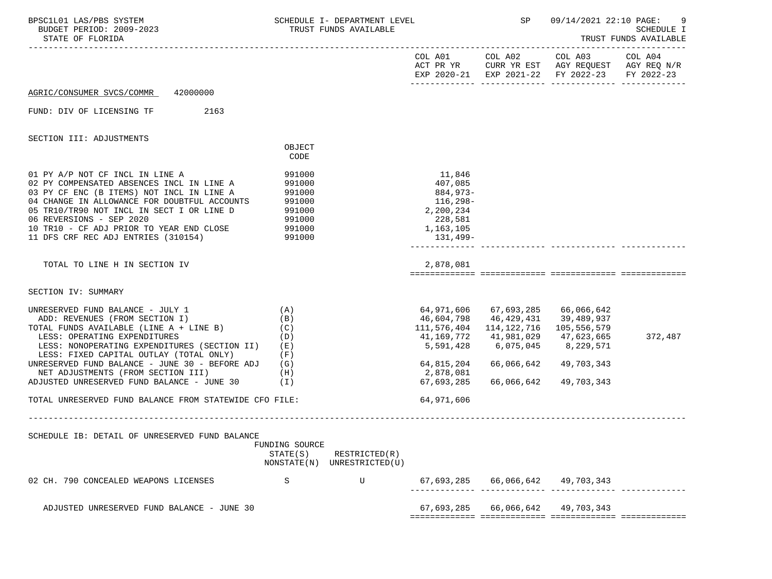BPSC1L01 LAS/PBS SYSTEM | SCHEDULE I- DEPARTMENT LEVEL | SP 09/14/2021 22:10

BUDGET PERIOD: 2009-2023 | TRUST FUNDS AVAILABLE | SCHEDULE I

STATE OF FLORIDA | TRUST FUNDS AVAILABLE

AGRIC/CONSUMER SVCS/COMMR 42000000

FUND: DIV OF LICENSING TF 2163

## SECTION III: ADJUSTMENTS

| | OBJECT CODE | COL A01 ACT PR YR EXP 2020-21 | COL A02 CURR YR EST EXP 2021-22 | COL A03 AGY REQUEST FY 2022-23 | COL A04 AGY REQ N/R FY 2022-23 |
|---|---|---|---|---|---|
| 01 PY A/P NOT CF INCL IN LINE A | 991000 | 11,846 | | | |
| 02 PY COMPENSATED ABSENCES INCL IN LINE A | 991000 | 407,085 | | | |
| 03 PY CF ENC (B ITEMS) NOT INCL IN LINE A | 991000 | 884,973- | | | |
| 04 CHANGE IN ALLOWANCE FOR DOUBTFUL ACCOUNTS | 991000 | 116,298- | | | |
| 05 TR10/TR90 NOT INCL IN SECT I OR LINE D | 991000 | 2,200,234 | | | |
| 06 REVERSIONS - SEP 2020 | 991000 | 228,581 | | | |
| 10 TR10 - CF ADJ PRIOR TO YEAR END CLOSE | 991000 | 1,163,105 | | | |
| 11 DFS CRF REC ADJ ENTRIES (310154) | 991000 | 131,499- | | | |
| TOTAL TO LINE H IN SECTION IV | | 2,878,081 | | | |

## SECTION IV: SUMMARY

| | | COL A01 | COL A02 | COL A03 | COL A04 |
|---|---|---|---|---|---|
| UNRESERVED FUND BALANCE - JULY 1 | (A) | 64,971,606 | 67,693,285 | 66,066,642 | |
| ADD: REVENUES (FROM SECTION I) | (B) | 46,604,798 | 46,429,431 | 39,489,937 | |
| TOTAL FUNDS AVAILABLE (LINE A + LINE B) | (C) | 111,576,404 | 114,122,716 | 105,556,579 | |
| LESS: OPERATING EXPENDITURES | (D) | 41,169,772 | 41,981,029 | 47,623,665 | 372,487 |
| LESS: NONOPERATING EXPENDITURES (SECTION II) | (E) | 5,591,428 | 6,075,045 | 8,229,571 | |
| LESS: FIXED CAPITAL OUTLAY (TOTAL ONLY) | (F) | | | | |
| UNRESERVED FUND BALANCE - JUNE 30 - BEFORE ADJ | (G) | 64,815,204 | 66,066,642 | 49,703,343 | |
| NET ADJUSTMENTS (FROM SECTION III) | (H) | 2,878,081 | | | |
| ADJUSTED UNRESERVED FUND BALANCE - JUNE 30 | (I) | 67,693,285 | 66,066,642 | 49,703,343 | |
| TOTAL UNRESERVED FUND BALANCE FROM STATEWIDE CFO FILE: | | 64,971,606 | | | |

## SCHEDULE IB: DETAIL OF UNRESERVED FUND BALANCE

| | FUNDING SOURCE STATE(S) NONSTATE(N) | RESTRICTED(R) UNRESTRICTED(U) | COL A01 | COL A02 | COL A03 | COL A04 |
|---|---|---|---|---|---|---|
| 02 CH. 790 CONCEALED WEAPONS LICENSES | S | U | 67,693,285 | 66,066,642 | 49,703,343 | |
| ADJUSTED UNRESERVED FUND BALANCE - JUNE 30 | | | 67,693,285 | 66,066,642 | 49,703,343 | |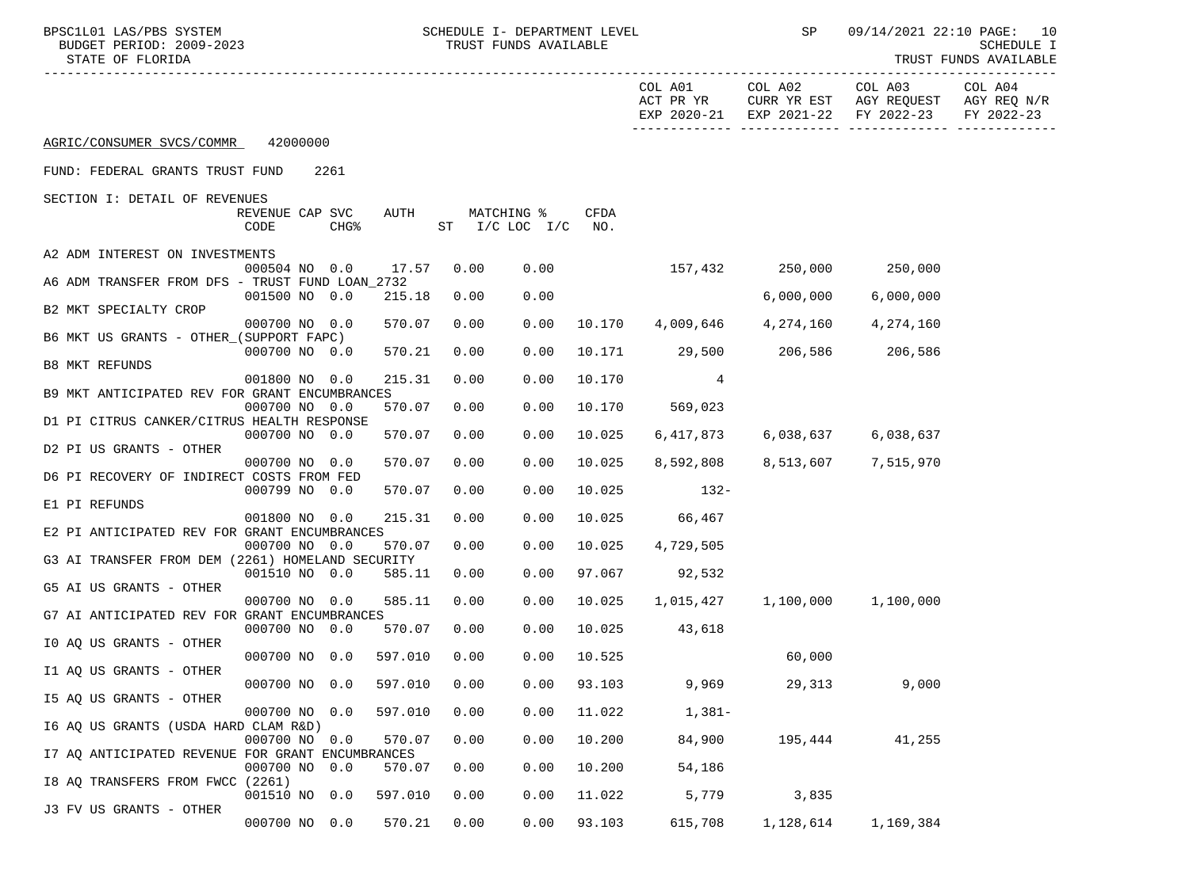BPSC1L01 LAS/PBS SYSTEM — SCHEDULE I- DEPARTMENT LEVEL — TRUST FUNDS AVAILABLE — SP 09/14/2021 22:10

BUDGET PERIOD: 2009-2023 — SCHEDULE I

STATE OF FLORIDA — TRUST FUNDS AVAILABLE

AGRIC/CONSUMER SVCS/COMMR 42000000

FUND: FEDERAL GRANTS TRUST FUND 2261

SECTION I: DETAIL OF REVENUES

| | REVENUE CODE | CAP | SVC CHG% | AUTH ST | MATCHING % I/C | LOC I/C | CFDA NO. | COL A01 ACT PR YR EXP 2020-21 | COL A02 CURR YR EST EXP 2021-22 | COL A03 AGY REQUEST FY 2022-23 | COL A04 AGY REQ N/R FY 2022-23 |
|---|---|---|---|---|---|---|---|---|---|---|---|
| A2 ADM INTEREST ON INVESTMENTS | 000504 | NO | 0.0 | 17.57 | 0.00 | 0.00 | | 157,432 | 250,000 | 250,000 | |
| A6 ADM TRANSFER FROM DFS - TRUST FUND LOAN_2732 | 001500 | NO | 0.0 | 215.18 | 0.00 | 0.00 | | | 6,000,000 | 6,000,000 | |
| B2 MKT SPECIALTY CROP | 000700 | NO | 0.0 | 570.07 | 0.00 | 0.00 | 10.170 | 4,009,646 | 4,274,160 | 4,274,160 | |
| B6 MKT US GRANTS - OTHER_(SUPPORT FAPC) | 000700 | NO | 0.0 | 570.21 | 0.00 | 0.00 | 10.171 | 29,500 | 206,586 | 206,586 | |
| B8 MKT REFUNDS | 001800 | NO | 0.0 | 215.31 | 0.00 | 0.00 | 10.170 | 4 | | | |
| B9 MKT ANTICIPATED REV FOR GRANT ENCUMBRANCES | 000700 | NO | 0.0 | 570.07 | 0.00 | 0.00 | 10.170 | 569,023 | | | |
| D1 PI CITRUS CANKER/CITRUS HEALTH RESPONSE | 000700 | NO | 0.0 | 570.07 | 0.00 | 0.00 | 10.025 | 6,417,873 | 6,038,637 | 6,038,637 | |
| D2 PI US GRANTS - OTHER | 000700 | NO | 0.0 | 570.07 | 0.00 | 0.00 | 10.025 | 8,592,808 | 8,513,607 | 7,515,970 | |
| D6 PI RECOVERY OF INDIRECT COSTS FROM FED | 000799 | NO | 0.0 | 570.07 | 0.00 | 0.00 | 10.025 | 132- | | | |
| E1 PI REFUNDS | 001800 | NO | 0.0 | 215.31 | 0.00 | 0.00 | 10.025 | 66,467 | | | |
| E2 PI ANTICIPATED REV FOR GRANT ENCUMBRANCES | 000700 | NO | 0.0 | 570.07 | 0.00 | 0.00 | 10.025 | 4,729,505 | | | |
| G3 AI TRANSFER FROM DEM (2261) HOMELAND SECURITY | 001510 | NO | 0.0 | 585.11 | 0.00 | 0.00 | 97.067 | 92,532 | | | |
| G5 AI US GRANTS - OTHER | 000700 | NO | 0.0 | 585.11 | 0.00 | 0.00 | 10.025 | 1,015,427 | 1,100,000 | 1,100,000 | |
| G7 AI ANTICIPATED REV FOR GRANT ENCUMBRANCES | 000700 | NO | 0.0 | 570.07 | 0.00 | 0.00 | 10.025 | 43,618 | | | |
| I0 AQ US GRANTS - OTHER | 000700 | NO | 0.0 | 597.010 | 0.00 | 0.00 | 10.525 | | 60,000 | | |
| I1 AQ US GRANTS - OTHER | 000700 | NO | 0.0 | 597.010 | 0.00 | 0.00 | 93.103 | 9,969 | 29,313 | 9,000 | |
| I5 AQ US GRANTS - OTHER | 000700 | NO | 0.0 | 597.010 | 0.00 | 0.00 | 11.022 | 1,381- | | | |
| I6 AQ US GRANTS (USDA HARD CLAM R&D) | 000700 | NO | 0.0 | 570.07 | 0.00 | 0.00 | 10.200 | 84,900 | 195,444 | 41,255 | |
| I7 AQ ANTICIPATED REVENUE FOR GRANT ENCUMBRANCES | 000700 | NO | 0.0 | 570.07 | 0.00 | 0.00 | 10.200 | 54,186 | | | |
| I8 AQ TRANSFERS FROM FWCC (2261) | 001510 | NO | 0.0 | 597.010 | 0.00 | 0.00 | 11.022 | 5,779 | 3,835 | | |
| J3 FV US GRANTS - OTHER | 000700 | NO | 0.0 | 570.21 | 0.00 | 0.00 | 93.103 | 615,708 | 1,128,614 | 1,169,384 | |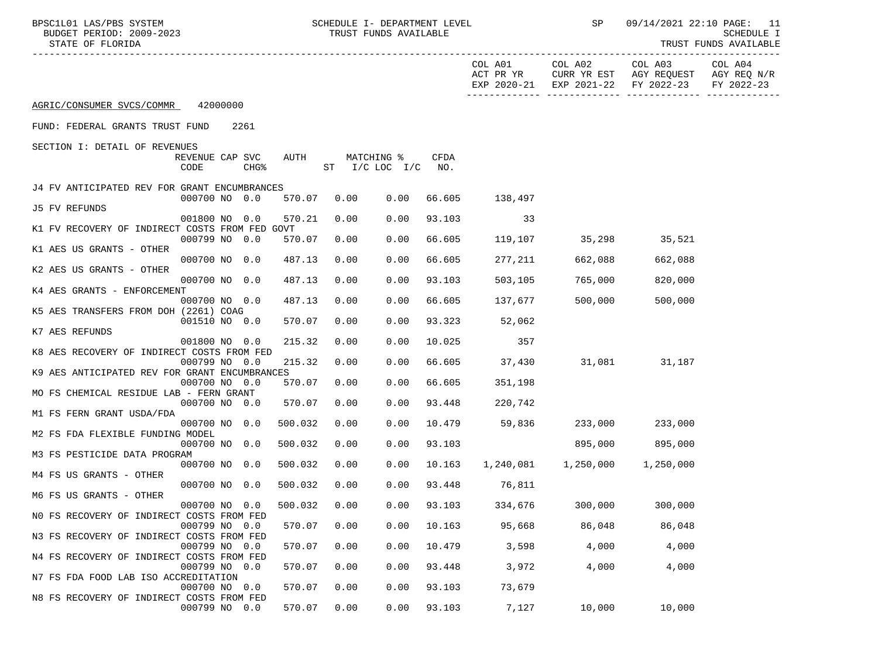AGRIC/CONSUMER SVCS/COMMR 42000000

FUND: FEDERAL GRANTS TRUST FUND 2261

SECTION I: DETAIL OF REVENUES

| | REVENUE CODE | CAP | SVC CHG% | AUTH ST | MATCHING % I/C | LOC I/C | CFDA NO. | COL A01 ACT PR YR EXP 2020-21 | COL A02 CURR YR EST EXP 2021-22 | COL A03 AGY REQUEST FY 2022-23 | COL A04 AGY REQ N/R FY 2022-23 |
|---|---|---|---|---|---|---|---|---|---|---|---|
| J4 FV ANTICIPATED REV FOR GRANT ENCUMBRANCES | 000700 | NO | 0.0 | 570.07 | 0.00 | 0.00 | 66.605 | 138,497 | | | |
| J5 FV REFUNDS | 001800 | NO | 0.0 | 570.21 | 0.00 | 0.00 | 93.103 | 33 | | | |
| K1 FV RECOVERY OF INDIRECT COSTS FROM FED GOVT | 000799 | NO | 0.0 | 570.07 | 0.00 | 0.00 | 66.605 | 119,107 | 35,298 | 35,521 | |
| K1 AES US GRANTS - OTHER | 000700 | NO | 0.0 | 487.13 | 0.00 | 0.00 | 66.605 | 277,211 | 662,088 | 662,088 | |
| K2 AES US GRANTS - OTHER | 000700 | NO | 0.0 | 487.13 | 0.00 | 0.00 | 93.103 | 503,105 | 765,000 | 820,000 | |
| K4 AES GRANTS - ENFORCEMENT | 000700 | NO | 0.0 | 487.13 | 0.00 | 0.00 | 66.605 | 137,677 | 500,000 | 500,000 | |
| K5 AES TRANSFERS FROM DOH (2261) COAG | 001510 | NO | 0.0 | 570.07 | 0.00 | 0.00 | 93.323 | 52,062 | | | |
| K7 AES REFUNDS | 001800 | NO | 0.0 | 215.32 | 0.00 | 0.00 | 10.025 | 357 | | | |
| K8 AES RECOVERY OF INDIRECT COSTS FROM FED | 000799 | NO | 0.0 | 215.32 | 0.00 | 0.00 | 66.605 | 37,430 | 31,081 | 31,187 | |
| K9 AES ANTICIPATED REV FOR GRANT ENCUMBRANCES | 000700 | NO | 0.0 | 570.07 | 0.00 | 0.00 | 66.605 | 351,198 | | | |
| MO FS CHEMICAL RESIDUE LAB - FERN GRANT | 000700 | NO | 0.0 | 570.07 | 0.00 | 0.00 | 93.448 | 220,742 | | | |
| M1 FS FERN GRANT USDA/FDA | 000700 | NO | 0.0 | 500.032 | 0.00 | 0.00 | 10.479 | 59,836 | 233,000 | 233,000 | |
| M2 FS FDA FLEXIBLE FUNDING MODEL | 000700 | NO | 0.0 | 500.032 | 0.00 | 0.00 | 93.103 | | 895,000 | 895,000 | |
| M3 FS PESTICIDE DATA PROGRAM | 000700 | NO | 0.0 | 500.032 | 0.00 | 0.00 | 10.163 | 1,240,081 | 1,250,000 | 1,250,000 | |
| M4 FS US GRANTS - OTHER | 000700 | NO | 0.0 | 500.032 | 0.00 | 0.00 | 93.448 | 76,811 | | | |
| M6 FS US GRANTS - OTHER | 000700 | NO | 0.0 | 500.032 | 0.00 | 0.00 | 93.103 | 334,676 | 300,000 | 300,000 | |
| N0 FS RECOVERY OF INDIRECT COSTS FROM FED | 000799 | NO | 0.0 | 570.07 | 0.00 | 0.00 | 10.163 | 95,668 | 86,048 | 86,048 | |
| N3 FS RECOVERY OF INDIRECT COSTS FROM FED | 000799 | NO | 0.0 | 570.07 | 0.00 | 0.00 | 10.479 | 3,598 | 4,000 | 4,000 | |
| N4 FS RECOVERY OF INDIRECT COSTS FROM FED | 000799 | NO | 0.0 | 570.07 | 0.00 | 0.00 | 93.448 | 3,972 | 4,000 | 4,000 | |
| N7 FS FDA FOOD LAB ISO ACCREDITATION | 000700 | NO | 0.0 | 570.07 | 0.00 | 0.00 | 93.103 | 73,679 | | | |
| N8 FS RECOVERY OF INDIRECT COSTS FROM FED | 000799 | NO | 0.0 | 570.07 | 0.00 | 0.00 | 93.103 | 7,127 | 10,000 | 10,000 | |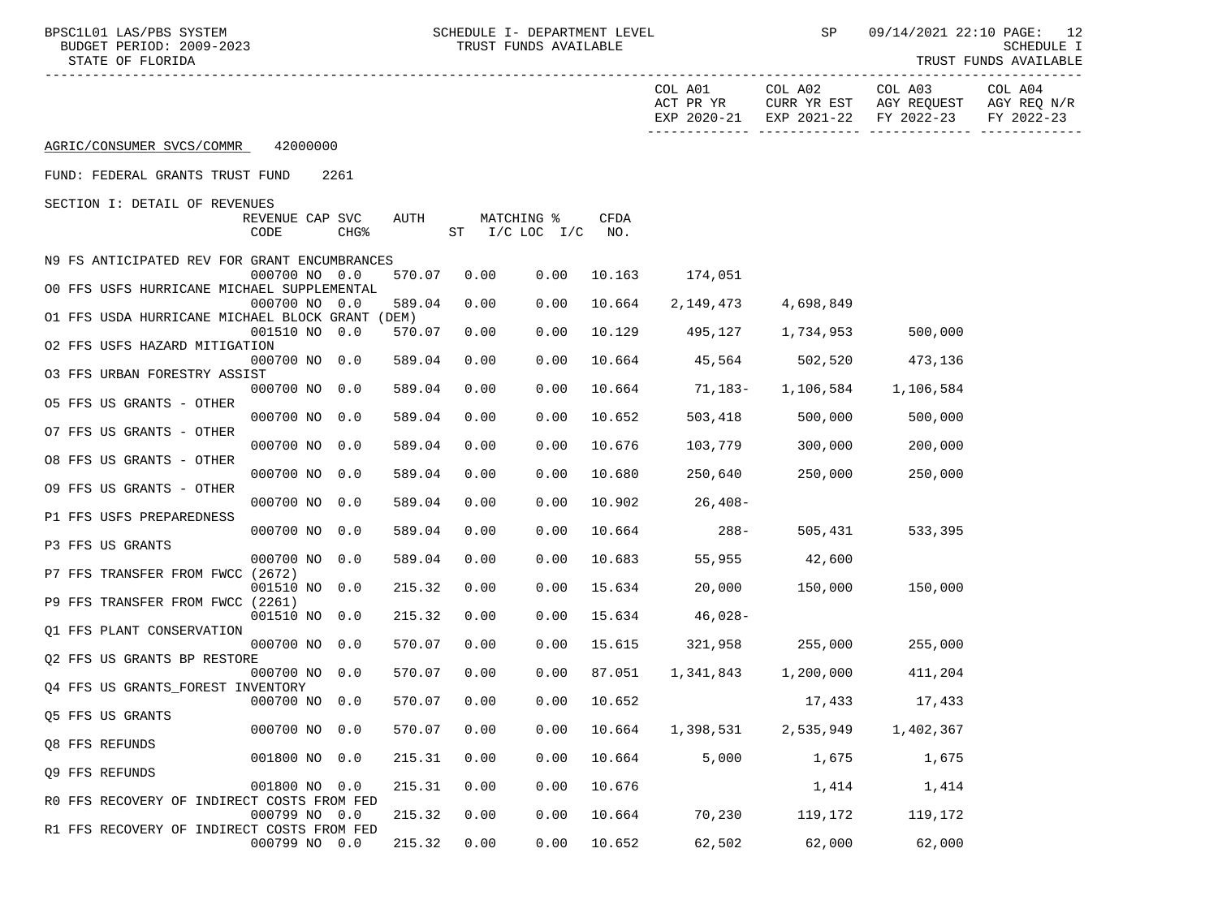AGRIC/CONSUMER SVCS/COMMR 42000000

FUND: FEDERAL GRANTS TRUST FUND 2261

SECTION I: DETAIL OF REVENUES

| Description | REVENUE CODE | CAP | SVC CHG% | AUTH | ST | MATCHING % I/C LOC | I/C | CFDA NO. | COL A01 ACT PR YR EXP 2020-21 | COL A02 CURR YR EST EXP 2021-22 | COL A03 AGY REQUEST FY 2022-23 | COL A04 AGY REQ N/R FY 2022-23 |
|---|---|---|---|---|---|---|---|---|---|---|---|---|
| N9 FFS ANTICIPATED REV FOR GRANT ENCUMBRANCES | 000700 | NO | 0.0 | 570.07 | 0.00 | 0.00 | | 10.163 | 174,051 | | | |
| O0 FFS USFS HURRICANE MICHAEL SUPPLEMENTAL | 000700 | NO | 0.0 | 589.04 | 0.00 | 0.00 | | 10.664 | 2,149,473 | 4,698,849 | | |
| O1 FFS USDA HURRICANE MICHAEL BLOCK GRANT (DEM) | 001510 | NO | 0.0 | 570.07 | 0.00 | 0.00 | | 10.129 | 495,127 | 1,734,953 | 500,000 | |
| O2 FFS USFS HAZARD MITIGATION | 000700 | NO | 0.0 | 589.04 | 0.00 | 0.00 | | 10.664 | 45,564 | 502,520 | 473,136 | |
| O3 FFS URBAN FORESTRY ASSIST | 000700 | NO | 0.0 | 589.04 | 0.00 | 0.00 | | 10.664 | 71,183- | 1,106,584 | 1,106,584 | |
| O5 FFS US GRANTS - OTHER | 000700 | NO | 0.0 | 589.04 | 0.00 | 0.00 | | 10.652 | 503,418 | 500,000 | 500,000 | |
| O7 FFS US GRANTS - OTHER | 000700 | NO | 0.0 | 589.04 | 0.00 | 0.00 | | 10.676 | 103,779 | 300,000 | 200,000 | |
| O8 FFS US GRANTS - OTHER | 000700 | NO | 0.0 | 589.04 | 0.00 | 0.00 | | 10.680 | 250,640 | 250,000 | 250,000 | |
| O9 FFS US GRANTS - OTHER | 000700 | NO | 0.0 | 589.04 | 0.00 | 0.00 | | 10.902 | 26,408- | | | |
| P1 FFS USFS PREPAREDNESS | 000700 | NO | 0.0 | 589.04 | 0.00 | 0.00 | | 10.664 | 288- | 505,431 | 533,395 | |
| P3 FFS US GRANTS | 000700 | NO | 0.0 | 589.04 | 0.00 | 0.00 | | 10.683 | 55,955 | 42,600 | | |
| P7 FFS TRANSFER FROM FWCC (2672) | 001510 | NO | 0.0 | 215.32 | 0.00 | 0.00 | | 15.634 | 20,000 | 150,000 | 150,000 | |
| P9 FFS TRANSFER FROM FWCC (2261) | 001510 | NO | 0.0 | 215.32 | 0.00 | 0.00 | | 15.634 | 46,028- | | | |
| Q1 FFS PLANT CONSERVATION | 000700 | NO | 0.0 | 570.07 | 0.00 | 0.00 | | 15.615 | 321,958 | 255,000 | 255,000 | |
| Q2 FFS US GRANTS BP RESTORE | 000700 | NO | 0.0 | 570.07 | 0.00 | 0.00 | | 87.051 | 1,341,843 | 1,200,000 | 411,204 | |
| Q4 FFS US GRANTS_FOREST INVENTORY | 000700 | NO | 0.0 | 570.07 | 0.00 | 0.00 | | 10.652 | | 17,433 | 17,433 | |
| Q5 FFS US GRANTS | 000700 | NO | 0.0 | 570.07 | 0.00 | 0.00 | | 10.664 | 1,398,531 | 2,535,949 | 1,402,367 | |
| Q8 FFS REFUNDS | 001800 | NO | 0.0 | 215.31 | 0.00 | 0.00 | | 10.664 | 5,000 | 1,675 | 1,675 | |
| Q9 FFS REFUNDS | 001800 | NO | 0.0 | 215.31 | 0.00 | 0.00 | | 10.676 | | 1,414 | 1,414 | |
| R0 FFS RECOVERY OF INDIRECT COSTS FROM FED | 000799 | NO | 0.0 | 215.32 | 0.00 | 0.00 | | 10.664 | 70,230 | 119,172 | 119,172 | |
| R1 FFS RECOVERY OF INDIRECT COSTS FROM FED | 000799 | NO | 0.0 | 215.32 | 0.00 | 0.00 | | 10.652 | 62,502 | 62,000 | 62,000 | |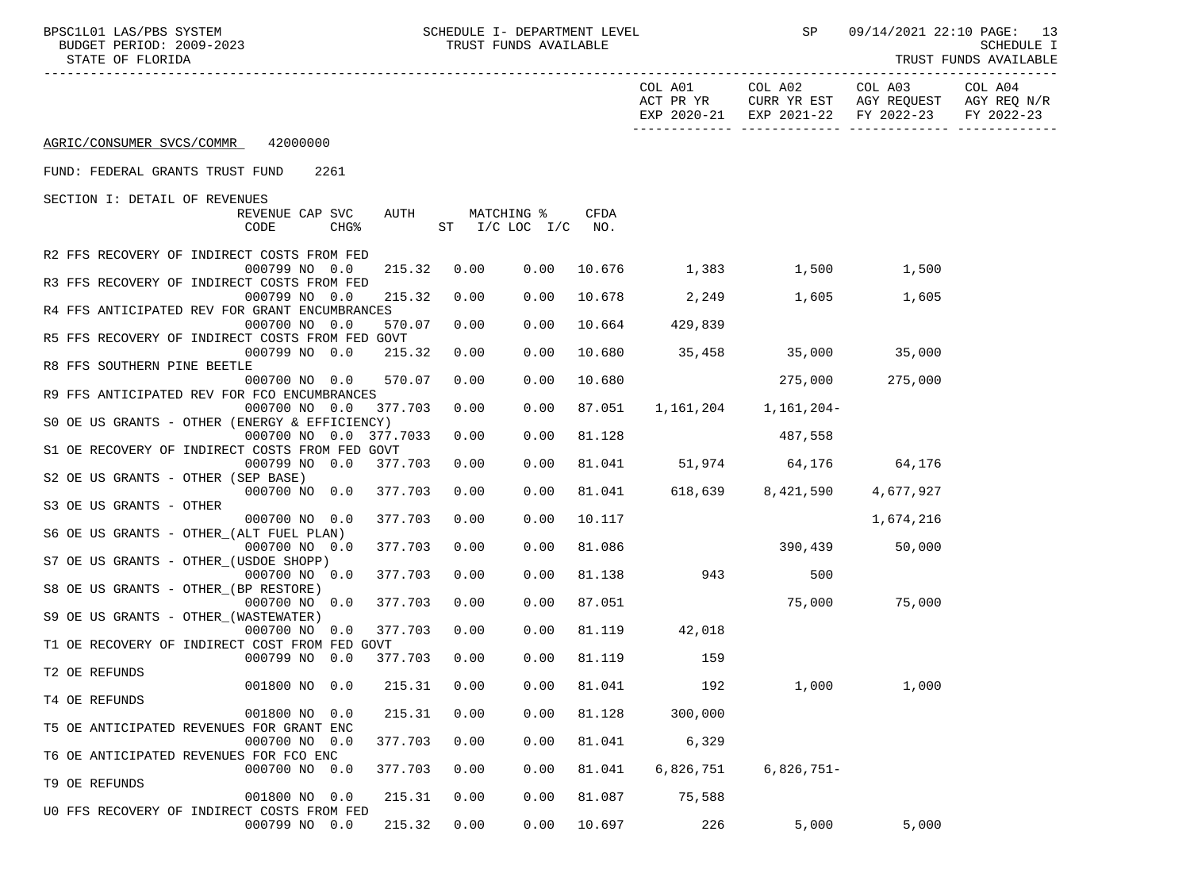AGRIC/CONSUMER SVCS/COMMR 42000000

FUND: FEDERAL GRANTS TRUST FUND 2261

SECTION I: DETAIL OF REVENUES

| Description | REVENUE CODE | CAP CHG% | SVC | AUTH | MATCHING % ST | I/C LOC | I/C | CFDA NO. | COL A01 ACT PR YR EXP 2020-21 | COL A02 CURR YR EST EXP 2021-22 | COL A03 AGY REQUEST FY 2022-23 | COL A04 AGY REQ N/R FY 2022-23 |
|---|---|---|---|---|---|---|---|---|---|---|---|---|
| R2 FFS RECOVERY OF INDIRECT COSTS FROM FED | 000799 | NO | 0.0 | 215.32 | 0.00 | 0.00 | | 10.676 | 1,383 | 1,500 | 1,500 | |
| R3 FFS RECOVERY OF INDIRECT COSTS FROM FED | 000799 | NO | 0.0 | 215.32 | 0.00 | 0.00 | | 10.678 | 2,249 | 1,605 | 1,605 | |
| R4 FFS ANTICIPATED REV FOR GRANT ENCUMBRANCES | 000700 | NO | 0.0 | 570.07 | 0.00 | 0.00 | | 10.664 | 429,839 | | | |
| R5 FFS RECOVERY OF INDIRECT COSTS FROM FED GOVT | 000799 | NO | 0.0 | 215.32 | 0.00 | 0.00 | | 10.680 | 35,458 | 35,000 | 35,000 | |
| R8 FFS SOUTHERN PINE BEETLE | 000700 | NO | 0.0 | 570.07 | 0.00 | 0.00 | | 10.680 | | 275,000 | 275,000 | |
| R9 FFS ANTICIPATED REV FOR FCO ENCUMBRANCES | 000700 | NO | 0.0 | 377.703 | 0.00 | 0.00 | | 87.051 | 1,161,204 | 1,161,204- | | |
| S0 OE US GRANTS - OTHER (ENERGY & EFFICIENCY) | 000700 | NO | 0.0 | 377.7033 | 0.00 | 0.00 | | 81.128 | | 487,558 | | |
| S1 OE RECOVERY OF INDIRECT COSTS FROM FED GOVT | 000799 | NO | 0.0 | 377.703 | 0.00 | 0.00 | | 81.041 | 51,974 | 64,176 | 64,176 | |
| S2 OE US GRANTS - OTHER (SEP BASE) | 000700 | NO | 0.0 | 377.703 | 0.00 | 0.00 | | 81.041 | 618,639 | 8,421,590 | 4,677,927 | |
| S3 OE US GRANTS - OTHER | 000700 | NO | 0.0 | 377.703 | 0.00 | 0.00 | | 10.117 | | | 1,674,216 | |
| S6 OE US GRANTS - OTHER_(ALT FUEL PLAN) | 000700 | NO | 0.0 | 377.703 | 0.00 | 0.00 | | 81.086 | | 390,439 | 50,000 | |
| S7 OE US GRANTS - OTHER_(USDOE SHOPP) | 000700 | NO | 0.0 | 377.703 | 0.00 | 0.00 | | 81.138 | 943 | 500 | | |
| S8 OE US GRANTS - OTHER_(BP RESTORE) | 000700 | NO | 0.0 | 377.703 | 0.00 | 0.00 | | 87.051 | | 75,000 | 75,000 | |
| S9 OE US GRANTS - OTHER_(WASTEWATER) | 000700 | NO | 0.0 | 377.703 | 0.00 | 0.00 | | 81.119 | 42,018 | | | |
| T1 OE RECOVERY OF INDIRECT COST FROM FED GOVT | 000799 | NO | 0.0 | 377.703 | 0.00 | 0.00 | | 81.119 | 159 | | | |
| T2 OE REFUNDS | 001800 | NO | 0.0 | 215.31 | 0.00 | 0.00 | | 81.041 | 192 | 1,000 | 1,000 | |
| T4 OE REFUNDS | 001800 | NO | 0.0 | 215.31 | 0.00 | 0.00 | | 81.128 | 300,000 | | | |
| T5 OE ANTICIPATED REVENUES FOR GRANT ENC | 000700 | NO | 0.0 | 377.703 | 0.00 | 0.00 | | 81.041 | 6,329 | | | |
| T6 OE ANTICIPATED REVENUES FOR FCO ENC | 000700 | NO | 0.0 | 377.703 | 0.00 | 0.00 | | 81.041 | 6,826,751 | 6,826,751- | | |
| T9 OE REFUNDS | 001800 | NO | 0.0 | 215.31 | 0.00 | 0.00 | | 81.087 | 75,588 | | | |
| U0 FFS RECOVERY OF INDIRECT COSTS FROM FED | 000799 | NO | 0.0 | 215.32 | 0.00 | 0.00 | | 10.697 | 226 | 5,000 | 5,000 | |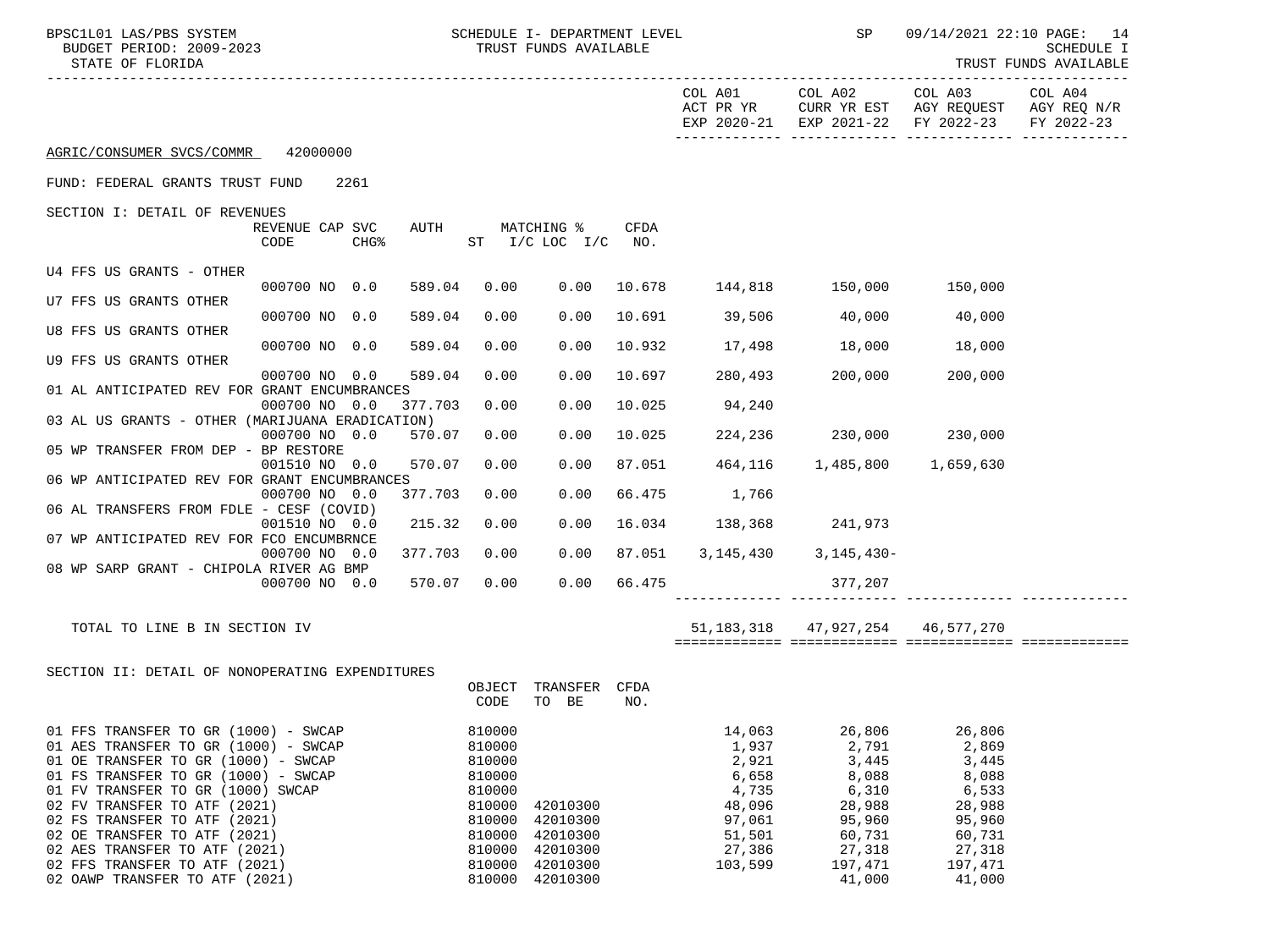# SCHEDULE I- DEPARTMENT LEVEL
## TRUST FUNDS AVAILABLE

BPSC1L01 LAS/PBS SYSTEM
BUDGET PERIOD: 2009-2023
STATE OF FLORIDA

SP 09/14/2021 22:10 PAGE: 14
SCHEDULE I
TRUST FUNDS AVAILABLE

AGRIC/CONSUMER SVCS/COMMR 42000000

FUND: FEDERAL GRANTS TRUST FUND 2261

SECTION I: DETAIL OF REVENUES

| | REVENUE CODE | CAP | SVC CHG% | AUTH ST | MATCHING % I/C | LOC I/C | CFDA NO. | COL A01 ACT PR YR EXP 2020-21 | COL A02 CURR YR EST EXP 2021-22 | COL A03 AGY REQUEST FY 2022-23 | COL A04 AGY REQ N/R FY 2022-23 |
|---|---|---|---|---|---|---|---|---|---|---|---|
| U4 FFS US GRANTS - OTHER | 000700 | NO | 0.0 | 589.04 | 0.00 | 0.00 | 10.678 | 144,818 | 150,000 | 150,000 | |
| U7 FFS US GRANTS OTHER | 000700 | NO | 0.0 | 589.04 | 0.00 | 0.00 | 10.691 | 39,506 | 40,000 | 40,000 | |
| U8 FFS US GRANTS OTHER | 000700 | NO | 0.0 | 589.04 | 0.00 | 0.00 | 10.932 | 17,498 | 18,000 | 18,000 | |
| U9 FFS US GRANTS OTHER | 000700 | NO | 0.0 | 589.04 | 0.00 | 0.00 | 10.697 | 280,493 | 200,000 | 200,000 | |
| 01 AL ANTICIPATED REV FOR GRANT ENCUMBRANCES | 000700 | NO | 0.0 | 377.703 | 0.00 | 0.00 | 10.025 | 94,240 | | | |
| 03 AL US GRANTS - OTHER (MARIJUANA ERADICATION) | 000700 | NO | 0.0 | 570.07 | 0.00 | 0.00 | 10.025 | 224,236 | 230,000 | 230,000 | |
| 05 WP TRANSFER FROM DEP - BP RESTORE | 001510 | NO | 0.0 | 570.07 | 0.00 | 0.00 | 87.051 | 464,116 | 1,485,800 | 1,659,630 | |
| 06 WP ANTICIPATED REV FOR GRANT ENCUMBRANCES | 000700 | NO | 0.0 | 377.703 | 0.00 | 0.00 | 66.475 | 1,766 | | | |
| 06 AL TRANSFERS FROM FDLE - CESF (COVID) | 001510 | NO | 0.0 | 215.32 | 0.00 | 0.00 | 16.034 | 138,368 | 241,973 | | |
| 07 WP ANTICIPATED REV FOR FCO ENCUMBRNCE | 000700 | NO | 0.0 | 377.703 | 0.00 | 0.00 | 87.051 | 3,145,430 | 3,145,430- | | |
| 08 WP SARP GRANT - CHIPOLA RIVER AG BMP | 000700 | NO | 0.0 | 570.07 | 0.00 | 0.00 | 66.475 | | 377,207 | | |
| TOTAL TO LINE B IN SECTION IV | | | | | | | | 51,183,318 | 47,927,254 | 46,577,270 | |

SECTION II: DETAIL OF NONOPERATING EXPENDITURES

| | OBJECT CODE | TRANSFER TO BE | CFDA NO. | COL A01 | COL A02 | COL A03 | COL A04 |
|---|---|---|---|---|---|---|---|
| 01 FFS TRANSFER TO GR (1000) - SWCAP | 810000 | | | 14,063 | 26,806 | 26,806 | |
| 01 AES TRANSFER TO GR (1000) - SWCAP | 810000 | | | 1,937 | 2,791 | 2,869 | |
| 01 OE TRANSFER TO GR (1000) - SWCAP | 810000 | | | 2,921 | 3,445 | 3,445 | |
| 01 FS TRANSFER TO GR (1000) - SWCAP | 810000 | | | 6,658 | 8,088 | 8,088 | |
| 01 FV TRANSFER TO GR (1000) SWCAP | 810000 | | | 4,735 | 6,310 | 6,533 | |
| 02 FV TRANSFER TO ATF (2021) | 810000 | 42010300 | | 48,096 | 28,988 | 28,988 | |
| 02 FS TRANSFER TO ATF (2021) | 810000 | 42010300 | | 97,061 | 95,960 | 95,960 | |
| 02 OE TRANSFER TO ATF (2021) | 810000 | 42010300 | | 51,501 | 60,731 | 60,731 | |
| 02 AES TRANSFER TO ATF (2021) | 810000 | 42010300 | | 27,386 | 27,318 | 27,318 | |
| 02 FFS TRANSFER TO ATF (2021) | 810000 | 42010300 | | 103,599 | 197,471 | 197,471 | |
| 02 OAWP TRANSFER TO ATF (2021) | 810000 | 42010300 | | | 41,000 | 41,000 | |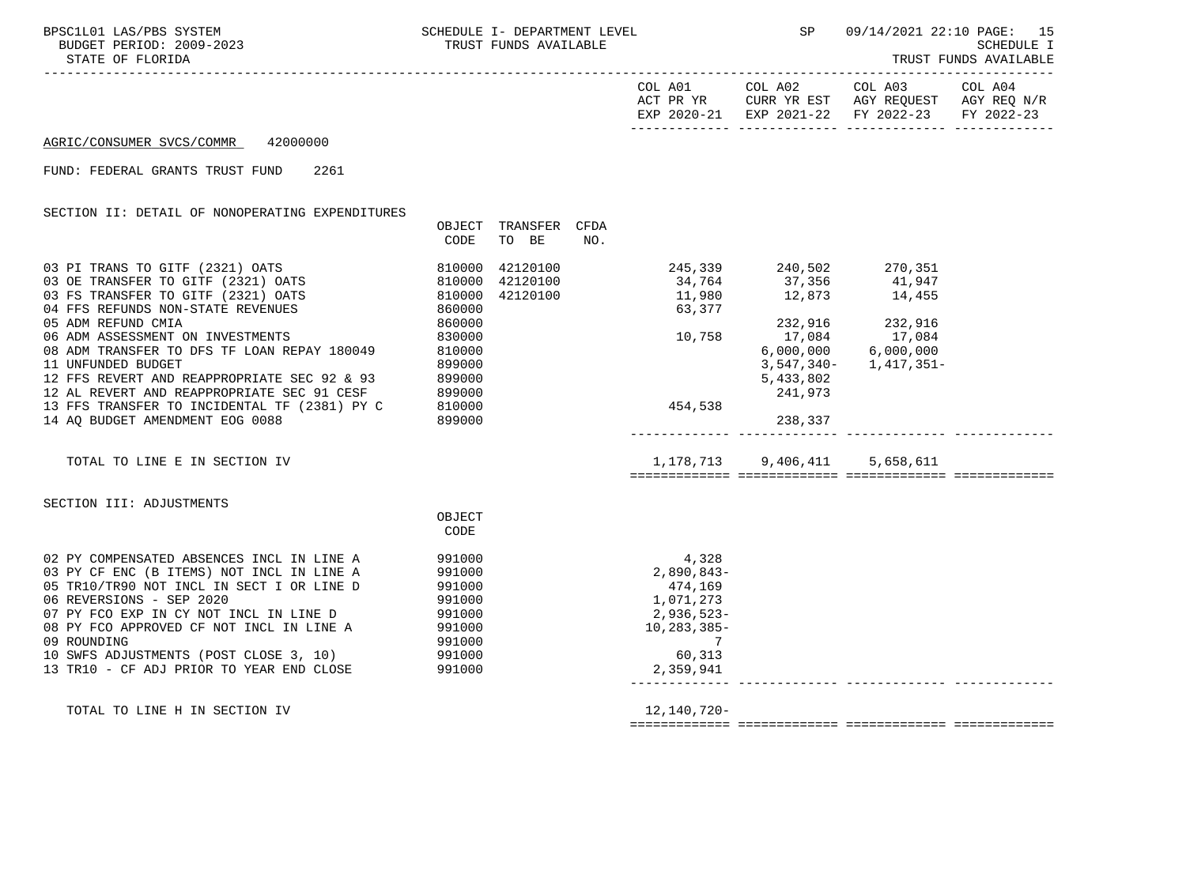SCHEDULE I- DEPARTMENT LEVEL
TRUST FUNDS AVAILABLE

BUDGET PERIOD: 2009-2023
STATE OF FLORIDA

AGRIC/CONSUMER SVCS/COMMR 42000000

FUND: FEDERAL GRANTS TRUST FUND 2261

SECTION II: DETAIL OF NONOPERATING EXPENDITURES

| | OBJECT CODE | TRANSFER TO BE | CFDA NO. | COL A01 ACT PR YR EXP 2020-21 | COL A02 CURR YR EST EXP 2021-22 | COL A03 AGY REQUEST FY 2022-23 | COL A04 AGY REQ N/R FY 2022-23 |
|---|---|---|---|---|---|---|---|
| 03 PI TRANS TO GITF (2321) OATS | 810000 | 42120100 | | 245,339 | 240,502 | 270,351 | |
| 03 OE TRANSFER TO GITF (2321) OATS | 810000 | 42120100 | | 34,764 | 37,356 | 41,947 | |
| 03 FS TRANSFER TO GITF (2321) OATS | 810000 | 42120100 | | 11,980 | 12,873 | 14,455 | |
| 04 FFS REFUNDS NON-STATE REVENUES | 860000 | | | 63,377 | | | |
| 05 ADM REFUND CMIA | 860000 | | | | 232,916 | 232,916 | |
| 06 ADM ASSESSMENT ON INVESTMENTS | 830000 | | | 10,758 | 17,084 | 17,084 | |
| 08 ADM TRANSFER TO DFS TF LOAN REPAY 180049 | 810000 | | | | 6,000,000 | 6,000,000 | |
| 11 UNFUNDED BUDGET | 899000 | | | | 3,547,340- | 1,417,351- | |
| 12 FFS REVERT AND REAPPROPRIATE SEC 92 & 93 | 899000 | | | | 5,433,802 | | |
| 12 AL REVERT AND REAPPROPRIATE SEC 91 CESF | 899000 | | | | 241,973 | | |
| 13 FFS TRANSFER TO INCIDENTAL TF (2381) PY C | 810000 | | | 454,538 | | | |
| 14 AQ BUDGET AMENDMENT EOG 0088 | 899000 | | | | 238,337 | | |
| TOTAL TO LINE E IN SECTION IV | | | | 1,178,713 | 9,406,411 | 5,658,611 | |

SECTION III: ADJUSTMENTS

| | OBJECT CODE | COL A01 | COL A02 | COL A03 | COL A04 |
|---|---|---|---|---|---|
| 02 PY COMPENSATED ABSENCES INCL IN LINE A | 991000 | 4,328 | | | |
| 03 PY CF ENC (B ITEMS) NOT INCL IN LINE A | 991000 | 2,890,843- | | | |
| 05 TR10/TR90 NOT INCL IN SECT I OR LINE D | 991000 | 474,169 | | | |
| 06 REVERSIONS - SEP 2020 | 991000 | 1,071,273 | | | |
| 07 PY FCO EXP IN CY NOT INCL IN LINE D | 991000 | 2,936,523- | | | |
| 08 PY FCO APPROVED CF NOT INCL IN LINE A | 991000 | 10,283,385- | | | |
| 09 ROUNDING | 991000 | 7 | | | |
| 10 SWFS ADJUSTMENTS (POST CLOSE 3, 10) | 991000 | 60,313 | | | |
| 13 TR10 - CF ADJ PRIOR TO YEAR END CLOSE | 991000 | 2,359,941 | | | |
| TOTAL TO LINE H IN SECTION IV | | 12,140,720- | | | |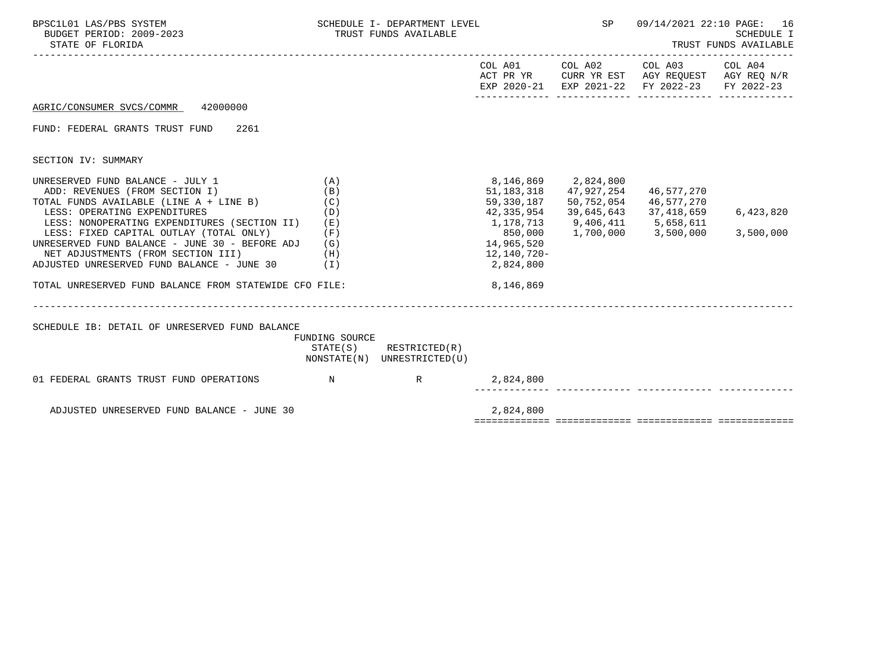BPSC1L01 LAS/PBS SYSTEM
BUDGET PERIOD: 2009-2023
STATE OF FLORIDA

SCHEDULE I- DEPARTMENT LEVEL
TRUST FUNDS AVAILABLE

SP 09/14/2021 22:10

SCHEDULE I
TRUST FUNDS AVAILABLE

AGRIC/CONSUMER SVCS/COMMR 42000000

FUND: FEDERAL GRANTS TRUST FUND 2261

SECTION IV: SUMMARY

| | | COL A01 ACT PR YR EXP 2020-21 | COL A02 CURR YR EST EXP 2021-22 | COL A03 AGY REQUEST FY 2022-23 | COL A04 AGY REQ N/R FY 2022-23 |
|---|---|---|---|---|---|
| UNRESERVED FUND BALANCE - JULY 1 | (A) | 8,146,869 | 2,824,800 | | |
| ADD: REVENUES (FROM SECTION I) | (B) | 51,183,318 | 47,927,254 | 46,577,270 | |
| TOTAL FUNDS AVAILABLE (LINE A + LINE B) | (C) | 59,330,187 | 50,752,054 | 46,577,270 | |
| LESS: OPERATING EXPENDITURES | (D) | 42,335,954 | 39,645,643 | 37,418,659 | 6,423,820 |
| LESS: NONOPERATING EXPENDITURES (SECTION II) | (E) | 1,178,713 | 9,406,411 | 5,658,611 | |
| LESS: FIXED CAPITAL OUTLAY (TOTAL ONLY) | (F) | 850,000 | 1,700,000 | 3,500,000 | 3,500,000 |
| UNRESERVED FUND BALANCE - JUNE 30 - BEFORE ADJ | (G) | 14,965,520 | | | |
| NET ADJUSTMENTS (FROM SECTION III) | (H) | 12,140,720- | | | |
| ADJUSTED UNRESERVED FUND BALANCE - JUNE 30 | (I) | 2,824,800 | | | |
| TOTAL UNRESERVED FUND BALANCE FROM STATEWIDE CFO FILE: | | 8,146,869 | | | |

SCHEDULE IB: DETAIL OF UNRESERVED FUND BALANCE

| | FUNDING SOURCE STATE(S) NONSTATE(N) | RESTRICTED(R) UNRESTRICTED(U) | COL A01 | COL A02 | COL A03 | COL A04 |
|---|---|---|---|---|---|---|
| 01 FEDERAL GRANTS TRUST FUND OPERATIONS | N | R | 2,824,800 | | | |
| ADJUSTED UNRESERVED FUND BALANCE - JUNE 30 | | | 2,824,800 | | | |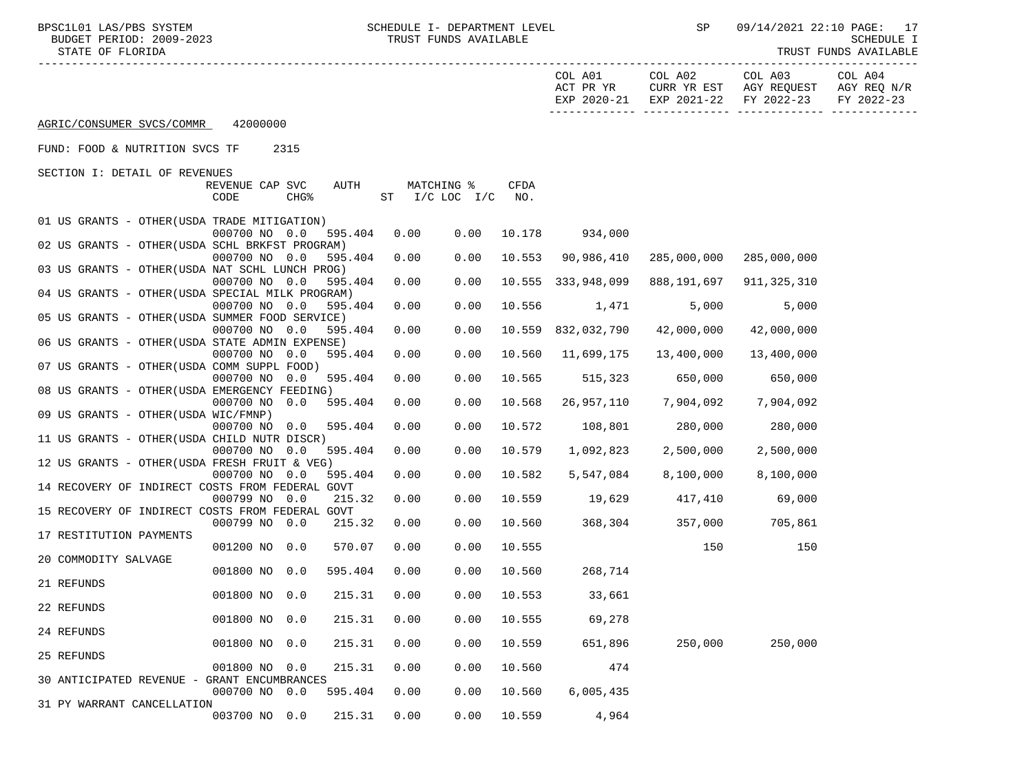BPSC1L01 LAS/PBS SYSTEM — SCHEDULE I- DEPARTMENT LEVEL — SP — 09/14/2021 22:10

BUDGET PERIOD: 2009-2023 — TRUST FUNDS AVAILABLE — SCHEDULE I

STATE OF FLORIDA — TRUST FUNDS AVAILABLE

AGRIC/CONSUMER SVCS/COMMR 42000000

FUND: FOOD & NUTRITION SVCS TF 2315

SECTION I: DETAIL OF REVENUES

| | REVENUE CODE | CAP | SVC CHG% | AUTH ST | MATCHING % I/C | LOC I/C | CFDA NO. | COL A01 ACT PR YR EXP 2020-21 | COL A02 CURR YR EST EXP 2021-22 | COL A03 AGY REQUEST FY 2022-23 | COL A04 AGY REQ N/R FY 2022-23 |
|---|---|---|---|---|---|---|---|---|---|---|---|
| 01 US GRANTS - OTHER(USDA TRADE MITIGATION) | 000700 | NO | 0.0 | 595.404 | 0.00 | 0.00 | 10.178 | 934,000 | | | |
| 02 US GRANTS - OTHER(USDA SCHL BRKFST PROGRAM) | 000700 | NO | 0.0 | 595.404 | 0.00 | 0.00 | 10.553 | 90,986,410 | 285,000,000 | 285,000,000 | |
| 03 US GRANTS - OTHER(USDA NAT SCHL LUNCH PROG) | 000700 | NO | 0.0 | 595.404 | 0.00 | 0.00 | 10.555 | 333,948,099 | 888,191,697 | 911,325,310 | |
| 04 US GRANTS - OTHER(USDA SPECIAL MILK PROGRAM) | 000700 | NO | 0.0 | 595.404 | 0.00 | 0.00 | 10.556 | 1,471 | 5,000 | 5,000 | |
| 05 US GRANTS - OTHER(USDA SUMMER FOOD SERVICE) | 000700 | NO | 0.0 | 595.404 | 0.00 | 0.00 | 10.559 | 832,032,790 | 42,000,000 | 42,000,000 | |
| 06 US GRANTS - OTHER(USDA STATE ADMIN EXPENSE) | 000700 | NO | 0.0 | 595.404 | 0.00 | 0.00 | 10.560 | 11,699,175 | 13,400,000 | 13,400,000 | |
| 07 US GRANTS - OTHER(USDA COMM SUPPL FOOD) | 000700 | NO | 0.0 | 595.404 | 0.00 | 0.00 | 10.565 | 515,323 | 650,000 | 650,000 | |
| 08 US GRANTS - OTHER(USDA EMERGENCY FEEDING) | 000700 | NO | 0.0 | 595.404 | 0.00 | 0.00 | 10.568 | 26,957,110 | 7,904,092 | 7,904,092 | |
| 09 US GRANTS - OTHER(USDA WIC/FMNP) | 000700 | NO | 0.0 | 595.404 | 0.00 | 0.00 | 10.572 | 108,801 | 280,000 | 280,000 | |
| 11 US GRANTS - OTHER(USDA CHILD NUTR DISCR) | 000700 | NO | 0.0 | 595.404 | 0.00 | 0.00 | 10.579 | 1,092,823 | 2,500,000 | 2,500,000 | |
| 12 US GRANTS - OTHER(USDA FRESH FRUIT & VEG) | 000700 | NO | 0.0 | 595.404 | 0.00 | 0.00 | 10.582 | 5,547,084 | 8,100,000 | 8,100,000 | |
| 14 RECOVERY OF INDIRECT COSTS FROM FEDERAL GOVT | 000799 | NO | 0.0 | 215.32 | 0.00 | 0.00 | 10.559 | 19,629 | 417,410 | 69,000 | |
| 15 RECOVERY OF INDIRECT COSTS FROM FEDERAL GOVT | 000799 | NO | 0.0 | 215.32 | 0.00 | 0.00 | 10.560 | 368,304 | 357,000 | 705,861 | |
| 17 RESTITUTION PAYMENTS | 001200 | NO | 0.0 | 570.07 | 0.00 | 0.00 | 10.555 | | 150 | 150 | |
| 20 COMMODITY SALVAGE | 001800 | NO | 0.0 | 595.404 | 0.00 | 0.00 | 10.560 | 268,714 | | | |
| 21 REFUNDS | 001800 | NO | 0.0 | 215.31 | 0.00 | 0.00 | 10.553 | 33,661 | | | |
| 22 REFUNDS | 001800 | NO | 0.0 | 215.31 | 0.00 | 0.00 | 10.555 | 69,278 | | | |
| 24 REFUNDS | 001800 | NO | 0.0 | 215.31 | 0.00 | 0.00 | 10.559 | 651,896 | 250,000 | 250,000 | |
| 25 REFUNDS | 001800 | NO | 0.0 | 215.31 | 0.00 | 0.00 | 10.560 | 474 | | | |
| 30 ANTICIPATED REVENUE - GRANT ENCUMBRANCES | 000700 | NO | 0.0 | 595.404 | 0.00 | 0.00 | 10.560 | 6,005,435 | | | |
| 31 PY WARRANT CANCELLATION | 003700 | NO | 0.0 | 215.31 | 0.00 | 0.00 | 10.559 | 4,964 | | | |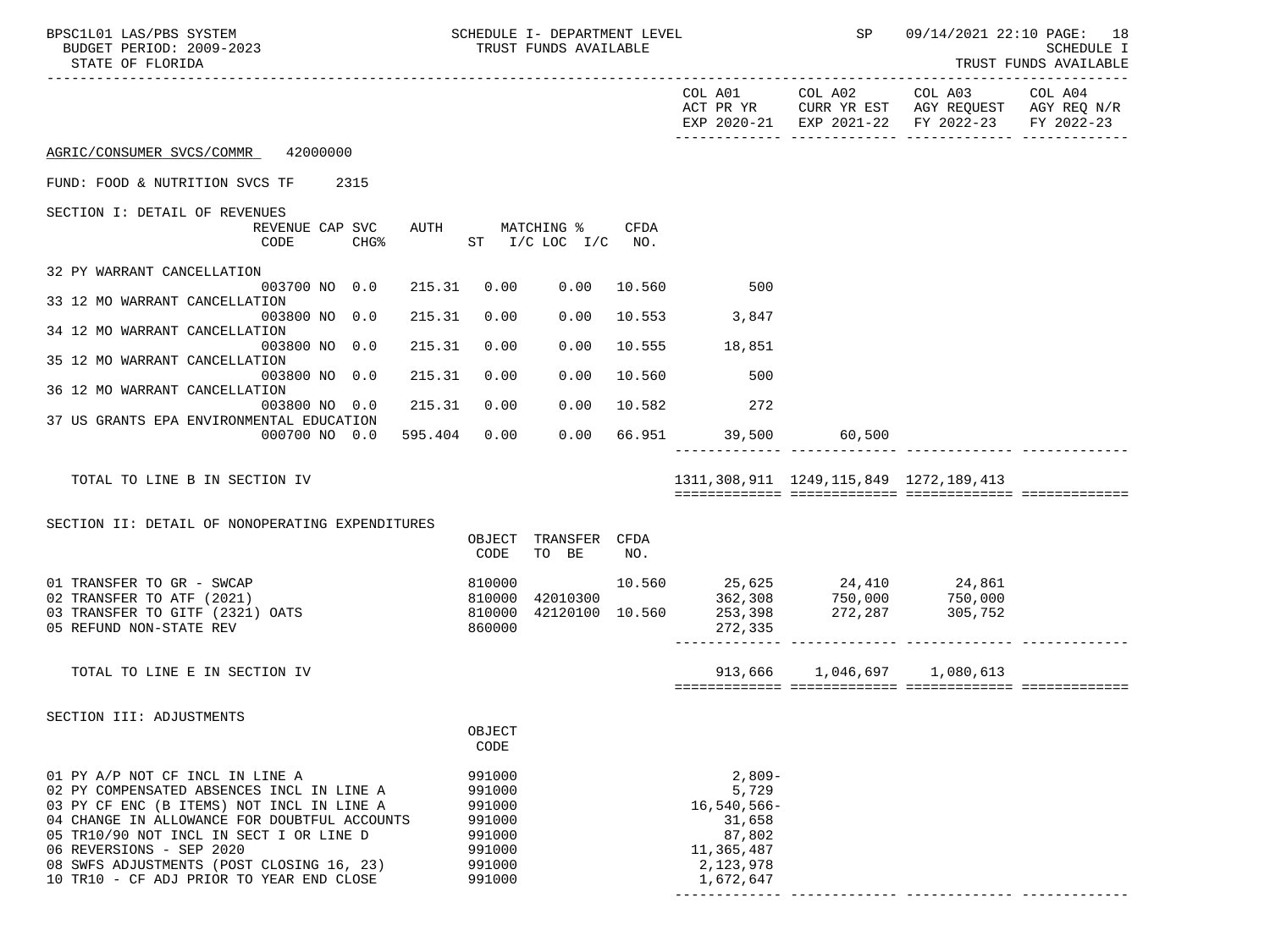BPSC1L01 LAS/PBS SYSTEM — SCHEDULE I- DEPARTMENT LEVEL — TRUST FUNDS AVAILABLE — SP 09/14/2021 22:10 — SCHEDULE I

BUDGET PERIOD: 2009-2023

STATE OF FLORIDA — TRUST FUNDS AVAILABLE

| | COL A01 ACT PR YR EXP 2020-21 | COL A02 CURR YR EST EXP 2021-22 | COL A03 AGY REQUEST FY 2022-23 | COL A04 AGY REQ N/R FY 2022-23 |
|---|---|---|---|---|

AGRIC/CONSUMER SVCS/COMMR 42000000

FUND: FOOD & NUTRITION SVCS TF 2315

## SECTION I: DETAIL OF REVENUES

| | REVENUE CODE | CAP | SVC CHG% | AUTH ST | MATCHING % I/C | LOC I/C | CFDA NO. | COL A01 | COL A02 | COL A03 | COL A04 |
|---|---|---|---|---|---|---|---|---|---|---|---|
| 32 PY WARRANT CANCELLATION | 003700 | NO | 0.0 | 215.31 | 0.00 | 0.00 | 10.560 | 500 | | | |
| 33 12 MO WARRANT CANCELLATION | 003800 | NO | 0.0 | 215.31 | 0.00 | 0.00 | 10.553 | 3,847 | | | |
| 34 12 MO WARRANT CANCELLATION | 003800 | NO | 0.0 | 215.31 | 0.00 | 0.00 | 10.555 | 18,851 | | | |
| 35 12 MO WARRANT CANCELLATION | 003800 | NO | 0.0 | 215.31 | 0.00 | 0.00 | 10.560 | 500 | | | |
| 36 12 MO WARRANT CANCELLATION | 003800 | NO | 0.0 | 215.31 | 0.00 | 0.00 | 10.582 | 272 | | | |
| 37 US GRANTS EPA ENVIRONMENTAL EDUCATION | 000700 | NO | 0.0 | 595.404 | 0.00 | 0.00 | 66.951 | 39,500 | 60,500 | | |
| TOTAL TO LINE B IN SECTION IV | | | | | | | | 1311,308,911 | 1249,115,849 | 1272,189,413 | |

## SECTION II: DETAIL OF NONOPERATING EXPENDITURES

| | OBJECT CODE | TRANSFER TO BE | CFDA NO. | COL A01 | COL A02 | COL A03 | COL A04 |
|---|---|---|---|---|---|---|---|
| 01 TRANSFER TO GR - SWCAP | 810000 | | 10.560 | 25,625 | 24,410 | 24,861 | |
| 02 TRANSFER TO ATF (2021) | 810000 | 42010300 | | 362,308 | 750,000 | 750,000 | |
| 03 TRANSFER TO GITF (2321) OATS | 810000 | 42120100 | 10.560 | 253,398 | 272,287 | 305,752 | |
| 05 REFUND NON-STATE REV | 860000 | | | 272,335 | | | |
| TOTAL TO LINE E IN SECTION IV | | | | 913,666 | 1,046,697 | 1,080,613 | |

## SECTION III: ADJUSTMENTS

| | OBJECT CODE | COL A01 | COL A02 | COL A03 | COL A04 |
|---|---|---|---|---|---|
| 01 PY A/P NOT CF INCL IN LINE A | 991000 | 2,809- | | | |
| 02 PY COMPENSATED ABSENCES INCL IN LINE A | 991000 | 5,729 | | | |
| 03 PY CF ENC (B ITEMS) NOT INCL IN LINE A | 991000 | 16,540,566- | | | |
| 04 CHANGE IN ALLOWANCE FOR DOUBTFUL ACCOUNTS | 991000 | 31,658 | | | |
| 05 TR10/90 NOT INCL IN SECT I OR LINE D | 991000 | 87,802 | | | |
| 06 REVERSIONS - SEP 2020 | 991000 | 11,365,487 | | | |
| 08 SWFS ADJUSTMENTS (POST CLOSING 16, 23) | 991000 | 2,123,978 | | | |
| 10 TR10 - CF ADJ PRIOR TO YEAR END CLOSE | 991000 | 1,672,647 | | | |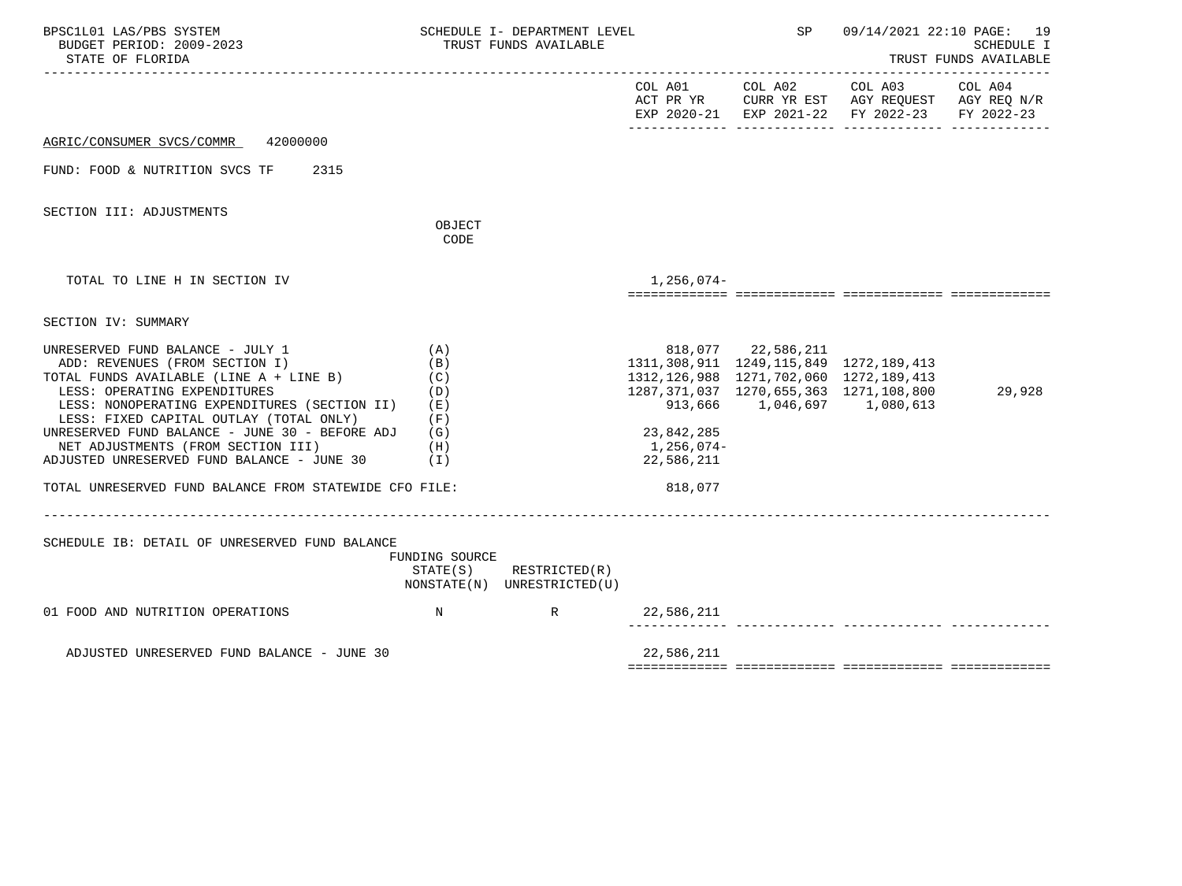AGRIC/CONSUMER SVCS/COMMR 42000000

FUND: FOOD & NUTRITION SVCS TF 2315

SECTION III: ADJUSTMENTS

| | OBJECT CODE | COL A01 ACT PR YR EXP 2020-21 | COL A02 CURR YR EST EXP 2021-22 | COL A03 AGY REQUEST FY 2022-23 | COL A04 AGY REQ N/R FY 2022-23 |
|---|---|---|---|---|---|
| TOTAL TO LINE H IN SECTION IV | | 1,256,074- | | | |

SECTION IV: SUMMARY

| | | COL A01 ACT PR YR EXP 2020-21 | COL A02 CURR YR EST EXP 2021-22 | COL A03 AGY REQUEST FY 2022-23 | COL A04 AGY REQ N/R FY 2022-23 |
|---|---|---|---|---|---|
| UNRESERVED FUND BALANCE - JULY 1 | (A) | 818,077 | 22,586,211 | | |
| ADD: REVENUES (FROM SECTION I) | (B) | 1311,308,911 | 1249,115,849 | 1272,189,413 | |
| TOTAL FUNDS AVAILABLE (LINE A + LINE B) | (C) | 1312,126,988 | 1271,702,060 | 1272,189,413 | |
| LESS: OPERATING EXPENDITURES | (D) | 1287,371,037 | 1270,655,363 | 1271,108,800 | 29,928 |
| LESS: NONOPERATING EXPENDITURES (SECTION II) | (E) | 913,666 | 1,046,697 | 1,080,613 | |
| LESS: FIXED CAPITAL OUTLAY (TOTAL ONLY) | (F) | | | | |
| UNRESERVED FUND BALANCE - JUNE 30 - BEFORE ADJ | (G) | 23,842,285 | | | |
| NET ADJUSTMENTS (FROM SECTION III) | (H) | 1,256,074- | | | |
| ADJUSTED UNRESERVED FUND BALANCE - JUNE 30 | (I) | 22,586,211 | | | |
| TOTAL UNRESERVED FUND BALANCE FROM STATEWIDE CFO FILE: | | 818,077 | | | |

SCHEDULE IB: DETAIL OF UNRESERVED FUND BALANCE

| | FUNDING SOURCE STATE(S) NONSTATE(N) | RESTRICTED(R) UNRESTRICTED(U) | COL A01 | COL A02 | COL A03 | COL A04 |
|---|---|---|---|---|---|---|
| 01 FOOD AND NUTRITION OPERATIONS | N | R | 22,586,211 | | | |
| ADJUSTED UNRESERVED FUND BALANCE - JUNE 30 | | | 22,586,211 | | | |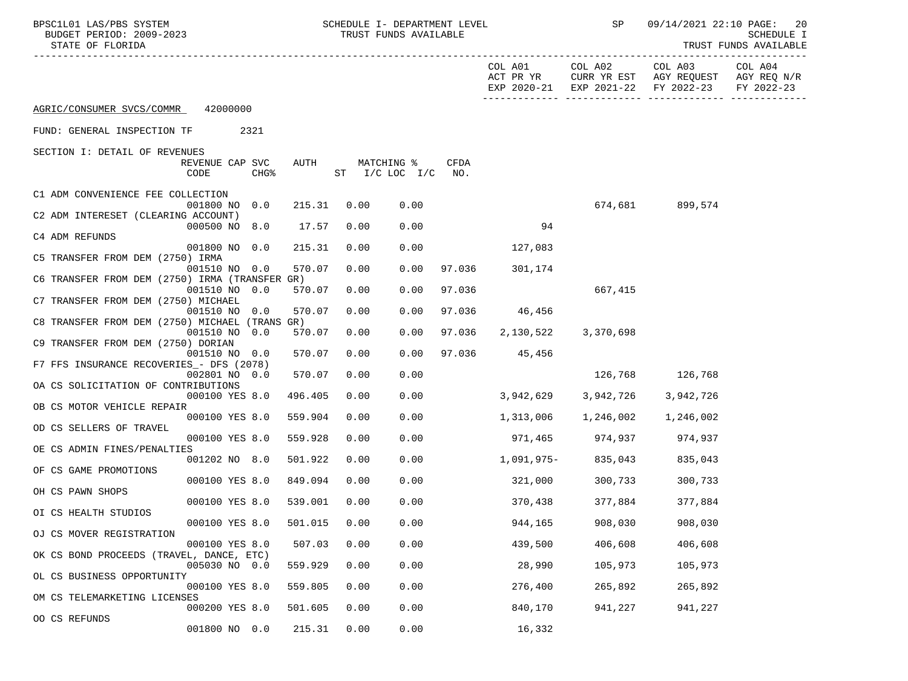BPSC1L01 LAS/PBS SYSTEM — SCHEDULE I- DEPARTMENT LEVEL — TRUST FUNDS AVAILABLE — SP 09/14/2021 22:10

BUDGET PERIOD: 2009-2023 — STATE OF FLORIDA — SCHEDULE I — TRUST FUNDS AVAILABLE

AGRIC/CONSUMER SVCS/COMMR 42000000

FUND: GENERAL INSPECTION TF 2321

SECTION I: DETAIL OF REVENUES

| Description | REVENUE CODE | CAP | SVC CHG% | AUTH | MATCHING % ST | I/C LOC I/C | CFDA NO. | COL A01 ACT PR YR EXP 2020-21 | COL A02 CURR YR EST EXP 2021-22 | COL A03 AGY REQUEST FY 2022-23 | COL A04 AGY REQ N/R FY 2022-23 |
|---|---|---|---|---|---|---|---|---|---|---|---|
| C1 ADM CONVENIENCE FEE COLLECTION | 001800 | NO | 0.0 | 215.31 | 0.00 | 0.00 | | | 674,681 | 899,574 | |
| C2 ADM INTERESET (CLEARING ACCOUNT) | 000500 | NO | 8.0 | 17.57 | 0.00 | 0.00 | | 94 | | | |
| C4 ADM REFUNDS | 001800 | NO | 0.0 | 215.31 | 0.00 | 0.00 | | 127,083 | | | |
| C5 TRANSFER FROM DEM (2750) IRMA | 001510 | NO | 0.0 | 570.07 | 0.00 | 0.00 | 97.036 | 301,174 | | | |
| C6 TRANSFER FROM DEM (2750) IRMA (TRANSFER GR) | 001510 | NO | 0.0 | 570.07 | 0.00 | 0.00 | 97.036 | | 667,415 | | |
| C7 TRANSFER FROM DEM (2750) MICHAEL | 001510 | NO | 0.0 | 570.07 | 0.00 | 0.00 | 97.036 | 46,456 | | | |
| C8 TRANSFER FROM DEM (2750) MICHAEL (TRANS GR) | 001510 | NO | 0.0 | 570.07 | 0.00 | 0.00 | 97.036 | 2,130,522 | 3,370,698 | | |
| C9 TRANSFER FROM DEM (2750) DORIAN | 001510 | NO | 0.0 | 570.07 | 0.00 | 0.00 | 97.036 | 45,456 | | | |
| F7 FFS INSURANCE RECOVERIES_- DFS (2078) | 002801 | NO | 0.0 | 570.07 | 0.00 | 0.00 | | | 126,768 | 126,768 | |
| OA CS SOLICITATION OF CONTRIBUTIONS | 000100 | YES | 8.0 | 496.405 | 0.00 | 0.00 | | 3,942,629 | 3,942,726 | 3,942,726 | |
| OB CS MOTOR VEHICLE REPAIR | 000100 | YES | 8.0 | 559.904 | 0.00 | 0.00 | | 1,313,006 | 1,246,002 | 1,246,002 | |
| OD CS SELLERS OF TRAVEL | 000100 | YES | 8.0 | 559.928 | 0.00 | 0.00 | | 971,465 | 974,937 | 974,937 | |
| OE CS ADMIN FINES/PENALTIES | 001202 | NO | 8.0 | 501.922 | 0.00 | 0.00 | | 1,091,975- | 835,043 | 835,043 | |
| OF CS GAME PROMOTIONS | 000100 | YES | 8.0 | 849.094 | 0.00 | 0.00 | | 321,000 | 300,733 | 300,733 | |
| OH CS PAWN SHOPS | 000100 | YES | 8.0 | 539.001 | 0.00 | 0.00 | | 370,438 | 377,884 | 377,884 | |
| OI CS HEALTH STUDIOS | 000100 | YES | 8.0 | 501.015 | 0.00 | 0.00 | | 944,165 | 908,030 | 908,030 | |
| OJ CS MOVER REGISTRATION | 000100 | YES | 8.0 | 507.03 | 0.00 | 0.00 | | 439,500 | 406,608 | 406,608 | |
| OK CS BOND PROCEEDS (TRAVEL, DANCE, ETC) | 005030 | NO | 0.0 | 559.929 | 0.00 | 0.00 | | 28,990 | 105,973 | 105,973 | |
| OL CS BUSINESS OPPORTUNITY | 000100 | YES | 8.0 | 559.805 | 0.00 | 0.00 | | 276,400 | 265,892 | 265,892 | |
| OM CS TELEMARKETING LICENSES | 000200 | YES | 8.0 | 501.605 | 0.00 | 0.00 | | 840,170 | 941,227 | 941,227 | |
| OO CS REFUNDS | 001800 | NO | 0.0 | 215.31 | 0.00 | 0.00 | | 16,332 | | | |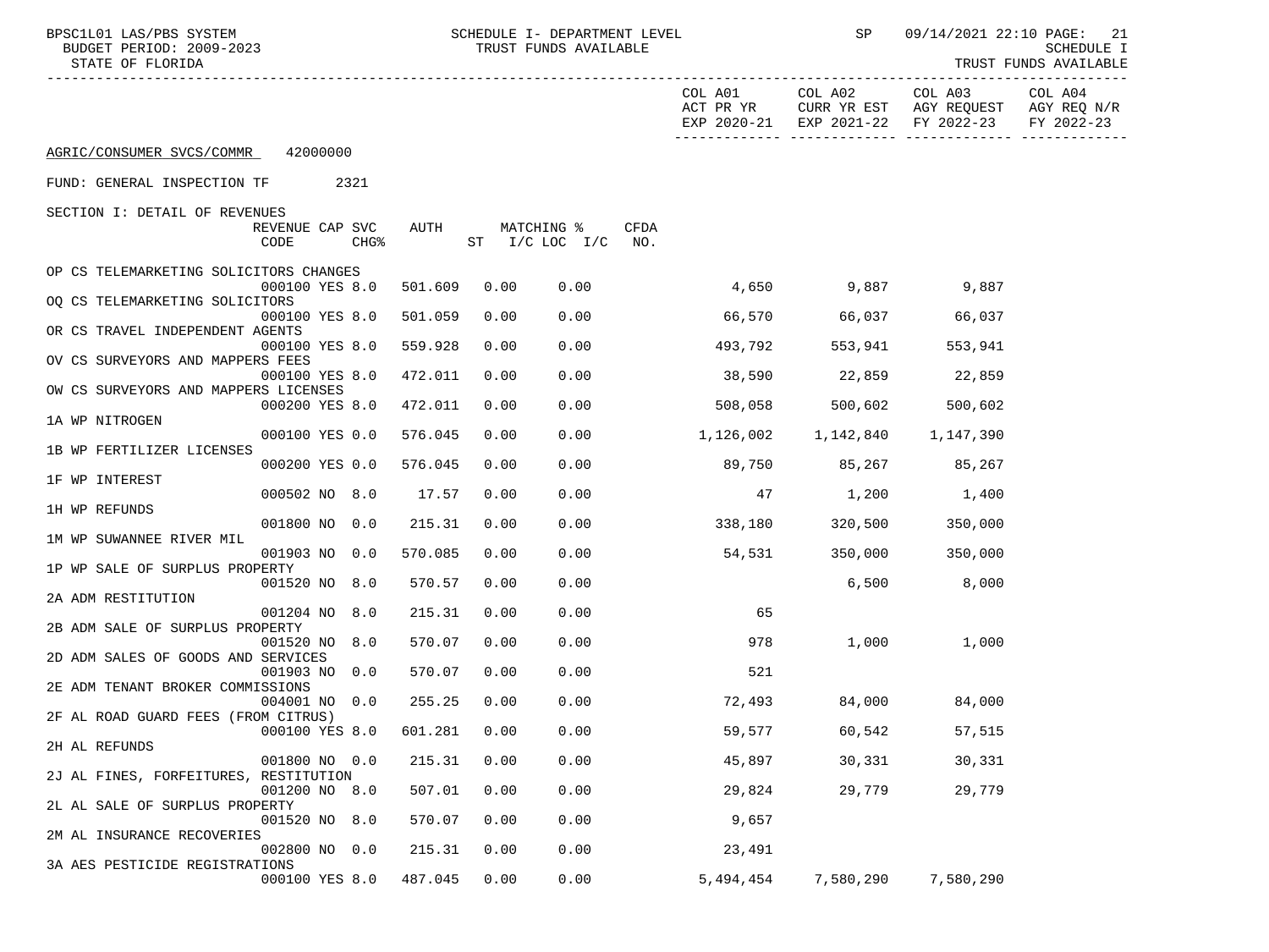AGRIC/CONSUMER SVCS/COMMR 42000000

FUND: GENERAL INSPECTION TF 2321

SECTION I: DETAIL OF REVENUES

| | REVENUE CODE | CAP | SVC CHG% | AUTH | ST | MATCHING % I/C LOC I/C | CFDA NO. | COL A01 ACT PR YR EXP 2020-21 | COL A02 CURR YR EST EXP 2021-22 | COL A03 AGY REQUEST FY 2022-23 | COL A04 AGY REQ N/R FY 2022-23 |
|---|---|---|---|---|---|---|---|---|---|---|---|
| OP CS TELEMARKETING SOLICITORS CHANGES | 000100 | YES | 8.0 | 501.609 | 0.00 | 0.00 | | 4,650 | 9,887 | 9,887 | |
| OQ CS TELEMARKETING SOLICITORS | 000100 | YES | 8.0 | 501.059 | 0.00 | 0.00 | | 66,570 | 66,037 | 66,037 | |
| OR CS TRAVEL INDEPENDENT AGENTS | 000100 | YES | 8.0 | 559.928 | 0.00 | 0.00 | | 493,792 | 553,941 | 553,941 | |
| OV CS SURVEYORS AND MAPPERS FEES | 000100 | YES | 8.0 | 472.011 | 0.00 | 0.00 | | 38,590 | 22,859 | 22,859 | |
| OW CS SURVEYORS AND MAPPERS LICENSES | 000200 | YES | 8.0 | 472.011 | 0.00 | 0.00 | | 508,058 | 500,602 | 500,602 | |
| 1A WP NITROGEN | 000100 | YES | 0.0 | 576.045 | 0.00 | 0.00 | | 1,126,002 | 1,142,840 | 1,147,390 | |
| 1B WP FERTILIZER LICENSES | 000200 | YES | 0.0 | 576.045 | 0.00 | 0.00 | | 89,750 | 85,267 | 85,267 | |
| 1F WP INTEREST | 000502 | NO | 8.0 | 17.57 | 0.00 | 0.00 | | 47 | 1,200 | 1,400 | |
| 1H WP REFUNDS | 001800 | NO | 0.0 | 215.31 | 0.00 | 0.00 | | 338,180 | 320,500 | 350,000 | |
| 1M WP SUWANNEE RIVER MIL | 001903 | NO | 0.0 | 570.085 | 0.00 | 0.00 | | 54,531 | 350,000 | 350,000 | |
| 1P WP SALE OF SURPLUS PROPERTY | 001520 | NO | 8.0 | 570.57 | 0.00 | 0.00 | | | 6,500 | 8,000 | |
| 2A ADM RESTITUTION | 001204 | NO | 8.0 | 215.31 | 0.00 | 0.00 | | 65 | | | |
| 2B ADM SALE OF SURPLUS PROPERTY | 001520 | NO | 8.0 | 570.07 | 0.00 | 0.00 | | 978 | 1,000 | 1,000 | |
| 2D ADM SALES OF GOODS AND SERVICES | 001903 | NO | 0.0 | 570.07 | 0.00 | 0.00 | | 521 | | | |
| 2E ADM TENANT BROKER COMMISSIONS | 004001 | NO | 0.0 | 255.25 | 0.00 | 0.00 | | 72,493 | 84,000 | 84,000 | |
| 2F AL ROAD GUARD FEES (FROM CITRUS) | 000100 | YES | 8.0 | 601.281 | 0.00 | 0.00 | | 59,577 | 60,542 | 57,515 | |
| 2H AL REFUNDS | 001800 | NO | 0.0 | 215.31 | 0.00 | 0.00 | | 45,897 | 30,331 | 30,331 | |
| 2J AL FINES, FORFEITURES, RESTITUTION | 001200 | NO | 8.0 | 507.01 | 0.00 | 0.00 | | 29,824 | 29,779 | 29,779 | |
| 2L AL SALE OF SURPLUS PROPERTY | 001520 | NO | 8.0 | 570.07 | 0.00 | 0.00 | | 9,657 | | | |
| 2M AL INSURANCE RECOVERIES | 002800 | NO | 0.0 | 215.31 | 0.00 | 0.00 | | 23,491 | | | |
| 3A AES PESTICIDE REGISTRATIONS | 000100 | YES | 8.0 | 487.045 | 0.00 | 0.00 | | 5,494,454 | 7,580,290 | 7,580,290 | |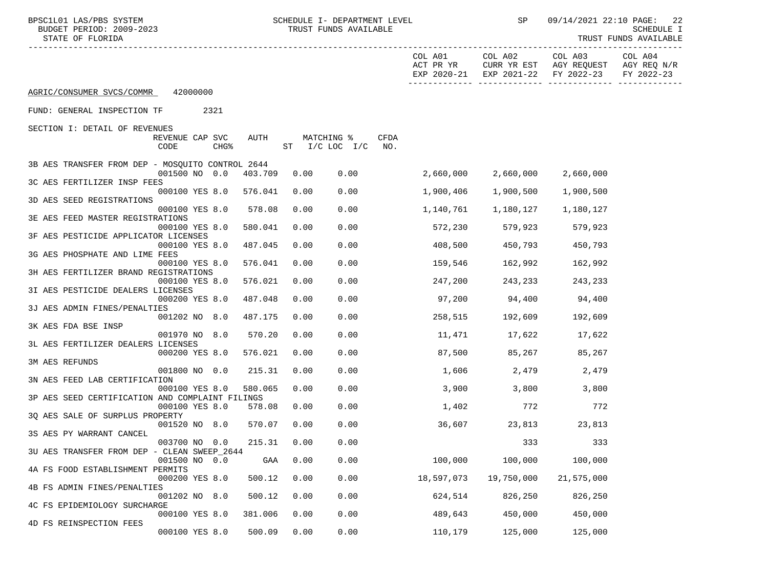BPSC1L01 LAS/PBS SYSTEM — SCHEDULE I- DEPARTMENT LEVEL — TRUST FUNDS AVAILABLE — SP 09/14/2021 22:10

BUDGET PERIOD: 2009-2023

STATE OF FLORIDA

SCHEDULE I — TRUST FUNDS AVAILABLE

AGRIC/CONSUMER SVCS/COMMR 42000000

FUND: GENERAL INSPECTION TF 2321

SECTION I: DETAIL OF REVENUES

| Description | REVENUE CODE | CAP | SVC CHG% | AUTH | MATCHING % ST I/C | LOC I/C | CFDA NO. | COL A01 ACT PR YR EXP 2020-21 | COL A02 CURR YR EST EXP 2021-22 | COL A03 AGY REQUEST FY 2022-23 | COL A04 AGY REQ N/R FY 2022-23 |
|---|---|---|---|---|---|---|---|---|---|---|---|
| 3B AES TRANSFER FROM DEP - MOSQUITO CONTROL 2644 | 001500 | NO | 0.0 | 403.709 | 0.00 | 0.00 | | 2,660,000 | 2,660,000 | 2,660,000 | |
| 3C AES FERTILIZER INSP FEES | 000100 | YES | 8.0 | 576.041 | 0.00 | 0.00 | | 1,900,406 | 1,900,500 | 1,900,500 | |
| 3D AES SEED REGISTRATIONS | 000100 | YES | 8.0 | 578.08 | 0.00 | 0.00 | | 1,140,761 | 1,180,127 | 1,180,127 | |
| 3E AES FEED MASTER REGISTRATIONS | 000100 | YES | 8.0 | 580.041 | 0.00 | 0.00 | | 572,230 | 579,923 | 579,923 | |
| 3F AES PESTICIDE APPLICATOR LICENSES | 000100 | YES | 8.0 | 487.045 | 0.00 | 0.00 | | 408,500 | 450,793 | 450,793 | |
| 3G AES PHOSPHATE AND LIME FEES | 000100 | YES | 8.0 | 576.041 | 0.00 | 0.00 | | 159,546 | 162,992 | 162,992 | |
| 3H AES FERTILIZER BRAND REGISTRATIONS | 000100 | YES | 8.0 | 576.021 | 0.00 | 0.00 | | 247,200 | 243,233 | 243,233 | |
| 3I AES PESTICIDE DEALERS LICENSES | 000200 | YES | 8.0 | 487.048 | 0.00 | 0.00 | | 97,200 | 94,400 | 94,400 | |
| 3J AES ADMIN FINES/PENALTIES | 001202 | NO | 8.0 | 487.175 | 0.00 | 0.00 | | 258,515 | 192,609 | 192,609 | |
| 3K AES FDA BSE INSP | 001970 | NO | 8.0 | 570.20 | 0.00 | 0.00 | | 11,471 | 17,622 | 17,622 | |
| 3L AES FERTILIZER DEALERS LICENSES | 000200 | YES | 8.0 | 576.021 | 0.00 | 0.00 | | 87,500 | 85,267 | 85,267 | |
| 3M AES REFUNDS | 001800 | NO | 0.0 | 215.31 | 0.00 | 0.00 | | 1,606 | 2,479 | 2,479 | |
| 3N AES FEED LAB CERTIFICATION | 000100 | YES | 8.0 | 580.065 | 0.00 | 0.00 | | 3,900 | 3,800 | 3,800 | |
| 3P AES SEED CERTIFICATION AND COMPLAINT FILINGS | 000100 | YES | 8.0 | 578.08 | 0.00 | 0.00 | | 1,402 | 772 | 772 | |
| 3Q AES SALE OF SURPLUS PROPERTY | 001520 | NO | 8.0 | 570.07 | 0.00 | 0.00 | | 36,607 | 23,813 | 23,813 | |
| 3S AES PY WARRANT CANCEL | 003700 | NO | 0.0 | 215.31 | 0.00 | 0.00 | | | 333 | 333 | |
| 3U AES TRANSFER FROM DEP - CLEAN SWEEP_2644 | 001500 | NO | 0.0 | GAA | 0.00 | 0.00 | | 100,000 | 100,000 | 100,000 | |
| 4A FS FOOD ESTABLISHMENT PERMITS | 000200 | YES | 8.0 | 500.12 | 0.00 | 0.00 | | 18,597,073 | 19,750,000 | 21,575,000 | |
| 4B FS ADMIN FINES/PENALTIES | 001202 | NO | 8.0 | 500.12 | 0.00 | 0.00 | | 624,514 | 826,250 | 826,250 | |
| 4C FS EPIDEMIOLOGY SURCHARGE | 000100 | YES | 8.0 | 381.006 | 0.00 | 0.00 | | 489,643 | 450,000 | 450,000 | |
| 4D FS REINSPECTION FEES | 000100 | YES | 8.0 | 500.09 | 0.00 | 0.00 | | 110,179 | 125,000 | 125,000 | |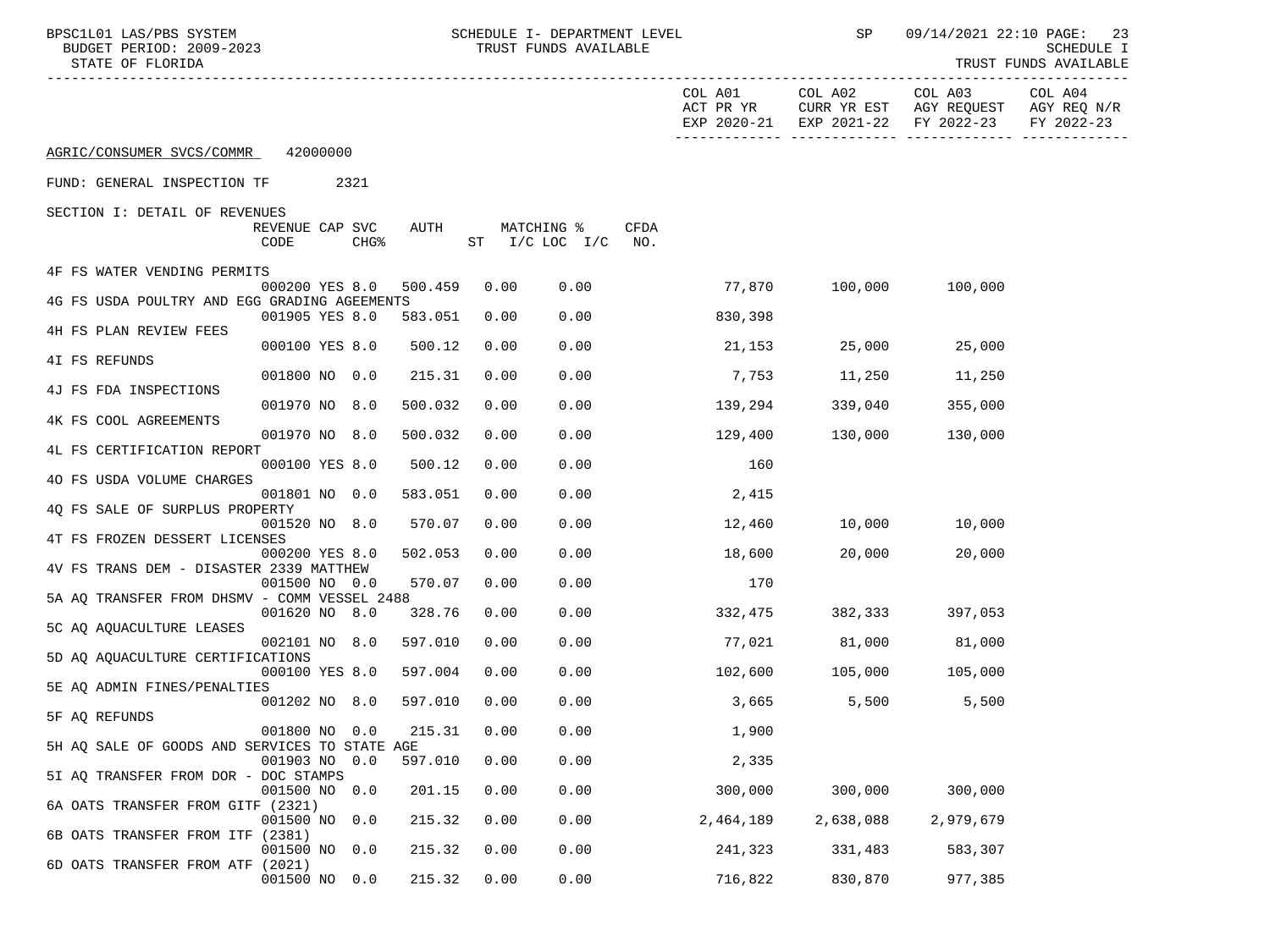AGRIC/CONSUMER SVCS/COMMR 42000000

FUND: GENERAL INSPECTION TF 2321

SECTION I: DETAIL OF REVENUES

| | REVENUE CODE | CAP | SVC CHG% | AUTH | ST | MATCHING % I/C | LOC I/C | CFDA NO. | COL A01 ACT PR YR EXP 2020-21 | COL A02 CURR YR EST EXP 2021-22 | COL A03 AGY REQUEST FY 2022-23 | COL A04 AGY REQ N/R FY 2022-23 |
|---|---|---|---|---|---|---|---|---|---|---|---|---|
| 4F FS WATER VENDING PERMITS | 000200 | YES | 8.0 | 500.459 | 0.00 | 0.00 | | | 77,870 | 100,000 | 100,000 | |
| 4G FS USDA POULTRY AND EGG GRADING AGEEMENTS | 001905 | YES | 8.0 | 583.051 | 0.00 | 0.00 | | | 830,398 | | | |
| 4H FS PLAN REVIEW FEES | 000100 | YES | 8.0 | 500.12 | 0.00 | 0.00 | | | 21,153 | 25,000 | 25,000 | |
| 4I FS REFUNDS | 001800 | NO | 0.0 | 215.31 | 0.00 | 0.00 | | | 7,753 | 11,250 | 11,250 | |
| 4J FS FDA INSPECTIONS | 001970 | NO | 8.0 | 500.032 | 0.00 | 0.00 | | | 139,294 | 339,040 | 355,000 | |
| 4K FS COOL AGREEMENTS | 001970 | NO | 8.0 | 500.032 | 0.00 | 0.00 | | | 129,400 | 130,000 | 130,000 | |
| 4L FS CERTIFICATION REPORT | 000100 | YES | 8.0 | 500.12 | 0.00 | 0.00 | | | 160 | | | |
| 4O FS USDA VOLUME CHARGES | 001801 | NO | 0.0 | 583.051 | 0.00 | 0.00 | | | 2,415 | | | |
| 4Q FS SALE OF SURPLUS PROPERTY | 001520 | NO | 8.0 | 570.07 | 0.00 | 0.00 | | | 12,460 | 10,000 | 10,000 | |
| 4T FS FROZEN DESSERT LICENSES | 000200 | YES | 8.0 | 502.053 | 0.00 | 0.00 | | | 18,600 | 20,000 | 20,000 | |
| 4V FS TRANS DEM - DISASTER 2339 MATTHEW | 001500 | NO | 0.0 | 570.07 | 0.00 | 0.00 | | | 170 | | | |
| 5A AQ TRANSFER FROM DHSMV - COMM VESSEL 2488 | 001620 | NO | 8.0 | 328.76 | 0.00 | 0.00 | | | 332,475 | 382,333 | 397,053 | |
| 5C AQ AQUACULTURE LEASES | 002101 | NO | 8.0 | 597.010 | 0.00 | 0.00 | | | 77,021 | 81,000 | 81,000 | |
| 5D AQ AQUACULTURE CERTIFICATIONS | 000100 | YES | 8.0 | 597.004 | 0.00 | 0.00 | | | 102,600 | 105,000 | 105,000 | |
| 5E AQ ADMIN FINES/PENALTIES | 001202 | NO | 8.0 | 597.010 | 0.00 | 0.00 | | | 3,665 | 5,500 | 5,500 | |
| 5F AQ REFUNDS | 001800 | NO | 0.0 | 215.31 | 0.00 | 0.00 | | | 1,900 | | | |
| 5H AQ SALE OF GOODS AND SERVICES TO STATE AGE | 001903 | NO | 0.0 | 597.010 | 0.00 | 0.00 | | | 2,335 | | | |
| 5I AQ TRANSFER FROM DOR - DOC STAMPS | 001500 | NO | 0.0 | 201.15 | 0.00 | 0.00 | | | 300,000 | 300,000 | 300,000 | |
| 6A OATS TRANSFER FROM GITF (2321) | 001500 | NO | 0.0 | 215.32 | 0.00 | 0.00 | | | 2,464,189 | 2,638,088 | 2,979,679 | |
| 6B OATS TRANSFER FROM ITF (2381) | 001500 | NO | 0.0 | 215.32 | 0.00 | 0.00 | | | 241,323 | 331,483 | 583,307 | |
| 6D OATS TRANSFER FROM ATF (2021) | 001500 | NO | 0.0 | 215.32 | 0.00 | 0.00 | | | 716,822 | 830,870 | 977,385 | |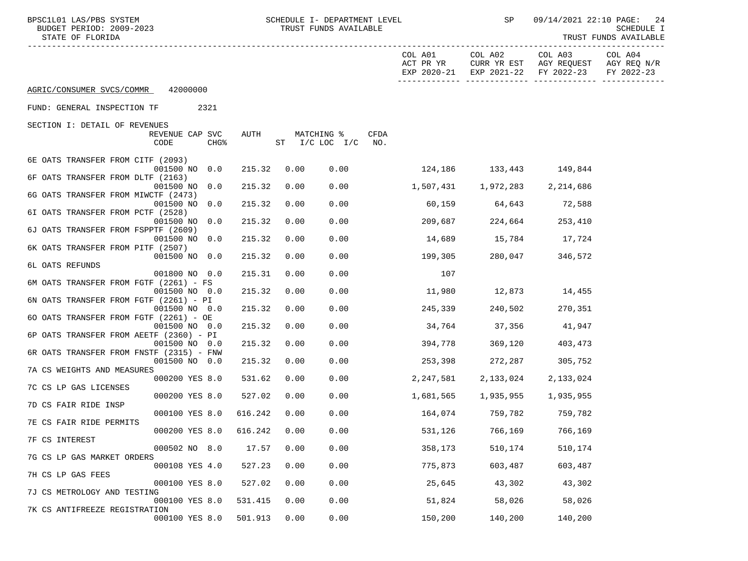AGRIC/CONSUMER SVCS/COMMR 42000000

FUND: GENERAL INSPECTION TF 2321

SECTION I: DETAIL OF REVENUES

| | REVENUE CODE | CAP | SVC CHG% | AUTH | ST | MATCHING % I/C | LOC I/C | CFDA NO. | COL A01 ACT PR YR EXP 2020-21 | COL A02 CURR YR EST EXP 2021-22 | COL A03 AGY REQUEST FY 2022-23 | COL A04 AGY REQ N/R FY 2022-23 |
|---|---|---|---|---|---|---|---|---|---|---|---|---|
| 6E OATS TRANSFER FROM CITF (2093) | 001500 | NO | 0.0 | 215.32 | | 0.00 | 0.00 | | 124,186 | 133,443 | 149,844 | |
| 6F OATS TRANSFER FROM DLTF (2163) | 001500 | NO | 0.0 | 215.32 | | 0.00 | 0.00 | | 1,507,431 | 1,972,283 | 2,214,686 | |
| 6G OATS TRANSFER FROM MIWCTF (2473) | 001500 | NO | 0.0 | 215.32 | | 0.00 | 0.00 | | 60,159 | 64,643 | 72,588 | |
| 6I OATS TRANSFER FROM PCTF (2528) | 001500 | NO | 0.0 | 215.32 | | 0.00 | 0.00 | | 209,687 | 224,664 | 253,410 | |
| 6J OATS TRANSFER FROM FSPPTF (2609) | 001500 | NO | 0.0 | 215.32 | | 0.00 | 0.00 | | 14,689 | 15,784 | 17,724 | |
| 6K OATS TRANSFER FROM PITF (2507) | 001500 | NO | 0.0 | 215.32 | | 0.00 | 0.00 | | 199,305 | 280,047 | 346,572 | |
| 6L OATS REFUNDS | 001800 | NO | 0.0 | 215.31 | | 0.00 | 0.00 | | 107 | | | |
| 6M OATS TRANSFER FROM FGTF (2261) - FS | 001500 | NO | 0.0 | 215.32 | | 0.00 | 0.00 | | 11,980 | 12,873 | 14,455 | |
| 6N OATS TRANSFER FROM FGTF (2261) - PI | 001500 | NO | 0.0 | 215.32 | | 0.00 | 0.00 | | 245,339 | 240,502 | 270,351 | |
| 6O OATS TRANSFER FROM FGTF (2261) - OE | 001500 | NO | 0.0 | 215.32 | | 0.00 | 0.00 | | 34,764 | 37,356 | 41,947 | |
| 6P OATS TRANSFER FROM AEETF (2360) - PI | 001500 | NO | 0.0 | 215.32 | | 0.00 | 0.00 | | 394,778 | 369,120 | 403,473 | |
| 6R OATS TRANSFER FROM FNSTF (2315) - FNW | 001500 | NO | 0.0 | 215.32 | | 0.00 | 0.00 | | 253,398 | 272,287 | 305,752 | |
| 7A CS WEIGHTS AND MEASURES | 000200 | YES | 8.0 | 531.62 | | 0.00 | 0.00 | | 2,247,581 | 2,133,024 | 2,133,024 | |
| 7C CS LP GAS LICENSES | 000200 | YES | 8.0 | 527.02 | | 0.00 | 0.00 | | 1,681,565 | 1,935,955 | 1,935,955 | |
| 7D CS FAIR RIDE INSP | 000100 | YES | 8.0 | 616.242 | | 0.00 | 0.00 | | 164,074 | 759,782 | 759,782 | |
| 7E CS FAIR RIDE PERMITS | 000200 | YES | 8.0 | 616.242 | | 0.00 | 0.00 | | 531,126 | 766,169 | 766,169 | |
| 7F CS INTEREST | 000502 | NO | 8.0 | 17.57 | | 0.00 | 0.00 | | 358,173 | 510,174 | 510,174 | |
| 7G CS LP GAS MARKET ORDERS | 000108 | YES | 4.0 | 527.23 | | 0.00 | 0.00 | | 775,873 | 603,487 | 603,487 | |
| 7H CS LP GAS FEES | 000100 | YES | 8.0 | 527.02 | | 0.00 | 0.00 | | 25,645 | 43,302 | 43,302 | |
| 7J CS METROLOGY AND TESTING | 000100 | YES | 8.0 | 531.415 | | 0.00 | 0.00 | | 51,824 | 58,026 | 58,026 | |
| 7K CS ANTIFREEZE REGISTRATION | 000100 | YES | 8.0 | 501.913 | | 0.00 | 0.00 | | 150,200 | 140,200 | 140,200 | |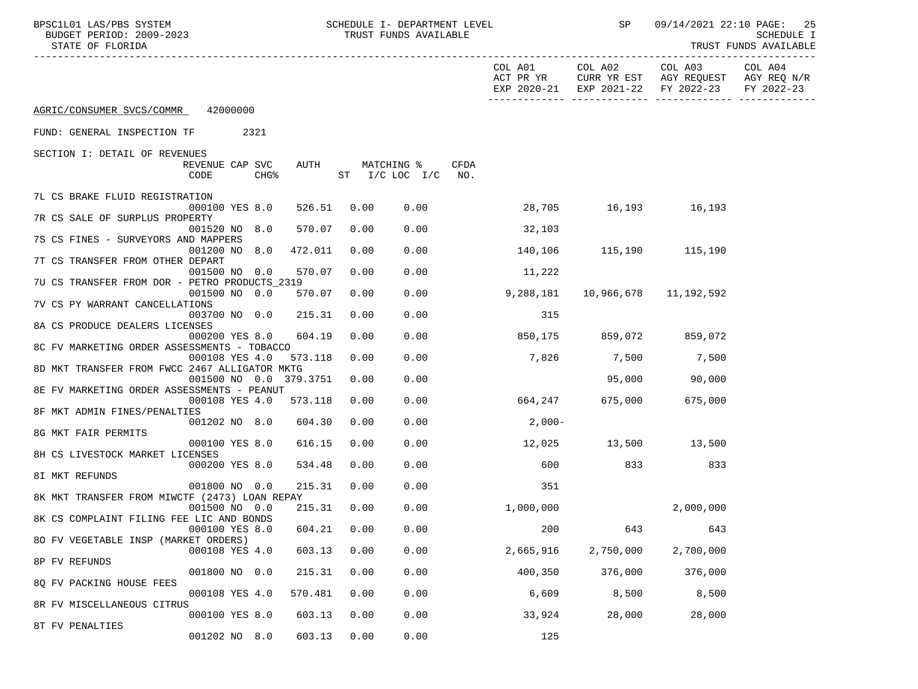BPSC1L01 LAS/PBS SYSTEM — SCHEDULE I- DEPARTMENT LEVEL — SP 09/14/2021 22:10
BUDGET PERIOD: 2009-2023 — TRUST FUNDS AVAILABLE — SCHEDULE I
STATE OF FLORIDA — TRUST FUNDS AVAILABLE

AGRIC/CONSUMER SVCS/COMMR 42000000

FUND: GENERAL INSPECTION TF 2321

SECTION I: DETAIL OF REVENUES

| Description | REVENUE CODE | CAP | SVC CHG% | AUTH | MATCHING % ST | I/C LOC I/C | CFDA NO. | COL A01 ACT PR YR EXP 2020-21 | COL A02 CURR YR EST EXP 2021-22 | COL A03 AGY REQUEST FY 2022-23 | COL A04 AGY REQ N/R FY 2022-23 |
|---|---|---|---|---|---|---|---|---|---|---|---|
| 7L CS BRAKE FLUID REGISTRATION | 000100 | YES | 8.0 | 526.51 | 0.00 | 0.00 | | 28,705 | 16,193 | 16,193 | |
| 7R CS SALE OF SURPLUS PROPERTY | 001520 | NO | 8.0 | 570.07 | 0.00 | 0.00 | | 32,103 | | | |
| 7S CS FINES - SURVEYORS AND MAPPERS | 001200 | NO | 8.0 | 472.011 | 0.00 | 0.00 | | 140,106 | 115,190 | 115,190 | |
| 7T CS TRANSFER FROM OTHER DEPART | 001500 | NO | 0.0 | 570.07 | 0.00 | 0.00 | | 11,222 | | | |
| 7U CS TRANSFER FROM DOR - PETRO PRODUCTS_2319 | 001500 | NO | 0.0 | 570.07 | 0.00 | 0.00 | | 9,288,181 | 10,966,678 | 11,192,592 | |
| 7V CS PY WARRANT CANCELLATIONS | 003700 | NO | 0.0 | 215.31 | 0.00 | 0.00 | | 315 | | | |
| 8A CS PRODUCE DEALERS LICENSES | 000200 | YES | 8.0 | 604.19 | 0.00 | 0.00 | | 850,175 | 859,072 | 859,072 | |
| 8C FV MARKETING ORDER ASSESSMENTS - TOBACCO | 000108 | YES | 4.0 | 573.118 | 0.00 | 0.00 | | 7,826 | 7,500 | 7,500 | |
| 8D MKT TRANSFER FROM FWCC 2467 ALLIGATOR MKTG | 001500 | NO | 0.0 | 379.3751 | 0.00 | 0.00 | | | 95,000 | 90,000 | |
| 8E FV MARKETING ORDER ASSESSMENTS - PEANUT | 000108 | YES | 4.0 | 573.118 | 0.00 | 0.00 | | 664,247 | 675,000 | 675,000 | |
| 8F MKT ADMIN FINES/PENALTIES | 001202 | NO | 8.0 | 604.30 | 0.00 | 0.00 | | 2,000- | | | |
| 8G MKT FAIR PERMITS | 000100 | YES | 8.0 | 616.15 | 0.00 | 0.00 | | 12,025 | 13,500 | 13,500 | |
| 8H CS LIVESTOCK MARKET LICENSES | 000200 | YES | 8.0 | 534.48 | 0.00 | 0.00 | | 600 | 833 | 833 | |
| 8I MKT REFUNDS | 001800 | NO | 0.0 | 215.31 | 0.00 | 0.00 | | 351 | | | |
| 8K MKT TRANSFER FROM MIWCTF (2473) LOAN REPAY | 001500 | NO | 0.0 | 215.31 | 0.00 | 0.00 | | 1,000,000 | | 2,000,000 | |
| 8K CS COMPLAINT FILING FEE LIC AND BONDS | 000100 | YES | 8.0 | 604.21 | 0.00 | 0.00 | | 200 | 643 | 643 | |
| 8O FV VEGETABLE INSP (MARKET ORDERS) | 000108 | YES | 4.0 | 603.13 | 0.00 | 0.00 | | 2,665,916 | 2,750,000 | 2,700,000 | |
| 8P FV REFUNDS | 001800 | NO | 0.0 | 215.31 | 0.00 | 0.00 | | 400,350 | 376,000 | 376,000 | |
| 8Q FV PACKING HOUSE FEES | 000108 | YES | 4.0 | 570.481 | 0.00 | 0.00 | | 6,609 | 8,500 | 8,500 | |
| 8R FV MISCELLANEOUS CITRUS | 000100 | YES | 8.0 | 603.13 | 0.00 | 0.00 | | 33,924 | 28,000 | 28,000 | |
| 8T FV PENALTIES | 001202 | NO | 8.0 | 603.13 | 0.00 | 0.00 | | 125 | | | |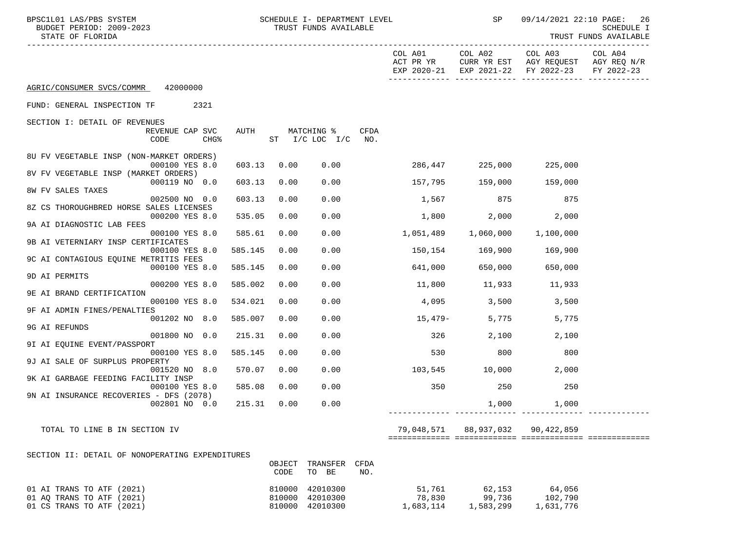AGRIC/CONSUMER SVCS/COMMR 42000000

FUND: GENERAL INSPECTION TF 2321

SECTION I: DETAIL OF REVENUES

| | REVENUE CODE | CAP SVC CHG% | AUTH | MATCHING % ST | I/C LOC I/C | CFDA NO. | COL A01 ACT PR YR EXP 2020-21 | COL A02 CURR YR EST EXP 2021-22 | COL A03 AGY REQUEST FY 2022-23 | COL A04 AGY REQ N/R FY 2022-23 |
|---|---|---|---|---|---|---|---|---|---|---|
| 8U FV VEGETABLE INSP (NON-MARKET ORDERS) | 000100 | YES 8.0 | 603.13 | 0.00 | 0.00 | | 286,447 | 225,000 | 225,000 | |
| 8V FV VEGETABLE INSP (MARKET ORDERS) | 000119 | NO 0.0 | 603.13 | 0.00 | 0.00 | | 157,795 | 159,000 | 159,000 | |
| 8W FV SALES TAXES | 002500 | NO 0.0 | 603.13 | 0.00 | 0.00 | | 1,567 | 875 | 875 | |
| 8Z CS THOROUGHBRED HORSE SALES LICENSES | 000200 | YES 8.0 | 535.05 | 0.00 | 0.00 | | 1,800 | 2,000 | 2,000 | |
| 9A AI DIAGNOSTIC LAB FEES | 000100 | YES 8.0 | 585.61 | 0.00 | 0.00 | | 1,051,489 | 1,060,000 | 1,100,000 | |
| 9B AI VETERNIARY INSP CERTIFICATES | 000100 | YES 8.0 | 585.145 | 0.00 | 0.00 | | 150,154 | 169,900 | 169,900 | |
| 9C AI CONTAGIOUS EQUINE METRITIS FEES | 000100 | YES 8.0 | 585.145 | 0.00 | 0.00 | | 641,000 | 650,000 | 650,000 | |
| 9D AI PERMITS | 000200 | YES 8.0 | 585.002 | 0.00 | 0.00 | | 11,800 | 11,933 | 11,933 | |
| 9E AI BRAND CERTIFICATION | 000100 | YES 8.0 | 534.021 | 0.00 | 0.00 | | 4,095 | 3,500 | 3,500 | |
| 9F AI ADMIN FINES/PENALTIES | 001202 | NO 8.0 | 585.007 | 0.00 | 0.00 | | 15,479- | 5,775 | 5,775 | |
| 9G AI REFUNDS | 001800 | NO 0.0 | 215.31 | 0.00 | 0.00 | | 326 | 2,100 | 2,100 | |
| 9I AI EQUINE EVENT/PASSPORT | 000100 | YES 8.0 | 585.145 | 0.00 | 0.00 | | 530 | 800 | 800 | |
| 9J AI SALE OF SURPLUS PROPERTY | 001520 | NO 8.0 | 570.07 | 0.00 | 0.00 | | 103,545 | 10,000 | 2,000 | |
| 9K AI GARBAGE FEEDING FACILITY INSP | 000100 | YES 8.0 | 585.08 | 0.00 | 0.00 | | 350 | 250 | 250 | |
| 9N AI INSURANCE RECOVERIES - DFS (2078) | 002801 | NO 0.0 | 215.31 | 0.00 | 0.00 | | | 1,000 | 1,000 | |
| TOTAL TO LINE B IN SECTION IV | | | | | | | 79,048,571 | 88,937,032 | 90,422,859 | |

SECTION II: DETAIL OF NONOPERATING EXPENDITURES

| | OBJECT CODE | TRANSFER TO BE | CFDA NO. | COL A01 | COL A02 | COL A03 | COL A04 |
|---|---|---|---|---|---|---|---|
| 01 AI TRANS TO ATF (2021) | 810000 | 42010300 | | 51,761 | 62,153 | 64,056 | |
| 01 AQ TRANS TO ATF (2021) | 810000 | 42010300 | | 78,830 | 99,736 | 102,790 | |
| 01 CS TRANS TO ATF (2021) | 810000 | 42010300 | | 1,683,114 | 1,583,299 | 1,631,776 | |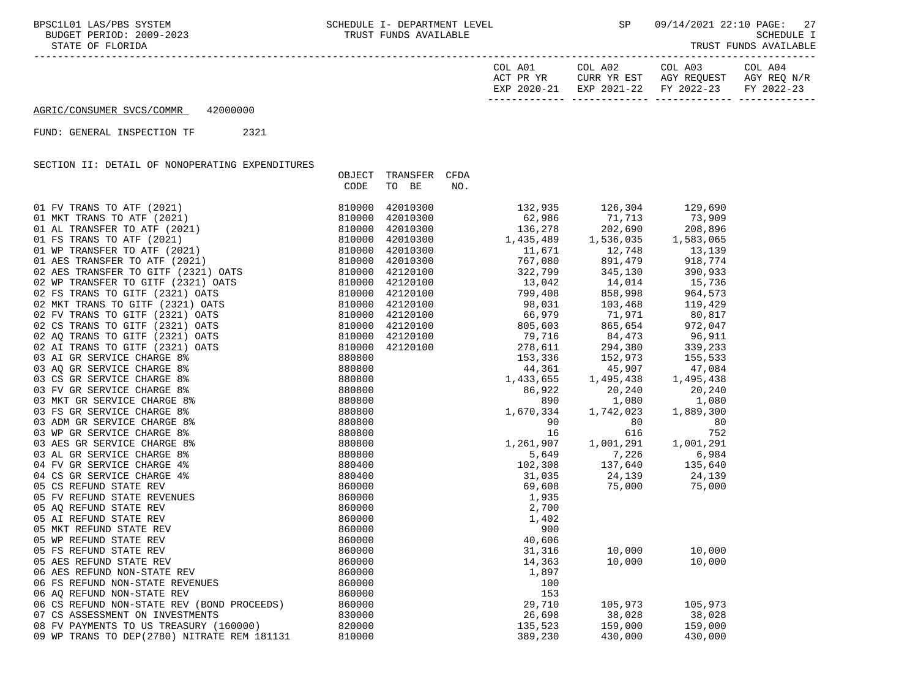AGRIC/CONSUMER SVCS/COMMR 42000000

FUND: GENERAL INSPECTION TF 2321

SECTION II: DETAIL OF NONOPERATING EXPENDITURES

| | OBJECT CODE | TRANSFER TO BE | CFDA NO. | COL A01 ACT PR YR EXP 2020-21 | COL A02 CURR YR EST EXP 2021-22 | COL A03 AGY REQUEST FY 2022-23 | COL A04 AGY REQ N/R FY 2022-23 |
|---|---|---|---|---|---|---|---|
| 01 FV TRANS TO ATF (2021) | 810000 | 42010300 | | 132,935 | 126,304 | 129,690 | |
| 01 MKT TRANS TO ATF (2021) | 810000 | 42010300 | | 62,986 | 71,713 | 73,909 | |
| 01 AL TRANSFER TO ATF (2021) | 810000 | 42010300 | | 136,278 | 202,690 | 208,896 | |
| 01 FS TRANS TO ATF (2021) | 810000 | 42010300 | | 1,435,489 | 1,536,035 | 1,583,065 | |
| 01 WP TRANSFER TO ATF (2021) | 810000 | 42010300 | | 11,671 | 12,748 | 13,139 | |
| 01 AES TRANSFER TO ATF (2021) | 810000 | 42010300 | | 767,080 | 891,479 | 918,774 | |
| 02 AES TRANSFER TO GITF (2321) OATS | 810000 | 42120100 | | 322,799 | 345,130 | 390,933 | |
| 02 WP TRANSFER TO GITF (2321) OATS | 810000 | 42120100 | | 13,042 | 14,014 | 15,736 | |
| 02 FS TRANS TO GITF (2321) OATS | 810000 | 42120100 | | 799,408 | 858,998 | 964,573 | |
| 02 MKT TRANS TO GITF (2321) OATS | 810000 | 42120100 | | 98,031 | 103,468 | 119,429 | |
| 02 FV TRANS TO GITF (2321) OATS | 810000 | 42120100 | | 66,979 | 71,971 | 80,817 | |
| 02 CS TRANS TO GITF (2321) OATS | 810000 | 42120100 | | 805,603 | 865,654 | 972,047 | |
| 02 AQ TRANS TO GITF (2321) OATS | 810000 | 42120100 | | 79,716 | 84,473 | 96,911 | |
| 02 AI TRANS TO GITF (2321) OATS | 810000 | 42120100 | | 278,611 | 294,380 | 339,233 | |
| 03 AI GR SERVICE CHARGE 8% | 880800 | | | 153,336 | 152,973 | 155,533 | |
| 03 AQ GR SERVICE CHARGE 8% | 880800 | | | 44,361 | 45,907 | 47,084 | |
| 03 CS GR SERVICE CHARGE 8% | 880800 | | | 1,433,655 | 1,495,438 | 1,495,438 | |
| 03 FV GR SERVICE CHARGE 8% | 880800 | | | 86,922 | 20,240 | 20,240 | |
| 03 MKT GR SERVICE CHARGE 8% | 880800 | | | 890 | 1,080 | 1,080 | |
| 03 FS GR SERVICE CHARGE 8% | 880800 | | | 1,670,334 | 1,742,023 | 1,889,300 | |
| 03 ADM GR SERVICE CHARGE 8% | 880800 | | | 90 | 80 | 80 | |
| 03 WP GR SERVICE CHARGE 8% | 880800 | | | 16 | 616 | 752 | |
| 03 AES GR SERVICE CHARGE 8% | 880800 | | | 1,261,907 | 1,001,291 | 1,001,291 | |
| 03 AL GR SERVICE CHARGE 8% | 880800 | | | 5,649 | 7,226 | 6,984 | |
| 04 FV GR SERVICE CHARGE 4% | 880400 | | | 102,308 | 137,640 | 135,640 | |
| 04 CS GR SERVICE CHARGE 4% | 880400 | | | 31,035 | 24,139 | 24,139 | |
| 05 CS REFUND STATE REV | 860000 | | | 69,608 | 75,000 | 75,000 | |
| 05 FV REFUND STATE REVENUES | 860000 | | | 1,935 | | | |
| 05 AQ REFUND STATE REV | 860000 | | | 2,700 | | | |
| 05 AI REFUND STATE REV | 860000 | | | 1,402 | | | |
| 05 MKT REFUND STATE REV | 860000 | | | 900 | | | |
| 05 WP REFUND STATE REV | 860000 | | | 40,606 | | | |
| 05 FS REFUND STATE REV | 860000 | | | 31,316 | 10,000 | 10,000 | |
| 05 AES REFUND STATE REV | 860000 | | | 14,363 | 10,000 | 10,000 | |
| 06 AES REFUND NON-STATE REV | 860000 | | | 1,897 | | | |
| 06 FS REFUND NON-STATE REVENUES | 860000 | | | 100 | | | |
| 06 AQ REFUND NON-STATE REV | 860000 | | | 153 | | | |
| 06 CS REFUND NON-STATE REV (BOND PROCEEDS) | 860000 | | | 29,710 | 105,973 | 105,973 | |
| 07 CS ASSESSMENT ON INVESTMENTS | 830000 | | | 26,698 | 38,028 | 38,028 | |
| 08 FV PAYMENTS TO US TREASURY (160000) | 820000 | | | 135,523 | 159,000 | 159,000 | |
| 09 WP TRANS TO DEP(2780) NITRATE REM 181131 | 810000 | | | 389,230 | 430,000 | 430,000 | |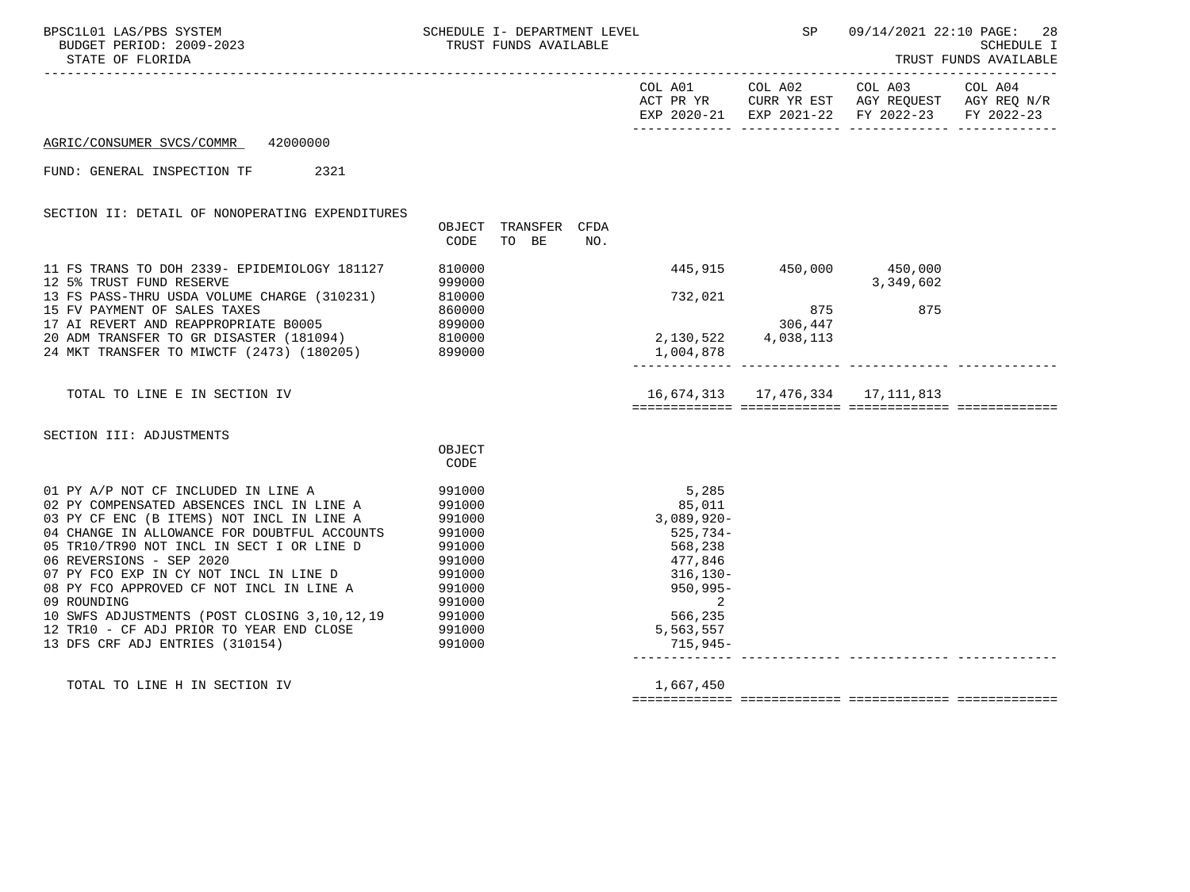AGRIC/CONSUMER SVCS/COMMR 42000000

FUND: GENERAL INSPECTION TF 2321

SECTION II: DETAIL OF NONOPERATING EXPENDITURES

| | OBJECT CODE | TRANSFER TO BE | CFDA NO. | COL A01 ACT PR YR EXP 2020-21 | COL A02 CURR YR EST EXP 2021-22 | COL A03 AGY REQUEST FY 2022-23 | COL A04 AGY REQ N/R FY 2022-23 |
|---|---|---|---|---|---|---|---|
| 11 FS TRANS TO DOH 2339- EPIDEMIOLOGY 181127 | 810000 | | | 445,915 | 450,000 | 450,000 | |
| 12 5% TRUST FUND RESERVE | 999000 | | | | | 3,349,602 | |
| 13 FS PASS-THRU USDA VOLUME CHARGE (310231) | 810000 | | | 732,021 | | | |
| 15 FV PAYMENT OF SALES TAXES | 860000 | | | | 875 | 875 | |
| 17 AI REVERT AND REAPPROPRIATE B0005 | 899000 | | | | 306,447 | | |
| 20 ADM TRANSFER TO GR DISASTER (181094) | 810000 | | | 2,130,522 | 4,038,113 | | |
| 24 MKT TRANSFER TO MIWCTF (2473) (180205) | 899000 | | | 1,004,878 | | | |
| TOTAL TO LINE E IN SECTION IV | | | | 16,674,313 | 17,476,334 | 17,111,813 | |

SECTION III: ADJUSTMENTS

| | OBJECT CODE | COL A01 | COL A02 | COL A03 | COL A04 |
|---|---|---|---|---|---|
| 01 PY A/P NOT CF INCLUDED IN LINE A | 991000 | 5,285 | | | |
| 02 PY COMPENSATED ABSENCES INCL IN LINE A | 991000 | 85,011 | | | |
| 03 PY CF ENC (B ITEMS) NOT INCL IN LINE A | 991000 | 3,089,920- | | | |
| 04 CHANGE IN ALLOWANCE FOR DOUBTFUL ACCOUNTS | 991000 | 525,734- | | | |
| 05 TR10/TR90 NOT INCL IN SECT I OR LINE D | 991000 | 568,238 | | | |
| 06 REVERSIONS - SEP 2020 | 991000 | 477,846 | | | |
| 07 PY FCO EXP IN CY NOT INCL IN LINE D | 991000 | 316,130- | | | |
| 08 PY FCO APPROVED CF NOT INCL IN LINE A | 991000 | 950,995- | | | |
| 09 ROUNDING | 991000 | 2 | | | |
| 10 SWFS ADJUSTMENTS (POST CLOSING 3,10,12,19 | 991000 | 566,235 | | | |
| 12 TR10 - CF ADJ PRIOR TO YEAR END CLOSE | 991000 | 5,563,557 | | | |
| 13 DFS CRF ADJ ENTRIES (310154) | 991000 | 715,945- | | | |
| TOTAL TO LINE H IN SECTION IV | | 1,667,450 | | | |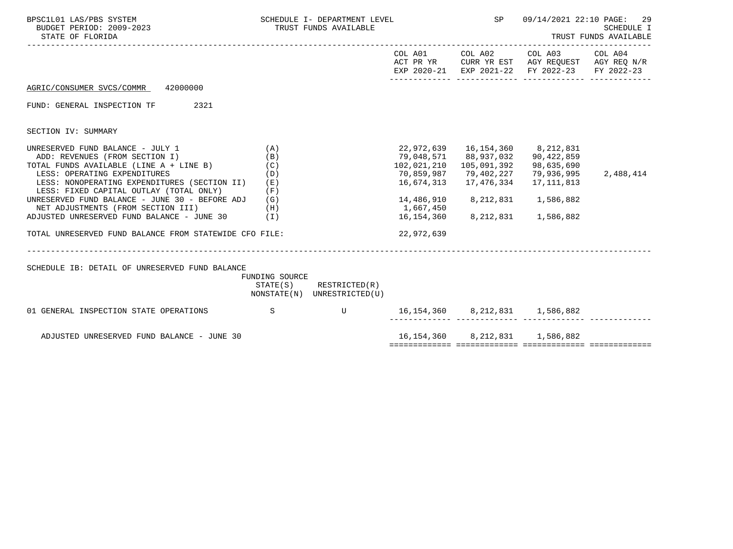BPSC1L01 LAS/PBS SYSTEM — SCHEDULE I- DEPARTMENT LEVEL — TRUST FUNDS AVAILABLE — SP 09/14/2021 22:10

BUDGET PERIOD: 2009-2023

STATE OF FLORIDA

SCHEDULE I — TRUST FUNDS AVAILABLE

AGRIC/CONSUMER SVCS/COMMR 42000000

FUND: GENERAL INSPECTION TF 2321

SECTION IV: SUMMARY

| | | COL A01 ACT PR YR EXP 2020-21 | COL A02 CURR YR EST EXP 2021-22 | COL A03 AGY REQUEST FY 2022-23 | COL A04 AGY REQ N/R FY 2022-23 |
|---|---|---|---|---|---|
| UNRESERVED FUND BALANCE - JULY 1 | (A) | 22,972,639 | 16,154,360 | 8,212,831 | |
| ADD: REVENUES (FROM SECTION I) | (B) | 79,048,571 | 88,937,032 | 90,422,859 | |
| TOTAL FUNDS AVAILABLE (LINE A + LINE B) | (C) | 102,021,210 | 105,091,392 | 98,635,690 | |
| LESS: OPERATING EXPENDITURES | (D) | 70,859,987 | 79,402,227 | 79,936,995 | 2,488,414 |
| LESS: NONOPERATING EXPENDITURES (SECTION II) | (E) | 16,674,313 | 17,476,334 | 17,111,813 | |
| LESS: FIXED CAPITAL OUTLAY (TOTAL ONLY) | (F) | | | | |
| UNRESERVED FUND BALANCE - JUNE 30 - BEFORE ADJ | (G) | 14,486,910 | 8,212,831 | 1,586,882 | |
| NET ADJUSTMENTS (FROM SECTION III) | (H) | 1,667,450 | | | |
| ADJUSTED UNRESERVED FUND BALANCE - JUNE 30 | (I) | 16,154,360 | 8,212,831 | 1,586,882 | |
| TOTAL UNRESERVED FUND BALANCE FROM STATEWIDE CFO FILE: | | 22,972,639 | | | |

SCHEDULE IB: DETAIL OF UNRESERVED FUND BALANCE

| | FUNDING SOURCE STATE(S) NONSTATE(N) | RESTRICTED(R) UNRESTRICTED(U) | COL A01 | COL A02 | COL A03 | COL A04 |
|---|---|---|---|---|---|---|
| 01 GENERAL INSPECTION STATE OPERATIONS | S | U | 16,154,360 | 8,212,831 | 1,586,882 | |
| ADJUSTED UNRESERVED FUND BALANCE - JUNE 30 | | | 16,154,360 | 8,212,831 | 1,586,882 | |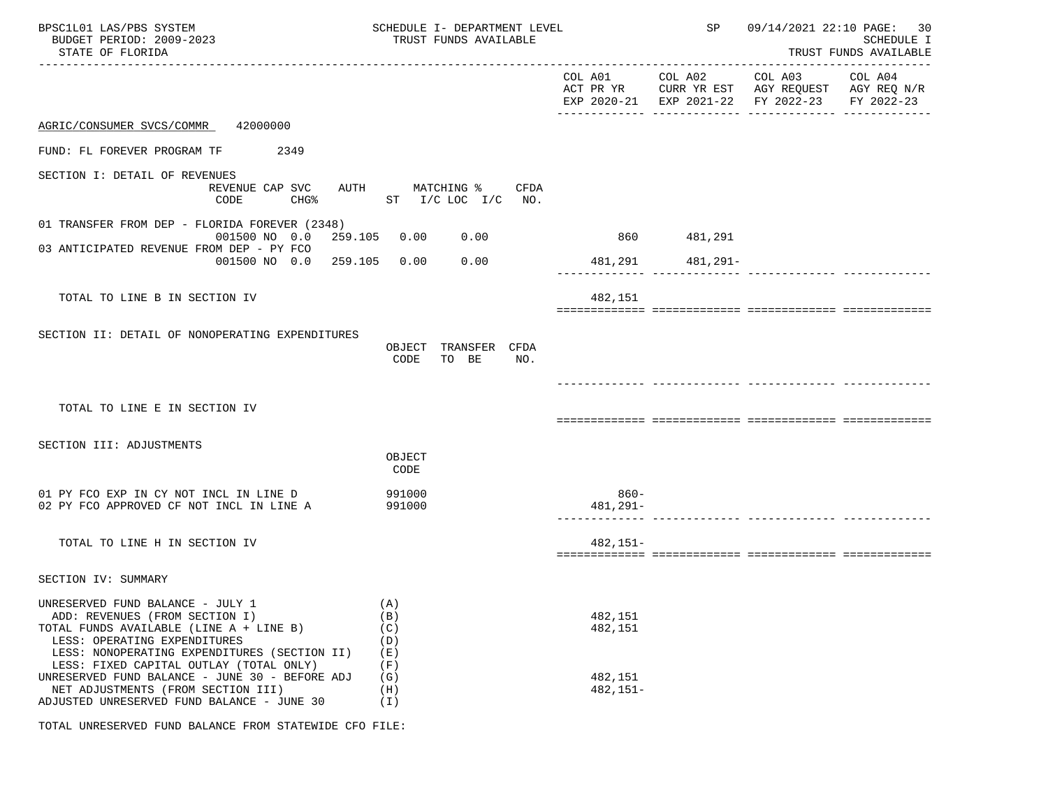BPSC1L01 LAS/PBS SYSTEM — SCHEDULE I- DEPARTMENT LEVEL — SP 09/14/2021 22:10
BUDGET PERIOD: 2009-2023 — TRUST FUNDS AVAILABLE — SCHEDULE I
STATE OF FLORIDA — TRUST FUNDS AVAILABLE

| | COL A01 ACT PR YR EXP 2020-21 | COL A02 CURR YR EST EXP 2021-22 | COL A03 AGY REQUEST FY 2022-23 | COL A04 AGY REQ N/R FY 2022-23 |
|---|---|---|---|---|

AGRIC/CONSUMER SVCS/COMMR 42000000

FUND: FL FOREVER PROGRAM TF 2349

SECTION I: DETAIL OF REVENUES

| | REVENUE CODE | CAP SVC CHG% | AUTH | MATCHING % ST | I/C LOC | I/C | CFDA NO. | COL A01 | COL A02 | COL A03 | COL A04 |
|---|---|---|---|---|---|---|---|---|---|---|---|
| 01 TRANSFER FROM DEP - FLORIDA FOREVER (2348) | 001500 | NO 0.0 | 259.105 | 0.00 | 0.00 | | | 860 | 481,291 | | |
| 03 ANTICIPATED REVENUE FROM DEP - PY FCO | 001500 | NO 0.0 | 259.105 | 0.00 | 0.00 | | | 481,291 | 481,291- | | |
| TOTAL TO LINE B IN SECTION IV | | | | | | | | 482,151 | | | |

SECTION II: DETAIL OF NONOPERATING EXPENDITURES

| | OBJECT CODE | TRANSFER TO BE | CFDA NO. | COL A01 | COL A02 | COL A03 | COL A04 |
|---|---|---|---|---|---|---|---|
| TOTAL TO LINE E IN SECTION IV | | | | | | | |

SECTION III: ADJUSTMENTS

| | OBJECT CODE | COL A01 | COL A02 | COL A03 | COL A04 |
|---|---|---|---|---|---|
| 01 PY FCO EXP IN CY NOT INCL IN LINE D | 991000 | 860- | | | |
| 02 PY FCO APPROVED CF NOT INCL IN LINE A | 991000 | 481,291- | | | |
| TOTAL TO LINE H IN SECTION IV | | 482,151- | | | |

SECTION IV: SUMMARY

| | | COL A01 | COL A02 | COL A03 | COL A04 |
|---|---|---|---|---|---|
| UNRESERVED FUND BALANCE - JULY 1 | (A) | | | | |
| ADD: REVENUES (FROM SECTION I) | (B) | 482,151 | | | |
| TOTAL FUNDS AVAILABLE (LINE A + LINE B) | (C) | 482,151 | | | |
| LESS: OPERATING EXPENDITURES | (D) | | | | |
| LESS: NONOPERATING EXPENDITURES (SECTION II) | (E) | | | | |
| LESS: FIXED CAPITAL OUTLAY (TOTAL ONLY) | (F) | | | | |
| UNRESERVED FUND BALANCE - JUNE 30 - BEFORE ADJ | (G) | 482,151 | | | |
| NET ADJUSTMENTS (FROM SECTION III) | (H) | 482,151- | | | |
| ADJUSTED UNRESERVED FUND BALANCE - JUNE 30 | (I) | | | | |

TOTAL UNRESERVED FUND BALANCE FROM STATEWIDE CFO FILE: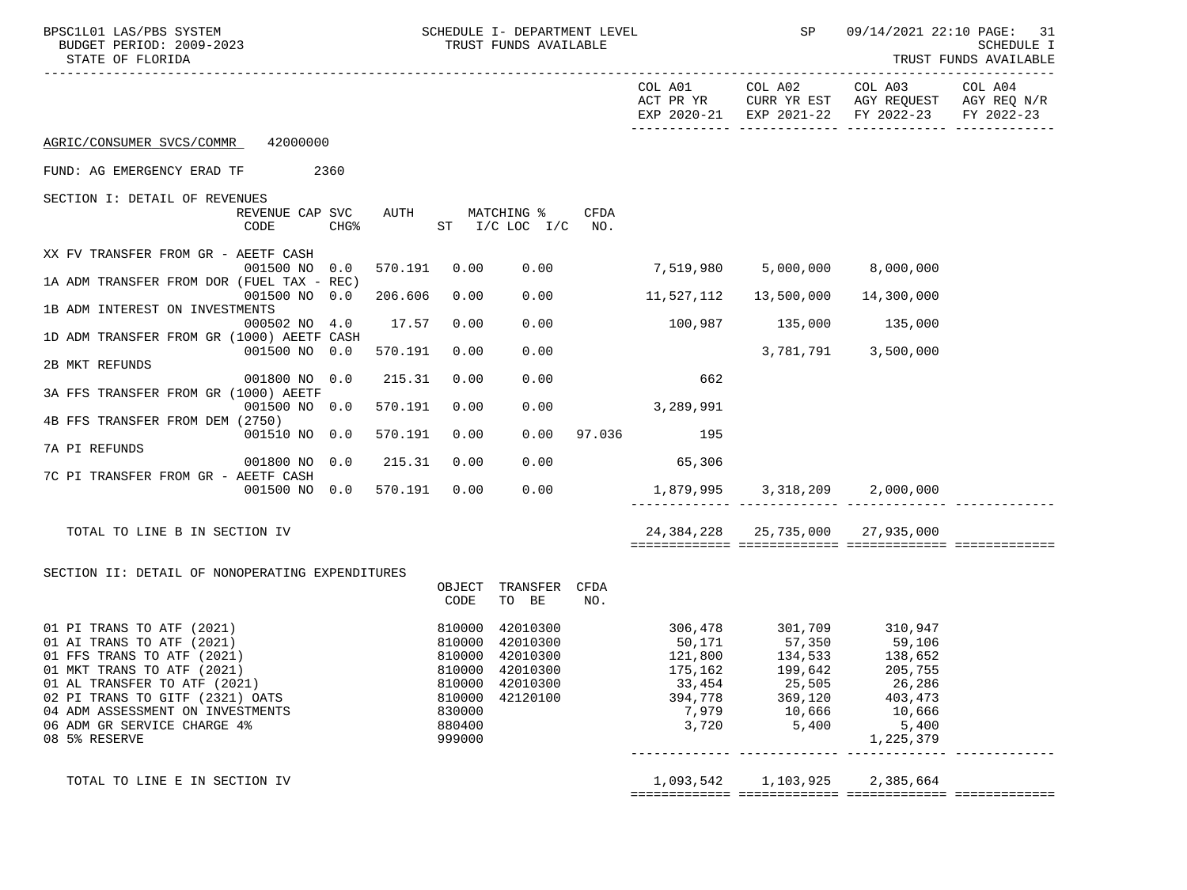BPSC1L01 LAS/PBS SYSTEM — SCHEDULE I- DEPARTMENT LEVEL — TRUST FUNDS AVAILABLE — SP 09/14/2021 22:10

BUDGET PERIOD: 2009-2023

STATE OF FLORIDA

SCHEDULE I — TRUST FUNDS AVAILABLE

AGRIC/CONSUMER SVCS/COMMR 42000000

FUND: AG EMERGENCY ERAD TF 2360

## SECTION I: DETAIL OF REVENUES

| | REVENUE CODE | CAP | SVC CHG% | AUTH | ST | MATCHING % I/C LOC | I/C | CFDA NO. | COL A01 ACT PR YR EXP 2020-21 | COL A02 CURR YR EST EXP 2021-22 | COL A03 AGY REQUEST FY 2022-23 | COL A04 AGY REQ N/R FY 2022-23 |
|---|---|---|---|---|---|---|---|---|---|---|---|---|
| XX FV TRANSFER FROM GR - AEETF CASH | 001500 | NO | 0.0 | 570.191 | 0.00 | 0.00 | | | 7,519,980 | 5,000,000 | 8,000,000 | |
| 1A ADM TRANSFER FROM DOR (FUEL TAX - REC) | 001500 | NO | 0.0 | 206.606 | 0.00 | 0.00 | | | 11,527,112 | 13,500,000 | 14,300,000 | |
| 1B ADM INTEREST ON INVESTMENTS | 000502 | NO | 4.0 | 17.57 | 0.00 | 0.00 | | | 100,987 | 135,000 | 135,000 | |
| 1D ADM TRANSFER FROM GR (1000) AEETF CASH | 001500 | NO | 0.0 | 570.191 | 0.00 | 0.00 | | | | 3,781,791 | 3,500,000 | |
| 2B MKT REFUNDS | 001800 | NO | 0.0 | 215.31 | 0.00 | 0.00 | | | 662 | | | |
| 3A FFS TRANSFER FROM GR (1000) AEETF | 001500 | NO | 0.0 | 570.191 | 0.00 | 0.00 | | | 3,289,991 | | | |
| 4B FFS TRANSFER FROM DEM (2750) | 001510 | NO | 0.0 | 570.191 | 0.00 | 0.00 | | 97.036 | 195 | | | |
| 7A PI REFUNDS | 001800 | NO | 0.0 | 215.31 | 0.00 | 0.00 | | | 65,306 | | | |
| 7C PI TRANSFER FROM GR - AEETF CASH | 001500 | NO | 0.0 | 570.191 | 0.00 | 0.00 | | | 1,879,995 | 3,318,209 | 2,000,000 | |
| TOTAL TO LINE B IN SECTION IV | | | | | | | | | 24,384,228 | 25,735,000 | 27,935,000 | |

## SECTION II: DETAIL OF NONOPERATING EXPENDITURES

| | OBJECT CODE | TRANSFER TO BE | CFDA NO. | COL A01 ACT PR YR EXP 2020-21 | COL A02 CURR YR EST EXP 2021-22 | COL A03 AGY REQUEST FY 2022-23 | COL A04 AGY REQ N/R FY 2022-23 |
|---|---|---|---|---|---|---|---|
| 01 PI TRANS TO ATF (2021) | 810000 | 42010300 | | 306,478 | 301,709 | 310,947 | |
| 01 AI TRANS TO ATF (2021) | 810000 | 42010300 | | 50,171 | 57,350 | 59,106 | |
| 01 FFS TRANS TO ATF (2021) | 810000 | 42010300 | | 121,800 | 134,533 | 138,652 | |
| 01 MKT TRANS TO ATF (2021) | 810000 | 42010300 | | 175,162 | 199,642 | 205,755 | |
| 01 AL TRANSFER TO ATF (2021) | 810000 | 42010300 | | 33,454 | 25,505 | 26,286 | |
| 02 PI TRANS TO GITF (2321) OATS | 810000 | 42120100 | | 394,778 | 369,120 | 403,473 | |
| 04 ADM ASSESSMENT ON INVESTMENTS | 830000 | | | 7,979 | 10,666 | 10,666 | |
| 06 ADM GR SERVICE CHARGE 4% | 880400 | | | 3,720 | 5,400 | 5,400 | |
| 08 5% RESERVE | 999000 | | | | | 1,225,379 | |
| TOTAL TO LINE E IN SECTION IV | | | | 1,093,542 | 1,103,925 | 2,385,664 | |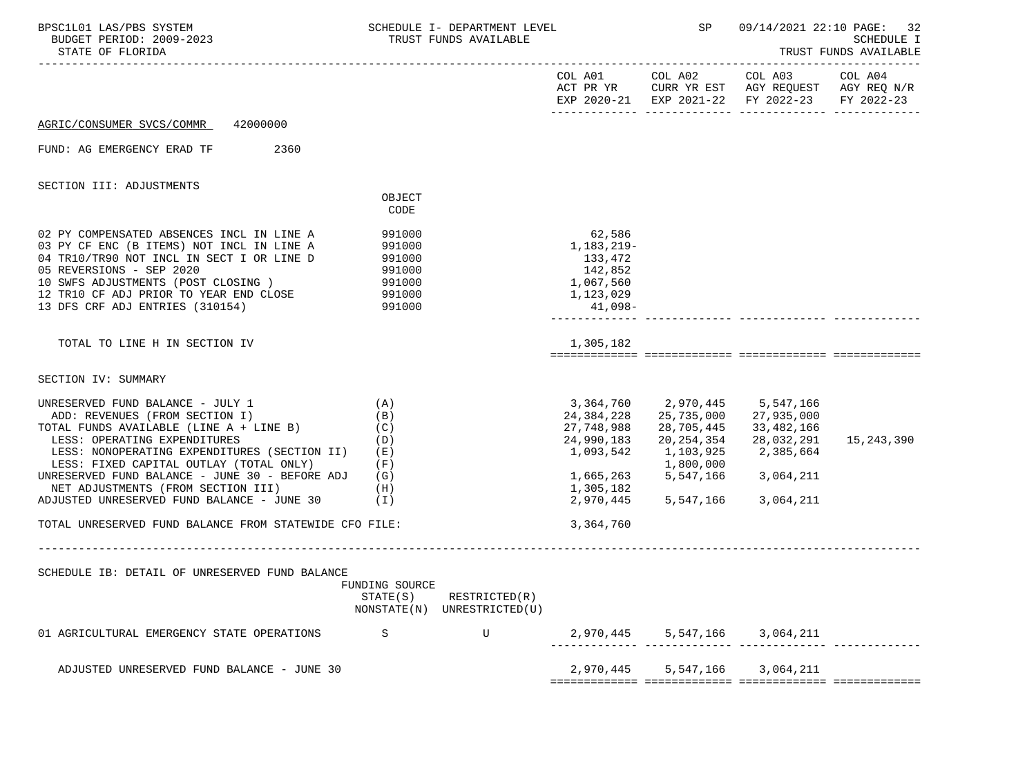BPSC1L01 LAS/PBS SYSTEM — SCHEDULE I- DEPARTMENT LEVEL — TRUST FUNDS AVAILABLE — SP 09/14/2021 22:10

BUDGET PERIOD: 2009-2023

STATE OF FLORIDA

SCHEDULE I — TRUST FUNDS AVAILABLE

AGRIC/CONSUMER SVCS/COMMR 42000000

FUND: AG EMERGENCY ERAD TF 2360

## SECTION III: ADJUSTMENTS

| | OBJECT CODE | COL A01 ACT PR YR EXP 2020-21 | COL A02 CURR YR EST EXP 2021-22 | COL A03 AGY REQUEST FY 2022-23 | COL A04 AGY REQ N/R FY 2022-23 |
|---|---|---|---|---|---|
| 02 PY COMPENSATED ABSENCES INCL IN LINE A | 991000 | 62,586 | | | |
| 03 PY CF ENC (B ITEMS) NOT INCL IN LINE A | 991000 | 1,183,219- | | | |
| 04 TR10/TR90 NOT INCL IN SECT I OR LINE D | 991000 | 133,472 | | | |
| 05 REVERSIONS - SEP 2020 | 991000 | 142,852 | | | |
| 10 SWFS ADJUSTMENTS (POST CLOSING ) | 991000 | 1,067,560 | | | |
| 12 TR10 CF ADJ PRIOR TO YEAR END CLOSE | 991000 | 1,123,029 | | | |
| 13 DFS CRF ADJ ENTRIES (310154) | 991000 | 41,098- | | | |
| TOTAL TO LINE H IN SECTION IV | | 1,305,182 | | | |

## SECTION IV: SUMMARY

| | | COL A01 ACT PR YR EXP 2020-21 | COL A02 CURR YR EST EXP 2021-22 | COL A03 AGY REQUEST FY 2022-23 | COL A04 AGY REQ N/R FY 2022-23 |
|---|---|---|---|---|---|
| UNRESERVED FUND BALANCE - JULY 1 | (A) | 3,364,760 | 2,970,445 | 5,547,166 | |
| ADD: REVENUES (FROM SECTION I) | (B) | 24,384,228 | 25,735,000 | 27,935,000 | |
| TOTAL FUNDS AVAILABLE (LINE A + LINE B) | (C) | 27,748,988 | 28,705,445 | 33,482,166 | |
| LESS: OPERATING EXPENDITURES | (D) | 24,990,183 | 20,254,354 | 28,032,291 | 15,243,390 |
| LESS: NONOPERATING EXPENDITURES (SECTION II) | (E) | 1,093,542 | 1,103,925 | 2,385,664 | |
| LESS: FIXED CAPITAL OUTLAY (TOTAL ONLY) | (F) | | 1,800,000 | | |
| UNRESERVED FUND BALANCE - JUNE 30 - BEFORE ADJ | (G) | 1,665,263 | 5,547,166 | 3,064,211 | |
| NET ADJUSTMENTS (FROM SECTION III) | (H) | 1,305,182 | | | |
| ADJUSTED UNRESERVED FUND BALANCE - JUNE 30 | (I) | 2,970,445 | 5,547,166 | 3,064,211 | |
| TOTAL UNRESERVED FUND BALANCE FROM STATEWIDE CFO FILE: | | 3,364,760 | | | |

## SCHEDULE IB: DETAIL OF UNRESERVED FUND BALANCE

| | FUNDING SOURCE STATE(S) NONSTATE(N) | RESTRICTED(R) UNRESTRICTED(U) | COL A01 | COL A02 | COL A03 | COL A04 |
|---|---|---|---|---|---|---|
| 01 AGRICULTURAL EMERGENCY STATE OPERATIONS | S | U | 2,970,445 | 5,547,166 | 3,064,211 | |
| ADJUSTED UNRESERVED FUND BALANCE - JUNE 30 | | | 2,970,445 | 5,547,166 | 3,064,211 | |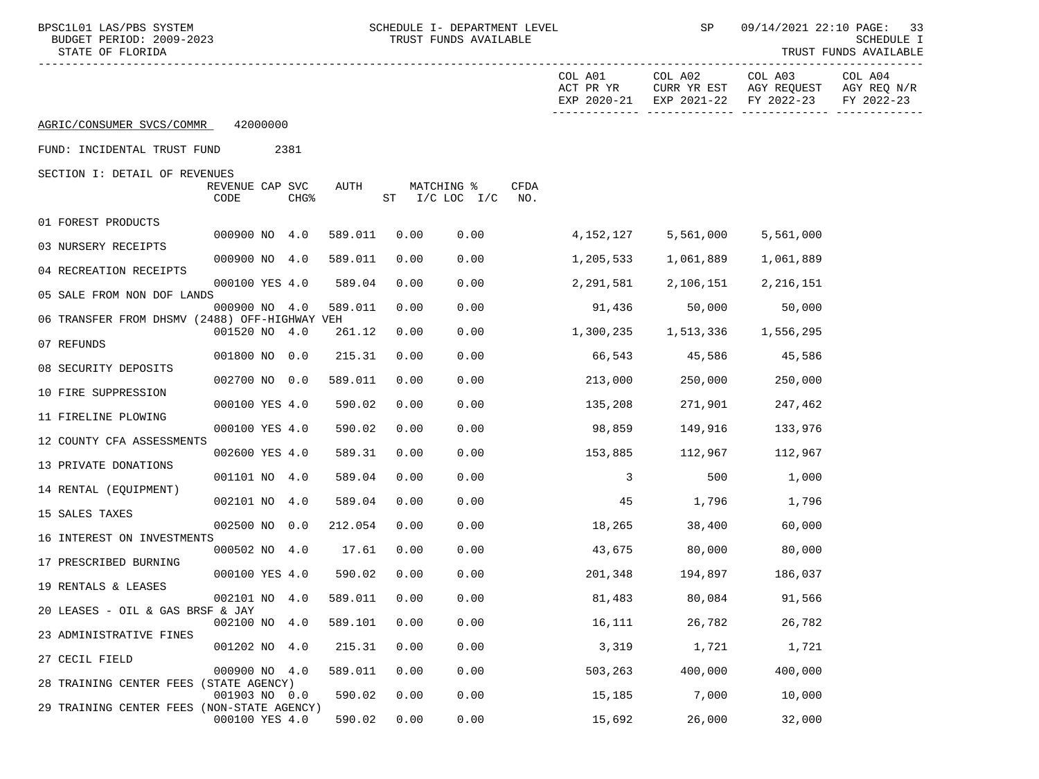BPSC1L01 LAS/PBS SYSTEM — SCHEDULE I- DEPARTMENT LEVEL — TRUST FUNDS AVAILABLE — SP 09/14/2021 22:10

BUDGET PERIOD: 2009-2023 — STATE OF FLORIDA — SCHEDULE I — TRUST FUNDS AVAILABLE

AGRIC/CONSUMER SVCS/COMMR 42000000

FUND: INCIDENTAL TRUST FUND 2381

SECTION I: DETAIL OF REVENUES

| | REVENUE CODE | CAP | SVC CHG% | AUTH | MATCHING % ST | I/C LOC I/C | CFDA NO. | COL A01 ACT PR YR EXP 2020-21 | COL A02 CURR YR EST EXP 2021-22 | COL A03 AGY REQUEST FY 2022-23 | COL A04 AGY REQ N/R FY 2022-23 |
|---|---|---|---|---|---|---|---|---|---|---|---|
| 01 FOREST PRODUCTS | 000900 | NO | 4.0 | 589.011 | 0.00 | 0.00 | | 4,152,127 | 5,561,000 | 5,561,000 | |
| 03 NURSERY RECEIPTS | 000900 | NO | 4.0 | 589.011 | 0.00 | 0.00 | | 1,205,533 | 1,061,889 | 1,061,889 | |
| 04 RECREATION RECEIPTS | 000100 | YES | 4.0 | 589.04 | 0.00 | 0.00 | | 2,291,581 | 2,106,151 | 2,216,151 | |
| 05 SALE FROM NON DOF LANDS | 000900 | NO | 4.0 | 589.011 | 0.00 | 0.00 | | 91,436 | 50,000 | 50,000 | |
| 06 TRANSFER FROM DHSMV (2488) OFF-HIGHWAY VEH | 001520 | NO | 4.0 | 261.12 | 0.00 | 0.00 | | 1,300,235 | 1,513,336 | 1,556,295 | |
| 07 REFUNDS | 001800 | NO | 0.0 | 215.31 | 0.00 | 0.00 | | 66,543 | 45,586 | 45,586 | |
| 08 SECURITY DEPOSITS | 002700 | NO | 0.0 | 589.011 | 0.00 | 0.00 | | 213,000 | 250,000 | 250,000 | |
| 10 FIRE SUPPRESSION | 000100 | YES | 4.0 | 590.02 | 0.00 | 0.00 | | 135,208 | 271,901 | 247,462 | |
| 11 FIRELINE PLOWING | 000100 | YES | 4.0 | 590.02 | 0.00 | 0.00 | | 98,859 | 149,916 | 133,976 | |
| 12 COUNTY CFA ASSESSMENTS | 002600 | YES | 4.0 | 589.31 | 0.00 | 0.00 | | 153,885 | 112,967 | 112,967 | |
| 13 PRIVATE DONATIONS | 001101 | NO | 4.0 | 589.04 | 0.00 | 0.00 | | 3 | 500 | 1,000 | |
| 14 RENTAL (EQUIPMENT) | 002101 | NO | 4.0 | 589.04 | 0.00 | 0.00 | | 45 | 1,796 | 1,796 | |
| 15 SALES TAXES | 002500 | NO | 0.0 | 212.054 | 0.00 | 0.00 | | 18,265 | 38,400 | 60,000 | |
| 16 INTEREST ON INVESTMENTS | 000502 | NO | 4.0 | 17.61 | 0.00 | 0.00 | | 43,675 | 80,000 | 80,000 | |
| 17 PRESCRIBED BURNING | 000100 | YES | 4.0 | 590.02 | 0.00 | 0.00 | | 201,348 | 194,897 | 186,037 | |
| 19 RENTALS & LEASES | 002101 | NO | 4.0 | 589.011 | 0.00 | 0.00 | | 81,483 | 80,084 | 91,566 | |
| 20 LEASES - OIL & GAS BRSF & JAY | 002100 | NO | 4.0 | 589.101 | 0.00 | 0.00 | | 16,111 | 26,782 | 26,782 | |
| 23 ADMINISTRATIVE FINES | 001202 | NO | 4.0 | 215.31 | 0.00 | 0.00 | | 3,319 | 1,721 | 1,721 | |
| 27 CECIL FIELD | 000900 | NO | 4.0 | 589.011 | 0.00 | 0.00 | | 503,263 | 400,000 | 400,000 | |
| 28 TRAINING CENTER FEES (STATE AGENCY) | 001903 | NO | 0.0 | 590.02 | 0.00 | 0.00 | | 15,185 | 7,000 | 10,000 | |
| 29 TRAINING CENTER FEES (NON-STATE AGENCY) | 000100 | YES | 4.0 | 590.02 | 0.00 | 0.00 | | 15,692 | 26,000 | 32,000 | |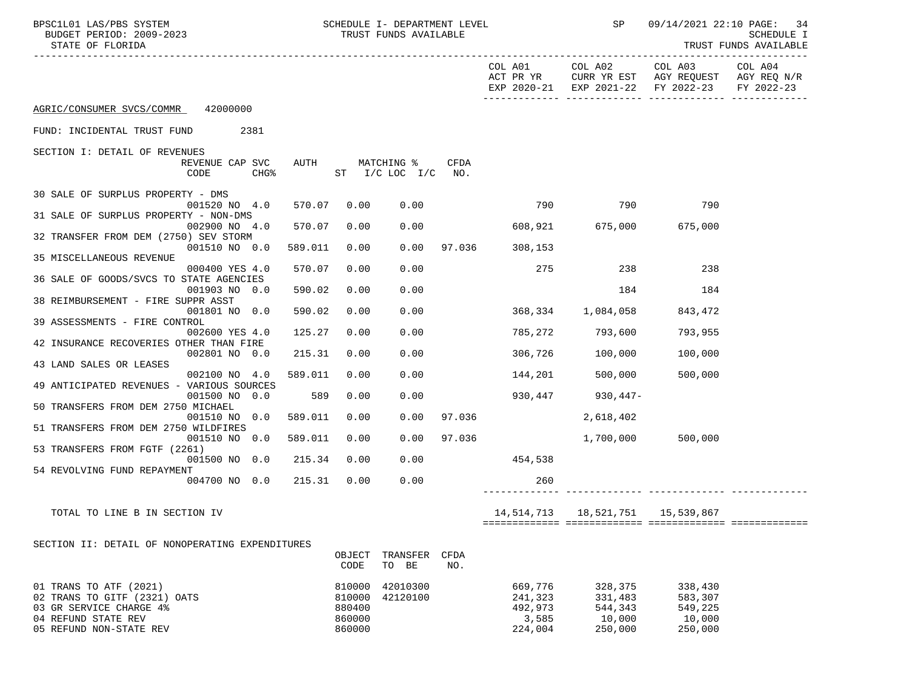AGRIC/CONSUMER SVCS/COMMR 42000000

FUND: INCIDENTAL TRUST FUND 2381

SECTION I: DETAIL OF REVENUES

| | REVENUE CODE | CAP SVC CHG% | AUTH | MATCHING % ST | I/C LOC | I/C | CFDA NO. | COL A01 ACT PR YR EXP 2020-21 | COL A02 CURR YR EST EXP 2021-22 | COL A03 AGY REQUEST FY 2022-23 | COL A04 AGY REQ N/R FY 2022-23 |
|---|---|---|---|---|---|---|---|---|---|---|---|
| 30 SALE OF SURPLUS PROPERTY - DMS | 001520 | NO 4.0 | 570.07 | 0.00 | 0.00 | | | 790 | 790 | 790 | |
| 31 SALE OF SURPLUS PROPERTY - NON-DMS | 002900 | NO 4.0 | 570.07 | 0.00 | 0.00 | | | 608,921 | 675,000 | 675,000 | |
| 32 TRANSFER FROM DEM (2750) SEV STORM | 001510 | NO 0.0 | 589.011 | 0.00 | 0.00 | | 97.036 | 308,153 | | | |
| 35 MISCELLANEOUS REVENUE | 000400 | YES 4.0 | 570.07 | 0.00 | 0.00 | | | 275 | 238 | 238 | |
| 36 SALE OF GOODS/SVCS TO STATE AGENCIES | 001903 | NO 0.0 | 590.02 | 0.00 | 0.00 | | | | 184 | 184 | |
| 38 REIMBURSEMENT - FIRE SUPPR ASST | 001801 | NO 0.0 | 590.02 | 0.00 | 0.00 | | | 368,334 | 1,084,058 | 843,472 | |
| 39 ASSESSMENTS - FIRE CONTROL | 002600 | YES 4.0 | 125.27 | 0.00 | 0.00 | | | 785,272 | 793,600 | 793,955 | |
| 42 INSURANCE RECOVERIES OTHER THAN FIRE | 002801 | NO 0.0 | 215.31 | 0.00 | 0.00 | | | 306,726 | 100,000 | 100,000 | |
| 43 LAND SALES OR LEASES | 002100 | NO 4.0 | 589.011 | 0.00 | 0.00 | | | 144,201 | 500,000 | 500,000 | |
| 49 ANTICIPATED REVENUES - VARIOUS SOURCES | 001500 | NO 0.0 | 589 | 0.00 | 0.00 | | | 930,447 | 930,447- | | |
| 50 TRANSFERS FROM DEM 2750 MICHAEL | 001510 | NO 0.0 | 589.011 | 0.00 | 0.00 | | 97.036 | | 2,618,402 | | |
| 51 TRANSFERS FROM DEM 2750 WILDFIRES | 001510 | NO 0.0 | 589.011 | 0.00 | 0.00 | | 97.036 | | 1,700,000 | 500,000 | |
| 53 TRANSFERS FROM FGTF (2261) | 001500 | NO 0.0 | 215.34 | 0.00 | 0.00 | | | 454,538 | | | |
| 54 REVOLVING FUND REPAYMENT | 004700 | NO 0.0 | 215.31 | 0.00 | 0.00 | | | 260 | | | |
| TOTAL TO LINE B IN SECTION IV | | | | | | | | 14,514,713 | 18,521,751 | 15,539,867 | |

SECTION II: DETAIL OF NONOPERATING EXPENDITURES

| | OBJECT CODE | TRANSFER TO BE | CFDA NO. | COL A01 ACT PR YR EXP 2020-21 | COL A02 CURR YR EST EXP 2021-22 | COL A03 AGY REQUEST FY 2022-23 | COL A04 AGY REQ N/R FY 2022-23 |
|---|---|---|---|---|---|---|---|
| 01 TRANS TO ATF (2021) | 810000 | 42010300 | | 669,776 | 328,375 | 338,430 | |
| 02 TRANS TO GITF (2321) OATS | 810000 | 42120100 | | 241,323 | 331,483 | 583,307 | |
| 03 GR SERVICE CHARGE 4% | 880400 | | | 492,973 | 544,343 | 549,225 | |
| 04 REFUND STATE REV | 860000 | | | 3,585 | 10,000 | 10,000 | |
| 05 REFUND NON-STATE REV | 860000 | | | 224,004 | 250,000 | 250,000 | |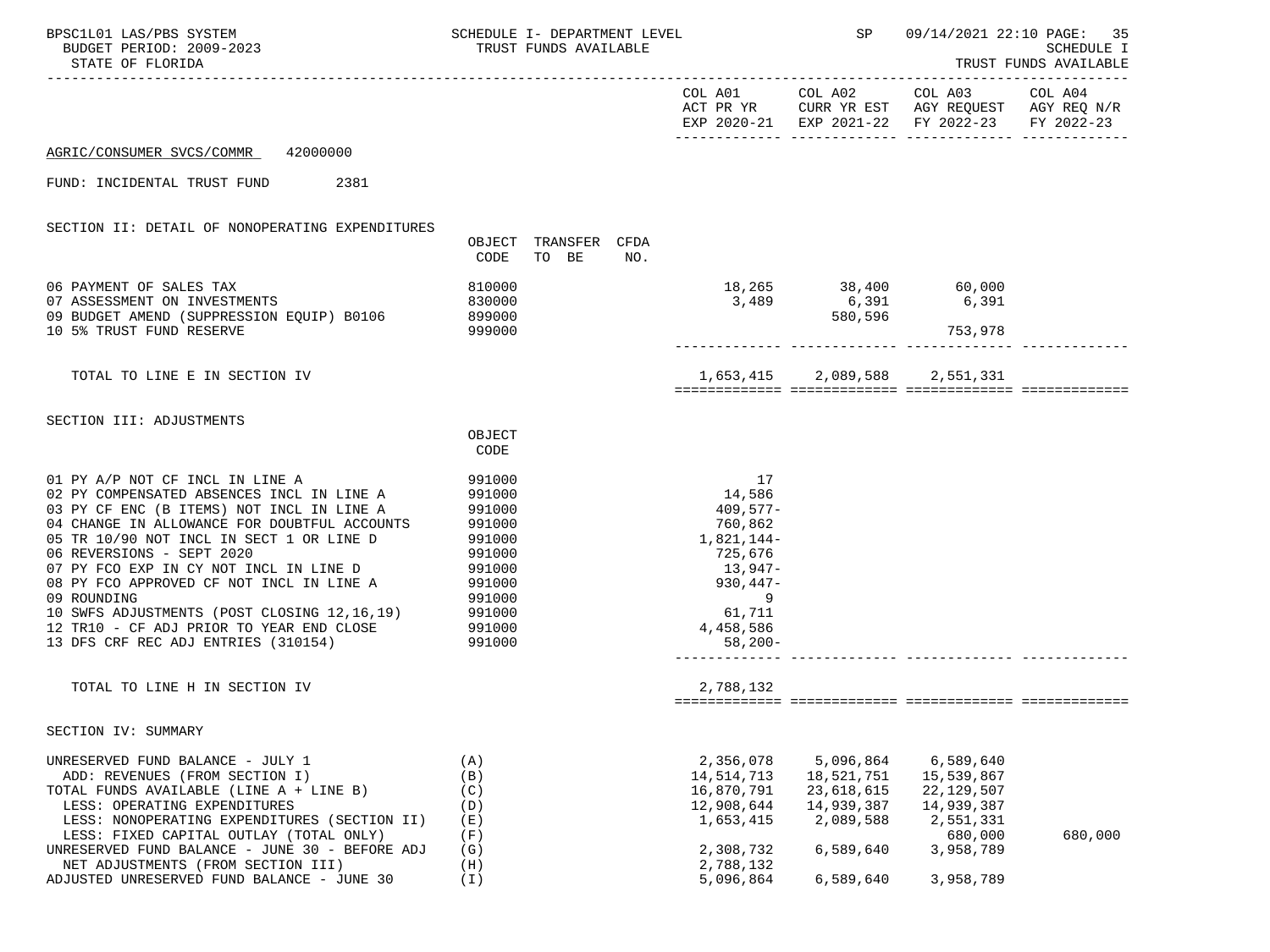AGRIC/CONSUMER SVCS/COMMR 42000000

FUND: INCIDENTAL TRUST FUND 2381

SECTION II: DETAIL OF NONOPERATING EXPENDITURES

| | OBJECT CODE | TRANSFER TO BE | CFDA NO. | COL A01 ACT PR YR EXP 2020-21 | COL A02 CURR YR EST EXP 2021-22 | COL A03 AGY REQUEST FY 2022-23 | COL A04 AGY REQ N/R FY 2022-23 |
|---|---|---|---|---|---|---|---|
| 06 PAYMENT OF SALES TAX | 810000 | | | 18,265 | 38,400 | 60,000 | |
| 07 ASSESSMENT ON INVESTMENTS | 830000 | | | 3,489 | 6,391 | 6,391 | |
| 09 BUDGET AMEND (SUPPRESSION EQUIP) B0106 | 899000 | | | | 580,596 | | |
| 10 5% TRUST FUND RESERVE | 999000 | | | | | 753,978 | |
| TOTAL TO LINE E IN SECTION IV | | | | 1,653,415 | 2,089,588 | 2,551,331 | |

SECTION III: ADJUSTMENTS

| | OBJECT CODE | COL A01 | COL A02 | COL A03 | COL A04 |
|---|---|---|---|---|---|
| 01 PY A/P NOT CF INCL IN LINE A | 991000 | 17 | | | |
| 02 PY COMPENSATED ABSENCES INCL IN LINE A | 991000 | 14,586 | | | |
| 03 PY CF ENC (B ITEMS) NOT INCL IN LINE A | 991000 | 409,577- | | | |
| 04 CHANGE IN ALLOWANCE FOR DOUBTFUL ACCOUNTS | 991000 | 760,862 | | | |
| 05 TR 10/90 NOT INCL IN SECT 1 OR LINE D | 991000 | 1,821,144- | | | |
| 06 REVERSIONS - SEPT 2020 | 991000 | 725,676 | | | |
| 07 PY FCO EXP IN CY NOT INCL IN LINE D | 991000 | 13,947- | | | |
| 08 PY FCO APPROVED CF NOT INCL IN LINE A | 991000 | 930,447- | | | |
| 09 ROUNDING | 991000 | 9 | | | |
| 10 SWFS ADJUSTMENTS (POST CLOSING 12,16,19) | 991000 | 61,711 | | | |
| 12 TR10 - CF ADJ PRIOR TO YEAR END CLOSE | 991000 | 4,458,586 | | | |
| 13 DFS CRF REC ADJ ENTRIES (310154) | 991000 | 58,200- | | | |
| TOTAL TO LINE H IN SECTION IV | | 2,788,132 | | | |

SECTION IV: SUMMARY

| | | COL A01 | COL A02 | COL A03 | COL A04 |
|---|---|---|---|---|---|
| UNRESERVED FUND BALANCE - JULY 1 | (A) | 2,356,078 | 5,096,864 | 6,589,640 | |
| ADD: REVENUES (FROM SECTION I) | (B) | 14,514,713 | 18,521,751 | 15,539,867 | |
| TOTAL FUNDS AVAILABLE (LINE A + LINE B) | (C) | 16,870,791 | 23,618,615 | 22,129,507 | |
| LESS: OPERATING EXPENDITURES | (D) | 12,908,644 | 14,939,387 | 14,939,387 | |
| LESS: NONOPERATING EXPENDITURES (SECTION II) | (E) | 1,653,415 | 2,089,588 | 2,551,331 | |
| LESS: FIXED CAPITAL OUTLAY (TOTAL ONLY) | (F) | | | 680,000 | 680,000 |
| UNRESERVED FUND BALANCE - JUNE 30 - BEFORE ADJ | (G) | 2,308,732 | 6,589,640 | 3,958,789 | |
| NET ADJUSTMENTS (FROM SECTION III) | (H) | 2,788,132 | | | |
| ADJUSTED UNRESERVED FUND BALANCE - JUNE 30 | (I) | 5,096,864 | 6,589,640 | 3,958,789 | |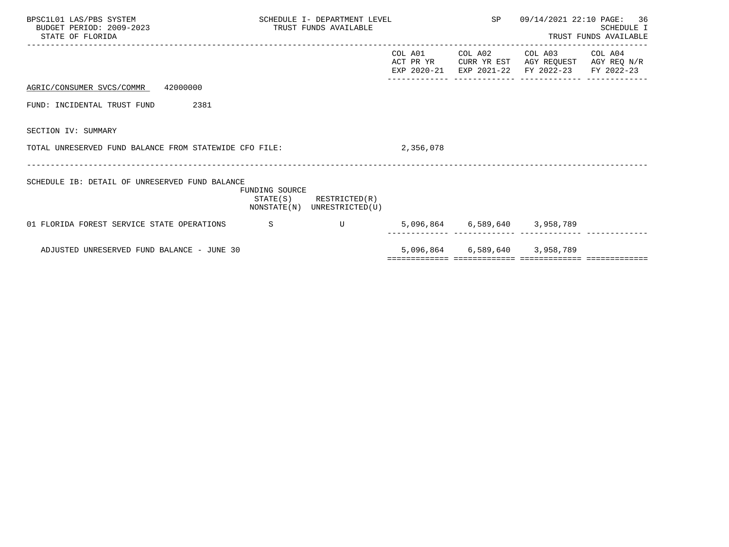BPSC1L01 LAS/PBS SYSTEM
BUDGET PERIOD: 2009-2023
STATE OF FLORIDA

SCHEDULE I- DEPARTMENT LEVEL
TRUST FUNDS AVAILABLE

SP 09/14/2021 22:10

SCHEDULE I
TRUST FUNDS AVAILABLE

| | | | COL A01 ACT PR YR EXP 2020-21 | COL A02 CURR YR EST EXP 2021-22 | COL A03 AGY REQUEST FY 2022-23 | COL A04 AGY REQ N/R FY 2022-23 |
|---|---|---|---|---|---|---|
| AGRIC/CONSUMER SVCS/COMMR 42000000 | | | | | | |
| FUND: INCIDENTAL TRUST FUND 2381 | | | | | | |
| SECTION IV: SUMMARY | | | | | | |
| TOTAL UNRESERVED FUND BALANCE FROM STATEWIDE CFO FILE: | | | 2,356,078 | | | |
| SCHEDULE IB: DETAIL OF UNRESERVED FUND BALANCE | FUNDING SOURCE STATE(S) NONSTATE(N) | RESTRICTED(R) UNRESTRICTED(U) | | | | |
| 01 FLORIDA FOREST SERVICE STATE OPERATIONS | S | U | 5,096,864 | 6,589,640 | 3,958,789 | |
| ADJUSTED UNRESERVED FUND BALANCE - JUNE 30 | | | 5,096,864 | 6,589,640 | 3,958,789 | |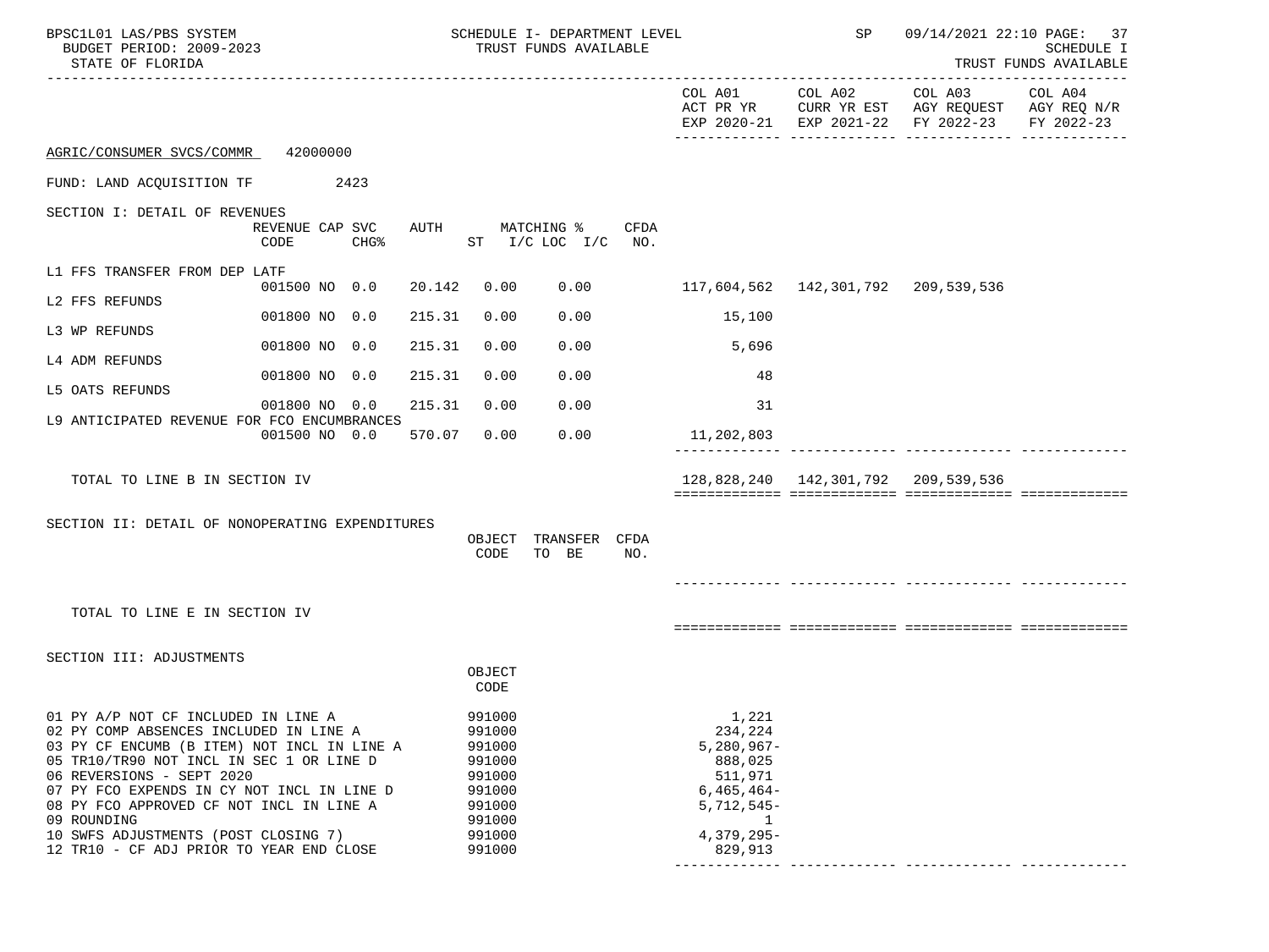BPSC1L01 LAS/PBS SYSTEM
BUDGET PERIOD: 2009-2023
STATE OF FLORIDA

SCHEDULE I- DEPARTMENT LEVEL
TRUST FUNDS AVAILABLE

SP 09/14/2021 22:10

SCHEDULE I
TRUST FUNDS AVAILABLE

| | COL A01 ACT PR YR EXP 2020-21 | COL A02 CURR YR EST EXP 2021-22 | COL A03 AGY REQUEST FY 2022-23 | COL A04 AGY REQ N/R FY 2022-23 |
|---|---|---|---|---|

AGRIC/CONSUMER SVCS/COMMR 42000000

FUND: LAND ACQUISITION TF 2423

SECTION I: DETAIL OF REVENUES

| | REVENUE CODE | CAP | SVC CHG% | AUTH | MATCHING % ST | I/C LOC | I/C | CFDA NO. | COL A01 | COL A02 | COL A03 | COL A04 |
|---|---|---|---|---|---|---|---|---|---|---|---|---|
| L1 FFS TRANSFER FROM DEP LATF | 001500 | NO | 0.0 | 20.142 | 0.00 | 0.00 | | | 117,604,562 | 142,301,792 | 209,539,536 | |
| L2 FFS REFUNDS | 001800 | NO | 0.0 | 215.31 | 0.00 | 0.00 | | | 15,100 | | | |
| L3 WP REFUNDS | 001800 | NO | 0.0 | 215.31 | 0.00 | 0.00 | | | 5,696 | | | |
| L4 ADM REFUNDS | 001800 | NO | 0.0 | 215.31 | 0.00 | 0.00 | | | 48 | | | |
| L5 OATS REFUNDS | 001800 | NO | 0.0 | 215.31 | 0.00 | 0.00 | | | 31 | | | |
| L9 ANTICIPATED REVENUE FOR FCO ENCUMBRANCES | 001500 | NO | 0.0 | 570.07 | 0.00 | 0.00 | | | 11,202,803 | | | |
| TOTAL TO LINE B IN SECTION IV | | | | | | | | | 128,828,240 | 142,301,792 | 209,539,536 | |

SECTION II: DETAIL OF NONOPERATING EXPENDITURES

| | OBJECT CODE | TRANSFER TO BE | CFDA NO. | COL A01 | COL A02 | COL A03 | COL A04 |
|---|---|---|---|---|---|---|---|
| TOTAL TO LINE E IN SECTION IV | | | | | | | |

SECTION III: ADJUSTMENTS

| | OBJECT CODE | COL A01 | COL A02 | COL A03 | COL A04 |
|---|---|---|---|---|---|
| 01 PY A/P NOT CF INCLUDED IN LINE A | 991000 | 1,221 | | | |
| 02 PY COMP ABSENCES INCLUDED IN LINE A | 991000 | 234,224 | | | |
| 03 PY CF ENCUMB (B ITEM) NOT INCL IN LINE A | 991000 | 5,280,967- | | | |
| 05 TR10/TR90 NOT INCL IN SEC 1 OR LINE D | 991000 | 888,025 | | | |
| 06 REVERSIONS - SEPT 2020 | 991000 | 511,971 | | | |
| 07 PY FCO EXPENDS IN CY NOT INCL IN LINE D | 991000 | 6,465,464- | | | |
| 08 PY FCO APPROVED CF NOT INCL IN LINE A | 991000 | 5,712,545- | | | |
| 09 ROUNDING | 991000 | 1 | | | |
| 10 SWFS ADJUSTMENTS (POST CLOSING 7) | 991000 | 4,379,295- | | | |
| 12 TR10 - CF ADJ PRIOR TO YEAR END CLOSE | 991000 | 829,913 | | | |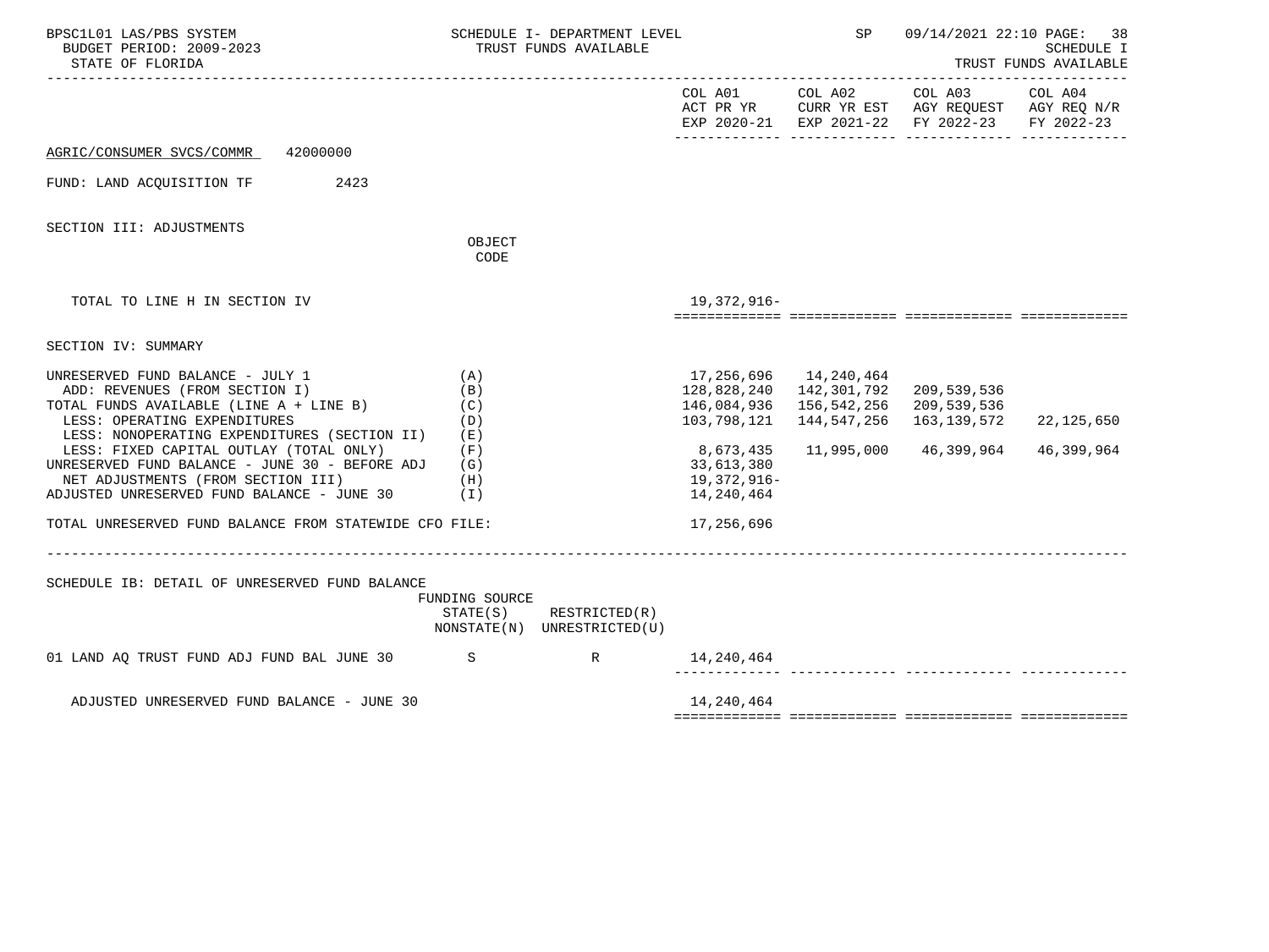AGRIC/CONSUMER SVCS/COMMR 42000000

FUND: LAND ACQUISITION TF 2423

SECTION III: ADJUSTMENTS

| | OBJECT CODE | COL A01 ACT PR YR EXP 2020-21 | COL A02 CURR YR EST EXP 2021-22 | COL A03 AGY REQUEST FY 2022-23 | COL A04 AGY REQ N/R FY 2022-23 |
|---|---|---|---|---|---|
| TOTAL TO LINE H IN SECTION IV | | 19,372,916- | | | |

SECTION IV: SUMMARY

| | | COL A01 ACT PR YR EXP 2020-21 | COL A02 CURR YR EST EXP 2021-22 | COL A03 AGY REQUEST FY 2022-23 | COL A04 AGY REQ N/R FY 2022-23 |
|---|---|---|---|---|---|
| UNRESERVED FUND BALANCE - JULY 1 | (A) | 17,256,696 | 14,240,464 | | |
| ADD: REVENUES (FROM SECTION I) | (B) | 128,828,240 | 142,301,792 | 209,539,536 | |
| TOTAL FUNDS AVAILABLE (LINE A + LINE B) | (C) | 146,084,936 | 156,542,256 | 209,539,536 | |
| LESS: OPERATING EXPENDITURES | (D) | 103,798,121 | 144,547,256 | 163,139,572 | 22,125,650 |
| LESS: NONOPERATING EXPENDITURES (SECTION II) | (E) | | | | |
| LESS: FIXED CAPITAL OUTLAY (TOTAL ONLY) | (F) | 8,673,435 | 11,995,000 | 46,399,964 | 46,399,964 |
| UNRESERVED FUND BALANCE - JUNE 30 - BEFORE ADJ | (G) | 33,613,380 | | | |
| NET ADJUSTMENTS (FROM SECTION III) | (H) | 19,372,916- | | | |
| ADJUSTED UNRESERVED FUND BALANCE - JUNE 30 | (I) | 14,240,464 | | | |
| TOTAL UNRESERVED FUND BALANCE FROM STATEWIDE CFO FILE: | | 17,256,696 | | | |

SCHEDULE IB: DETAIL OF UNRESERVED FUND BALANCE

| | FUNDING SOURCE STATE(S) NONSTATE(N) | RESTRICTED(R) UNRESTRICTED(U) | COL A01 | COL A02 | COL A03 | COL A04 |
|---|---|---|---|---|---|---|
| 01 LAND AQ TRUST FUND ADJ FUND BAL JUNE 30 | S | R | 14,240,464 | | | |
| ADJUSTED UNRESERVED FUND BALANCE - JUNE 30 | | | 14,240,464 | | | |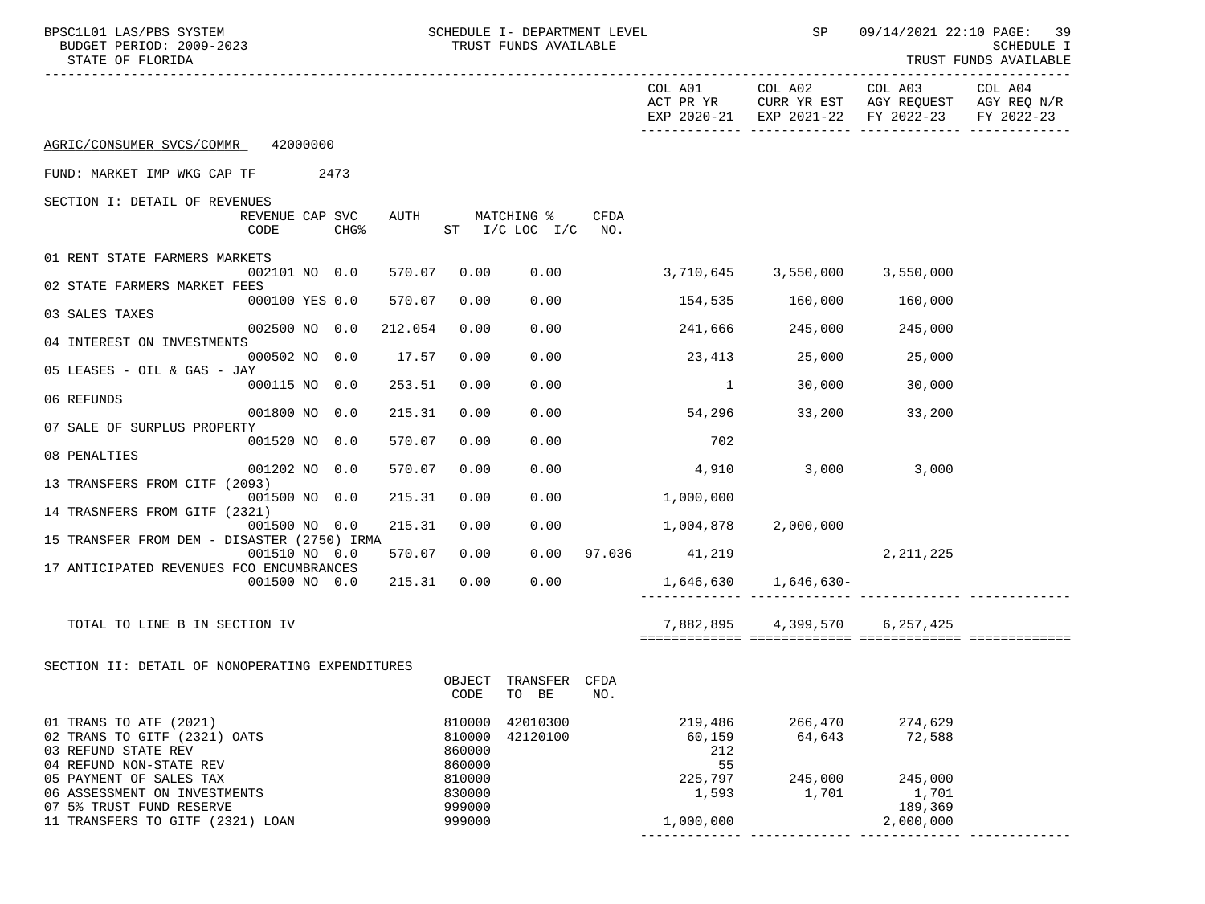BPSC1L01 LAS/PBS SYSTEM — SCHEDULE I- DEPARTMENT LEVEL — TRUST FUNDS AVAILABLE — SP 09/14/2021 22:10

BUDGET PERIOD: 2009-2023 — STATE OF FLORIDA — SCHEDULE I — TRUST FUNDS AVAILABLE

AGRIC/CONSUMER SVCS/COMMR 42000000

FUND: MARKET IMP WKG CAP TF 2473

## SECTION I: DETAIL OF REVENUES

| Description | REVENUE CODE | CAP | SVC CHG% | AUTH | MATCHING % ST | I/C LOC | I/C | CFDA NO. | COL A01 ACT PR YR EXP 2020-21 | COL A02 CURR YR EST EXP 2021-22 | COL A03 AGY REQUEST FY 2022-23 | COL A04 AGY REQ N/R FY 2022-23 |
|---|---|---|---|---|---|---|---|---|---|---|---|---|
| 01 RENT STATE FARMERS MARKETS | 002101 | NO | 0.0 | 570.07 | 0.00 | 0.00 | | | 3,710,645 | 3,550,000 | 3,550,000 | |
| 02 STATE FARMERS MARKET FEES | 000100 | YES | 0.0 | 570.07 | 0.00 | 0.00 | | | 154,535 | 160,000 | 160,000 | |
| 03 SALES TAXES | 002500 | NO | 0.0 | 212.054 | 0.00 | 0.00 | | | 241,666 | 245,000 | 245,000 | |
| 04 INTEREST ON INVESTMENTS | 000502 | NO | 0.0 | 17.57 | 0.00 | 0.00 | | | 23,413 | 25,000 | 25,000 | |
| 05 LEASES - OIL & GAS - JAY | 000115 | NO | 0.0 | 253.51 | 0.00 | 0.00 | | | 1 | 30,000 | 30,000 | |
| 06 REFUNDS | 001800 | NO | 0.0 | 215.31 | 0.00 | 0.00 | | | 54,296 | 33,200 | 33,200 | |
| 07 SALE OF SURPLUS PROPERTY | 001520 | NO | 0.0 | 570.07 | 0.00 | 0.00 | | | 702 | | | |
| 08 PENALTIES | 001202 | NO | 0.0 | 570.07 | 0.00 | 0.00 | | | 4,910 | 3,000 | 3,000 | |
| 13 TRANSFERS FROM CITF (2093) | 001500 | NO | 0.0 | 215.31 | 0.00 | 0.00 | | | 1,000,000 | | | |
| 14 TRASNFERS FROM GITF (2321) | 001500 | NO | 0.0 | 215.31 | 0.00 | 0.00 | | | 1,004,878 | 2,000,000 | | |
| 15 TRANSFER FROM DEM - DISASTER (2750) IRMA | 001510 | NO | 0.0 | 570.07 | 0.00 | 0.00 | | 97.036 | 41,219 | | 2,211,225 | |
| 17 ANTICIPATED REVENUES FCO ENCUMBRANCES | 001500 | NO | 0.0 | 215.31 | 0.00 | 0.00 | | | 1,646,630 | 1,646,630- | | |
| TOTAL TO LINE B IN SECTION IV | | | | | | | | | 7,882,895 | 4,399,570 | 6,257,425 | |

## SECTION II: DETAIL OF NONOPERATING EXPENDITURES

| Description | OBJECT CODE | TRANSFER TO BE | CFDA NO. | COL A01 ACT PR YR EXP 2020-21 | COL A02 CURR YR EST EXP 2021-22 | COL A03 AGY REQUEST FY 2022-23 | COL A04 AGY REQ N/R FY 2022-23 |
|---|---|---|---|---|---|---|---|
| 01 TRANS TO ATF (2021) | 810000 | 42010300 | | 219,486 | 266,470 | 274,629 | |
| 02 TRANS TO GITF (2321) OATS | 810000 | 42120100 | | 60,159 | 64,643 | 72,588 | |
| 03 REFUND STATE REV | 860000 | | | 212 | | | |
| 04 REFUND NON-STATE REV | 860000 | | | 55 | | | |
| 05 PAYMENT OF SALES TAX | 810000 | | | 225,797 | 245,000 | 245,000 | |
| 06 ASSESSMENT ON INVESTMENTS | 830000 | | | 1,593 | 1,701 | 1,701 | |
| 07 5% TRUST FUND RESERVE | 999000 | | | | | 189,369 | |
| 11 TRANSFERS TO GITF (2321) LOAN | 999000 | | | 1,000,000 | | 2,000,000 | |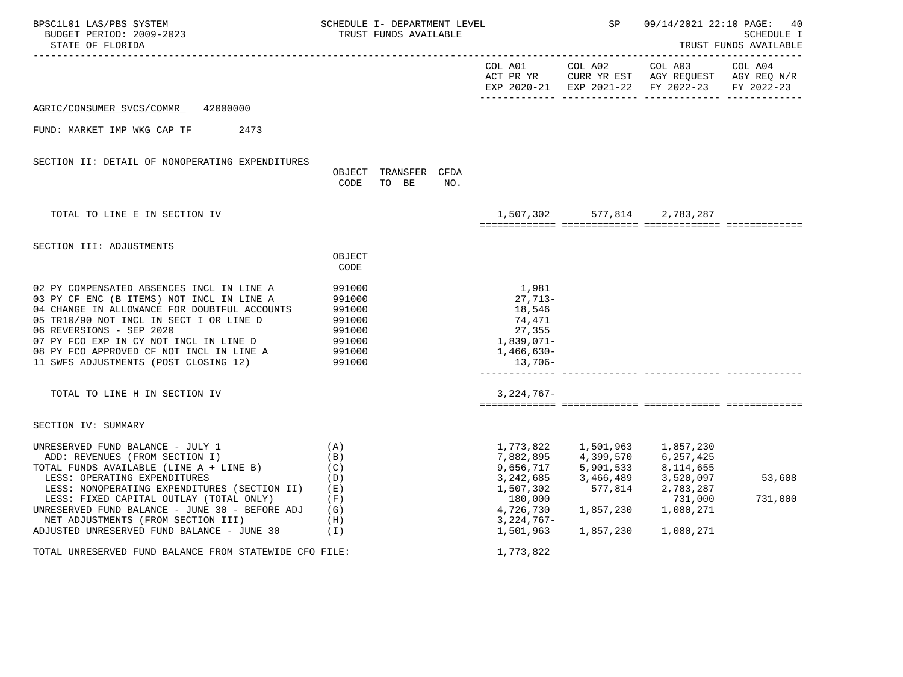BPSC1L01 LAS/PBS SYSTEM — SCHEDULE I- DEPARTMENT LEVEL — SP 09/14/2021 22:10

BUDGET PERIOD: 2009-2023 — TRUST FUNDS AVAILABLE — SCHEDULE I

STATE OF FLORIDA — TRUST FUNDS AVAILABLE

AGRIC/CONSUMER SVCS/COMMR 42000000

FUND: MARKET IMP WKG CAP TF 2473

## SECTION II: DETAIL OF NONOPERATING EXPENDITURES

| | OBJECT CODE | TRANSFER TO BE | CFDA NO. | COL A01 ACT PR YR EXP 2020-21 | COL A02 CURR YR EST EXP 2021-22 | COL A03 AGY REQUEST FY 2022-23 | COL A04 AGY REQ N/R FY 2022-23 |
|---|---|---|---|---|---|---|---|
| TOTAL TO LINE E IN SECTION IV | | | | 1,507,302 | 577,814 | 2,783,287 | |

## SECTION III: ADJUSTMENTS

| | OBJECT CODE | COL A01 ACT PR YR EXP 2020-21 | COL A02 CURR YR EST EXP 2021-22 | COL A03 AGY REQUEST FY 2022-23 | COL A04 AGY REQ N/R FY 2022-23 |
|---|---|---|---|---|---|
| 02 PY COMPENSATED ABSENCES INCL IN LINE A | 991000 | 1,981 | | | |
| 03 PY CF ENC (B ITEMS) NOT INCL IN LINE A | 991000 | 27,713- | | | |
| 04 CHANGE IN ALLOWANCE FOR DOUBTFUL ACCOUNTS | 991000 | 18,546 | | | |
| 05 TR10/90 NOT INCL IN SECT I OR LINE D | 991000 | 74,471 | | | |
| 06 REVERSIONS - SEP 2020 | 991000 | 27,355 | | | |
| 07 PY FCO EXP IN CY NOT INCL IN LINE D | 991000 | 1,839,071- | | | |
| 08 PY FCO APPROVED CF NOT INCL IN LINE A | 991000 | 1,466,630- | | | |
| 11 SWFS ADJUSTMENTS (POST CLOSING 12) | 991000 | 13,706- | | | |
| TOTAL TO LINE H IN SECTION IV | | 3,224,767- | | | |

## SECTION IV: SUMMARY

| | | COL A01 ACT PR YR EXP 2020-21 | COL A02 CURR YR EST EXP 2021-22 | COL A03 AGY REQUEST FY 2022-23 | COL A04 AGY REQ N/R FY 2022-23 |
|---|---|---|---|---|---|
| UNRESERVED FUND BALANCE - JULY 1 | (A) | 1,773,822 | 1,501,963 | 1,857,230 | |
| ADD: REVENUES (FROM SECTION I) | (B) | 7,882,895 | 4,399,570 | 6,257,425 | |
| TOTAL FUNDS AVAILABLE (LINE A + LINE B) | (C) | 9,656,717 | 5,901,533 | 8,114,655 | |
| LESS: OPERATING EXPENDITURES | (D) | 3,242,685 | 3,466,489 | 3,520,097 | 53,608 |
| LESS: NONOPERATING EXPENDITURES (SECTION II) | (E) | 1,507,302 | 577,814 | 2,783,287 | |
| LESS: FIXED CAPITAL OUTLAY (TOTAL ONLY) | (F) | 180,000 | | 731,000 | 731,000 |
| UNRESERVED FUND BALANCE - JUNE 30 - BEFORE ADJ | (G) | 4,726,730 | 1,857,230 | 1,080,271 | |
| NET ADJUSTMENTS (FROM SECTION III) | (H) | 3,224,767- | | | |
| ADJUSTED UNRESERVED FUND BALANCE - JUNE 30 | (I) | 1,501,963 | 1,857,230 | 1,080,271 | |

TOTAL UNRESERVED FUND BALANCE FROM STATEWIDE CFO FILE: 1,773,822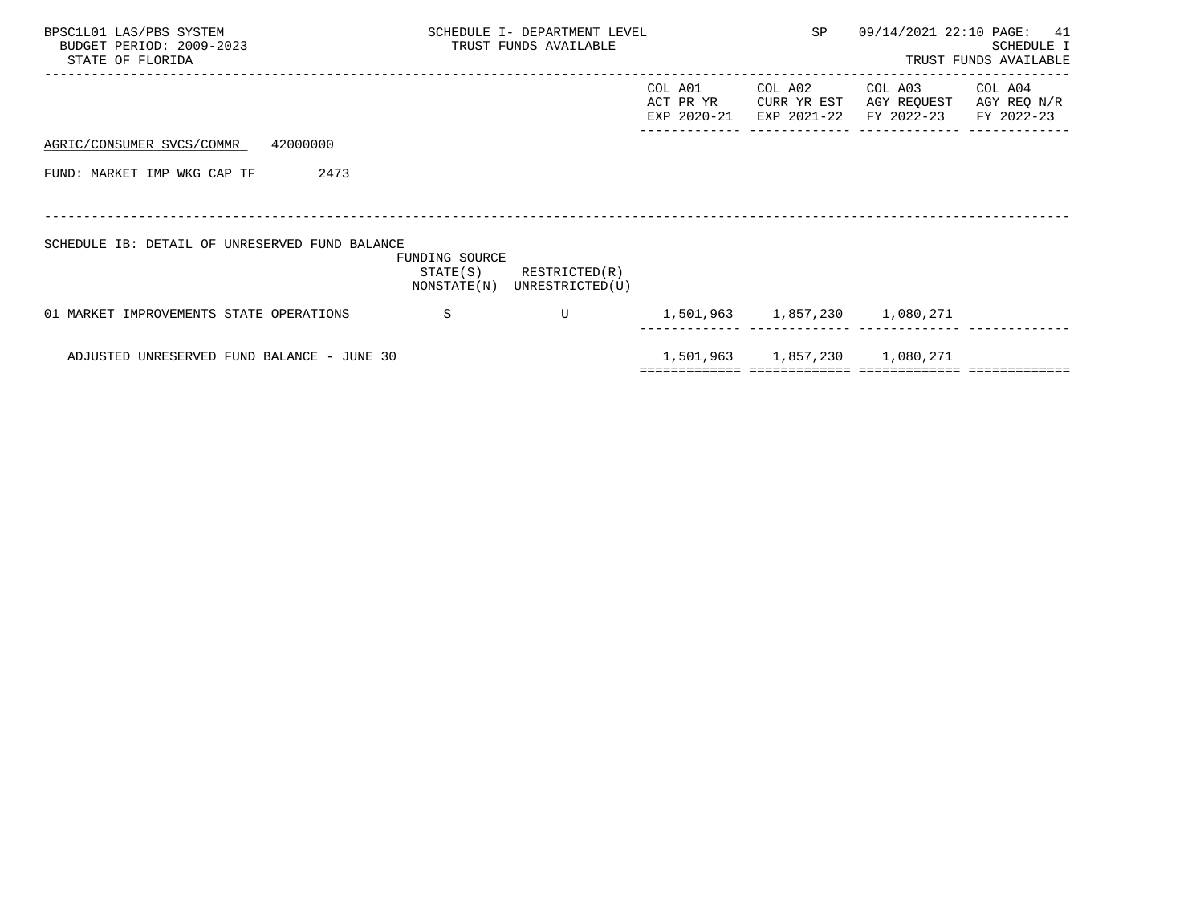BPSC1L01 LAS/PBS SYSTEM
BUDGET PERIOD: 2009-2023
STATE OF FLORIDA

SCHEDULE I- DEPARTMENT LEVEL
TRUST FUNDS AVAILABLE

SP 09/14/2021 22:10

SCHEDULE I
TRUST FUNDS AVAILABLE

AGRIC/CONSUMER SVCS/COMMR 42000000

FUND: MARKET IMP WKG CAP TF 2473

SCHEDULE IB: DETAIL OF UNRESERVED FUND BALANCE

| | FUNDING SOURCE STATE(S) NONSTATE(N) | RESTRICTED(R) UNRESTRICTED(U) | COL A01 ACT PR YR EXP 2020-21 | COL A02 CURR YR EST EXP 2021-22 | COL A03 AGY REQUEST FY 2022-23 | COL A04 AGY REQ N/R FY 2022-23 |
|---|---|---|---|---|---|---|
| 01 MARKET IMPROVEMENTS STATE OPERATIONS | S | U | 1,501,963 | 1,857,230 | 1,080,271 | |
| ADJUSTED UNRESERVED FUND BALANCE - JUNE 30 | | | 1,501,963 | 1,857,230 | 1,080,271 | |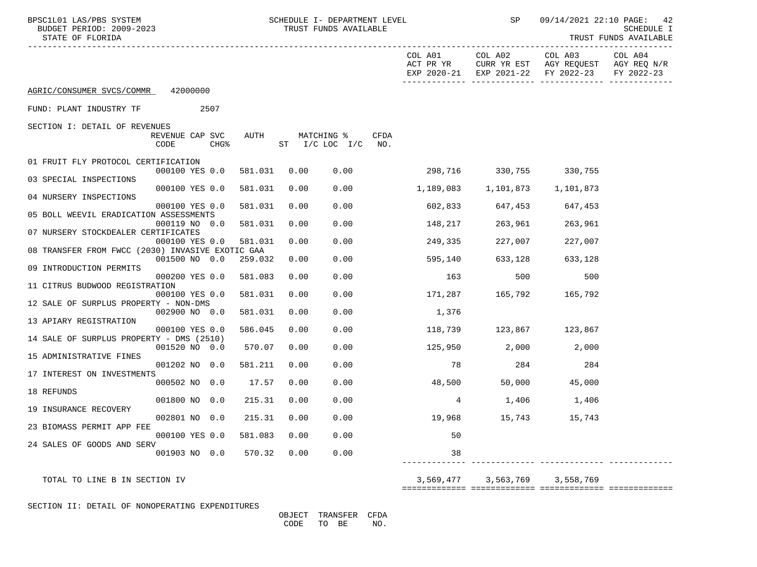BPSC1L01 LAS/PBS SYSTEM
BUDGET PERIOD: 2009-2023
STATE OF FLORIDA

SCHEDULE I- DEPARTMENT LEVEL
TRUST FUNDS AVAILABLE

SP 09/14/2021 22:10 PAGE: 42
SCHEDULE I
TRUST FUNDS AVAILABLE

AGRIC/CONSUMER SVCS/COMMR 42000000

FUND: PLANT INDUSTRY TF 2507

SECTION I: DETAIL OF REVENUES

| | REVENUE CODE | CAP SVC CHG% | AUTH | MATCHING % ST | I/C LOC I/C | CFDA NO. | COL A01 ACT PR YR EXP 2020-21 | COL A02 CURR YR EST EXP 2021-22 | COL A03 AGY REQUEST FY 2022-23 | COL A04 AGY REQ N/R FY 2022-23 |
|---|---|---|---|---|---|---|---|---|---|---|
| 01 FRUIT FLY PROTOCOL CERTIFICATION | 000100 | YES 0.0 | 581.031 | 0.00 | 0.00 | | 298,716 | 330,755 | 330,755 | |
| 03 SPECIAL INSPECTIONS | 000100 | YES 0.0 | 581.031 | 0.00 | 0.00 | | 1,189,083 | 1,101,873 | 1,101,873 | |
| 04 NURSERY INSPECTIONS | 000100 | YES 0.0 | 581.031 | 0.00 | 0.00 | | 602,833 | 647,453 | 647,453 | |
| 05 BOLL WEEVIL ERADICATION ASSESSMENTS | 000119 | NO 0.0 | 581.031 | 0.00 | 0.00 | | 148,217 | 263,961 | 263,961 | |
| 07 NURSERY STOCKDEALER CERTIFICATES | 000100 | YES 0.0 | 581.031 | 0.00 | 0.00 | | 249,335 | 227,007 | 227,007 | |
| 08 TRANSFER FROM FWCC (2030) INVASIVE EXOTIC GAA | 001500 | NO 0.0 | 259.032 | 0.00 | 0.00 | | 595,140 | 633,128 | 633,128 | |
| 09 INTRODUCTION PERMITS | 000200 | YES 0.0 | 581.083 | 0.00 | 0.00 | | 163 | 500 | 500 | |
| 11 CITRUS BUDWOOD REGISTRATION | 000100 | YES 0.0 | 581.031 | 0.00 | 0.00 | | 171,287 | 165,792 | 165,792 | |
| 12 SALE OF SURPLUS PROPERTY - NON-DMS | 002900 | NO 0.0 | 581.031 | 0.00 | 0.00 | | 1,376 | | | |
| 13 APIARY REGISTRATION | 000100 | YES 0.0 | 586.045 | 0.00 | 0.00 | | 118,739 | 123,867 | 123,867 | |
| 14 SALE OF SURPLUS PROPERTY - DMS (2510) | 001520 | NO 0.0 | 570.07 | 0.00 | 0.00 | | 125,950 | 2,000 | 2,000 | |
| 15 ADMINISTRATIVE FINES | 001202 | NO 0.0 | 581.211 | 0.00 | 0.00 | | 78 | 284 | 284 | |
| 17 INTEREST ON INVESTMENTS | 000502 | NO 0.0 | 17.57 | 0.00 | 0.00 | | 48,500 | 50,000 | 45,000 | |
| 18 REFUNDS | 001800 | NO 0.0 | 215.31 | 0.00 | 0.00 | | 4 | 1,406 | 1,406 | |
| 19 INSURANCE RECOVERY | 002801 | NO 0.0 | 215.31 | 0.00 | 0.00 | | 19,968 | 15,743 | 15,743 | |
| 23 BIOMASS PERMIT APP FEE | 000100 | YES 0.0 | 581.083 | 0.00 | 0.00 | | 50 | | | |
| 24 SALES OF GOODS AND SERV | 001903 | NO 0.0 | 570.32 | 0.00 | 0.00 | | 38 | | | |
| TOTAL TO LINE B IN SECTION IV | | | | | | | 3,569,477 | 3,563,769 | 3,558,769 | |

SECTION II: DETAIL OF NONOPERATING EXPENDITURES

OBJECT CODE | TRANSFER TO BE | CFDA NO.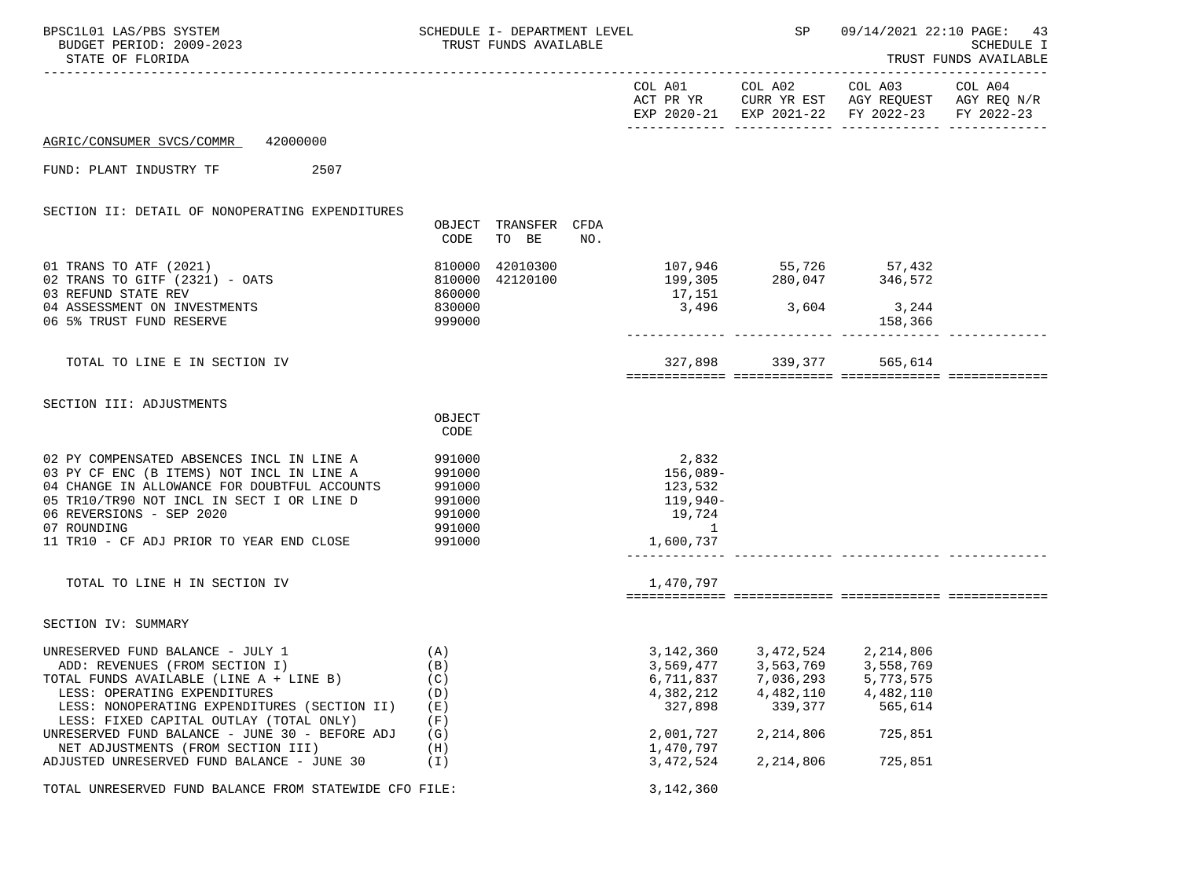BPSC1L01 LAS/PBS SYSTEM — SCHEDULE I- DEPARTMENT LEVEL — TRUST FUNDS AVAILABLE — SP 09/14/2021 22:10

BUDGET PERIOD: 2009-2023 — SCHEDULE I

STATE OF FLORIDA — TRUST FUNDS AVAILABLE

AGRIC/CONSUMER SVCS/COMMR 42000000

FUND: PLANT INDUSTRY TF 2507

## SECTION II: DETAIL OF NONOPERATING EXPENDITURES

| | OBJECT CODE | TRANSFER TO BE | CFDA NO. | COL A01 ACT PR YR EXP 2020-21 | COL A02 CURR YR EST EXP 2021-22 | COL A03 AGY REQUEST FY 2022-23 | COL A04 AGY REQ N/R FY 2022-23 |
|---|---|---|---|---|---|---|---|
| 01 TRANS TO ATF (2021) | 810000 | 42010300 | | 107,946 | 55,726 | 57,432 | |
| 02 TRANS TO GITF (2321) - OATS | 810000 | 42120100 | | 199,305 | 280,047 | 346,572 | |
| 03 REFUND STATE REV | 860000 | | | 17,151 | | | |
| 04 ASSESSMENT ON INVESTMENTS | 830000 | | | 3,496 | 3,604 | 3,244 | |
| 06 5% TRUST FUND RESERVE | 999000 | | | | | 158,366 | |
| TOTAL TO LINE E IN SECTION IV | | | | 327,898 | 339,377 | 565,614 | |

## SECTION III: ADJUSTMENTS

| | OBJECT CODE | COL A01 | COL A02 | COL A03 | COL A04 |
|---|---|---|---|---|---|
| 02 PY COMPENSATED ABSENCES INCL IN LINE A | 991000 | 2,832 | | | |
| 03 PY CF ENC (B ITEMS) NOT INCL IN LINE A | 991000 | 156,089- | | | |
| 04 CHANGE IN ALLOWANCE FOR DOUBTFUL ACCOUNTS | 991000 | 123,532 | | | |
| 05 TR10/TR90 NOT INCL IN SECT I OR LINE D | 991000 | 119,940- | | | |
| 06 REVERSIONS - SEP 2020 | 991000 | 19,724 | | | |
| 07 ROUNDING | 991000 | 1 | | | |
| 11 TR10 - CF ADJ PRIOR TO YEAR END CLOSE | 991000 | 1,600,737 | | | |
| TOTAL TO LINE H IN SECTION IV | | 1,470,797 | | | |

## SECTION IV: SUMMARY

| | | COL A01 | COL A02 | COL A03 | COL A04 |
|---|---|---|---|---|---|
| UNRESERVED FUND BALANCE - JULY 1 | (A) | 3,142,360 | 3,472,524 | 2,214,806 | |
| ADD: REVENUES (FROM SECTION I) | (B) | 3,569,477 | 3,563,769 | 3,558,769 | |
| TOTAL FUNDS AVAILABLE (LINE A + LINE B) | (C) | 6,711,837 | 7,036,293 | 5,773,575 | |
| LESS: OPERATING EXPENDITURES | (D) | 4,382,212 | 4,482,110 | 4,482,110 | |
| LESS: NONOPERATING EXPENDITURES (SECTION II) | (E) | 327,898 | 339,377 | 565,614 | |
| LESS: FIXED CAPITAL OUTLAY (TOTAL ONLY) | (F) | | | | |
| UNRESERVED FUND BALANCE - JUNE 30 - BEFORE ADJ | (G) | 2,001,727 | 2,214,806 | 725,851 | |
| NET ADJUSTMENTS (FROM SECTION III) | (H) | 1,470,797 | | | |
| ADJUSTED UNRESERVED FUND BALANCE - JUNE 30 | (I) | 3,472,524 | 2,214,806 | 725,851 | |

TOTAL UNRESERVED FUND BALANCE FROM STATEWIDE CFO FILE: 3,142,360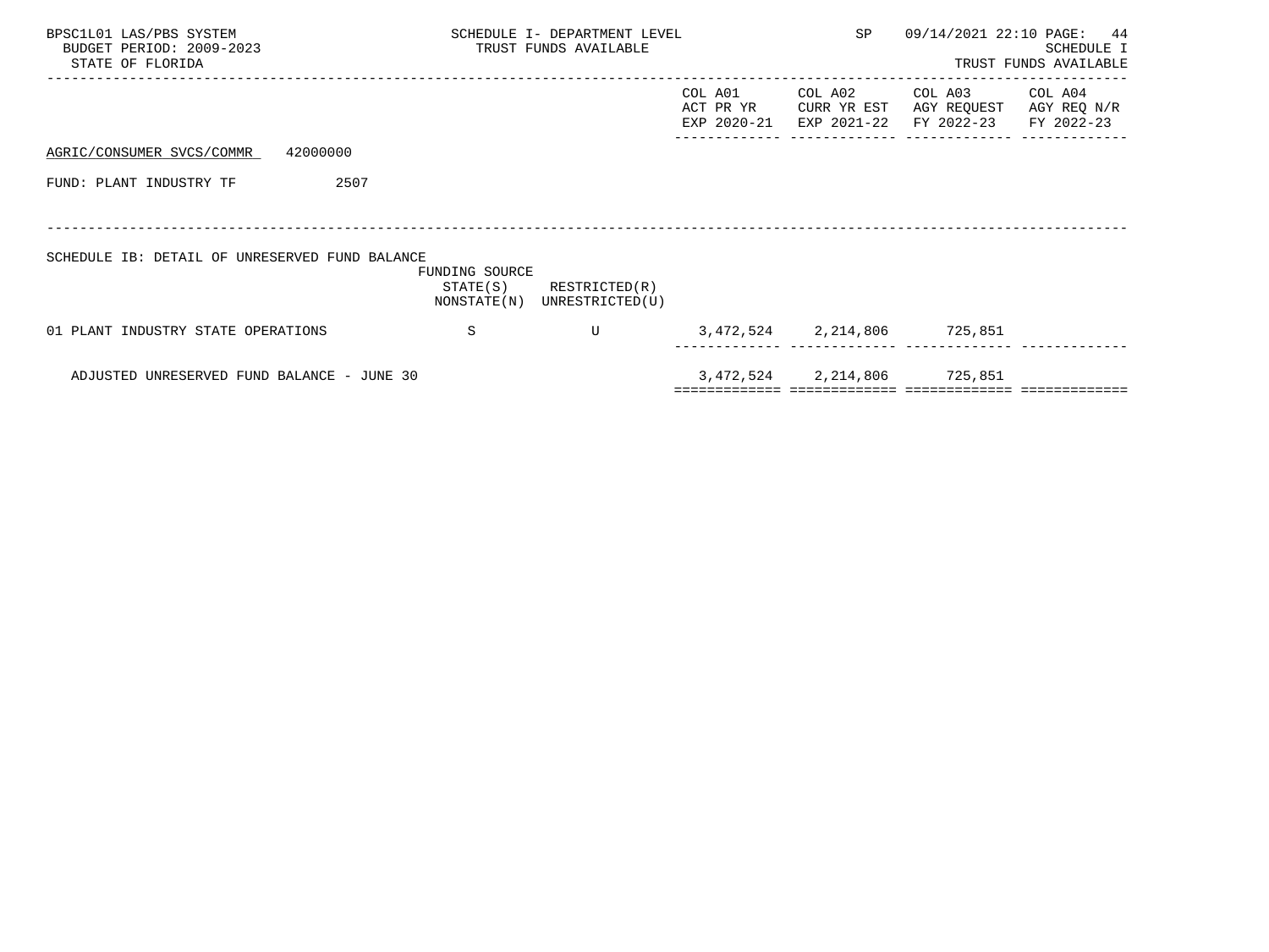BPSC1L01 LAS/PBS SYSTEM
BUDGET PERIOD: 2009-2023
STATE OF FLORIDA

SCHEDULE I- DEPARTMENT LEVEL
TRUST FUNDS AVAILABLE

SP 09/14/2021 22:10 PAGE: 44
SCHEDULE I
TRUST FUNDS AVAILABLE

AGRIC/CONSUMER SVCS/COMMR 42000000

FUND: PLANT INDUSTRY TF 2507

SCHEDULE IB: DETAIL OF UNRESERVED FUND BALANCE

| | FUNDING SOURCE STATE(S) NONSTATE(N) | RESTRICTED(R) UNRESTRICTED(U) | COL A01 ACT PR YR EXP 2020-21 | COL A02 CURR YR EST EXP 2021-22 | COL A03 AGY REQUEST FY 2022-23 | COL A04 AGY REQ N/R FY 2022-23 |
|---|---|---|---|---|---|---|
| 01 PLANT INDUSTRY STATE OPERATIONS | S | U | 3,472,524 | 2,214,806 | 725,851 | |
| ADJUSTED UNRESERVED FUND BALANCE - JUNE 30 | | | 3,472,524 | 2,214,806 | 725,851 | |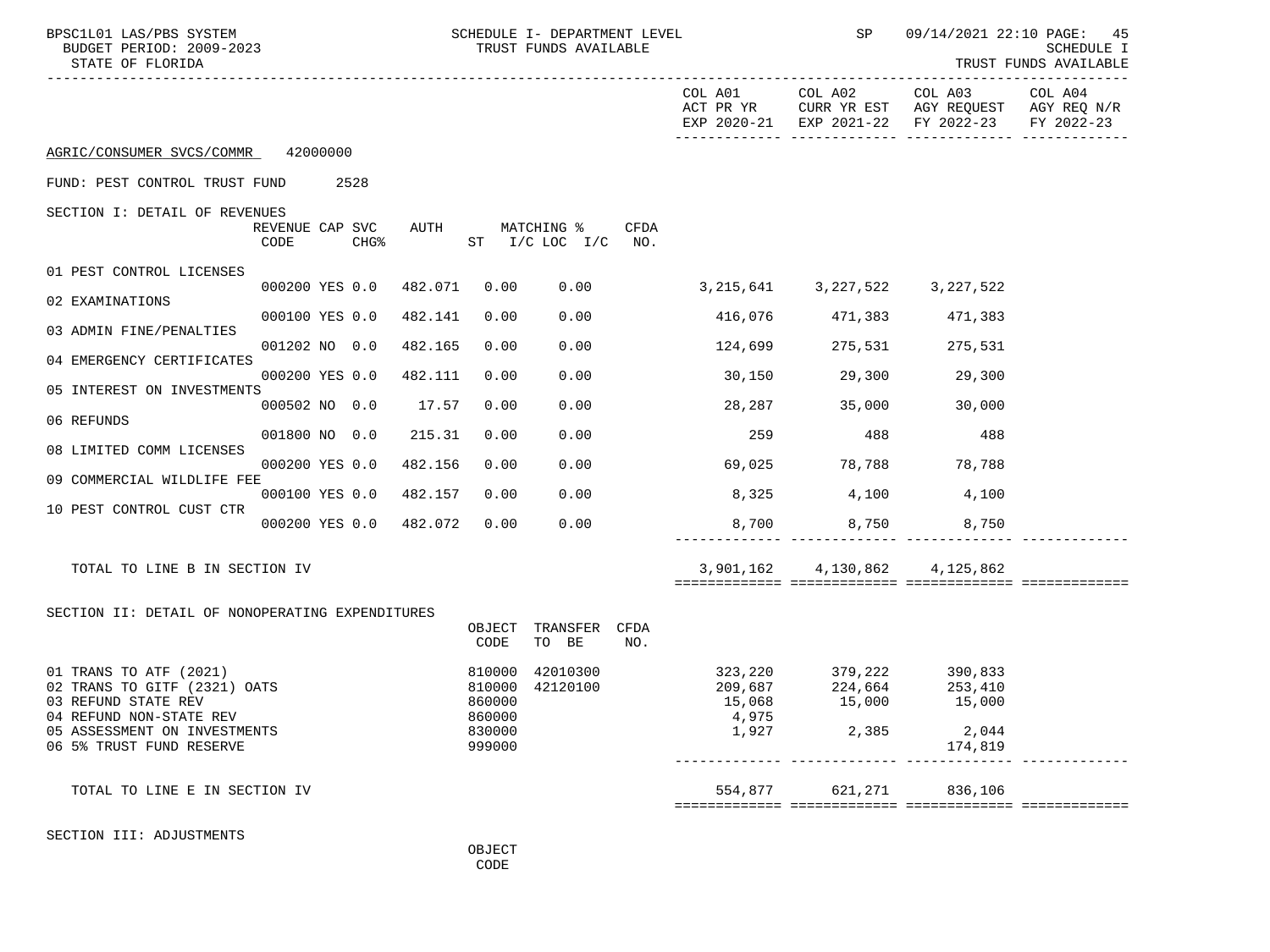BPSC1L01 LAS/PBS SYSTEM — SCHEDULE I- DEPARTMENT LEVEL — SP 09/14/2021 22:10

BUDGET PERIOD: 2009-2023 — TRUST FUNDS AVAILABLE — SCHEDULE I

STATE OF FLORIDA — TRUST FUNDS AVAILABLE

AGRIC/CONSUMER SVCS/COMMR 42000000

FUND: PEST CONTROL TRUST FUND 2528

## SECTION I: DETAIL OF REVENUES

| | REVENUE CODE | CAP | SVC CHG% | AUTH | MATCHING % ST | I/C LOC | I/C | CFDA NO. | COL A01 ACT PR YR EXP 2020-21 | COL A02 CURR YR EST EXP 2021-22 | COL A03 AGY REQUEST FY 2022-23 | COL A04 AGY REQ N/R FY 2022-23 |
|---|---|---|---|---|---|---|---|---|---|---|---|---|
| 01 PEST CONTROL LICENSES | 000200 | YES | 0.0 | 482.071 | 0.00 | 0.00 | | | 3,215,641 | 3,227,522 | 3,227,522 | |
| 02 EXAMINATIONS | 000100 | YES | 0.0 | 482.141 | 0.00 | 0.00 | | | 416,076 | 471,383 | 471,383 | |
| 03 ADMIN FINE/PENALTIES | 001202 | NO | 0.0 | 482.165 | 0.00 | 0.00 | | | 124,699 | 275,531 | 275,531 | |
| 04 EMERGENCY CERTIFICATES | 000200 | YES | 0.0 | 482.111 | 0.00 | 0.00 | | | 30,150 | 29,300 | 29,300 | |
| 05 INTEREST ON INVESTMENTS | 000502 | NO | 0.0 | 17.57 | 0.00 | 0.00 | | | 28,287 | 35,000 | 30,000 | |
| 06 REFUNDS | 001800 | NO | 0.0 | 215.31 | 0.00 | 0.00 | | | 259 | 488 | 488 | |
| 08 LIMITED COMM LICENSES | 000200 | YES | 0.0 | 482.156 | 0.00 | 0.00 | | | 69,025 | 78,788 | 78,788 | |
| 09 COMMERCIAL WILDLIFE FEE | 000100 | YES | 0.0 | 482.157 | 0.00 | 0.00 | | | 8,325 | 4,100 | 4,100 | |
| 10 PEST CONTROL CUST CTR | 000200 | YES | 0.0 | 482.072 | 0.00 | 0.00 | | | 8,700 | 8,750 | 8,750 | |
| TOTAL TO LINE B IN SECTION IV | | | | | | | | | 3,901,162 | 4,130,862 | 4,125,862 | |

## SECTION II: DETAIL OF NONOPERATING EXPENDITURES

| | OBJECT CODE | TRANSFER TO BE | CFDA NO. | COL A01 ACT PR YR EXP 2020-21 | COL A02 CURR YR EST EXP 2021-22 | COL A03 AGY REQUEST FY 2022-23 | COL A04 AGY REQ N/R FY 2022-23 |
|---|---|---|---|---|---|---|---|
| 01 TRANS TO ATF (2021) | 810000 | 42010300 | | 323,220 | 379,222 | 390,833 | |
| 02 TRANS TO GITF (2321) OATS | 810000 | 42120100 | | 209,687 | 224,664 | 253,410 | |
| 03 REFUND STATE REV | 860000 | | | 15,068 | 15,000 | 15,000 | |
| 04 REFUND NON-STATE REV | 860000 | | | 4,975 | | | |
| 05 ASSESSMENT ON INVESTMENTS | 830000 | | | 1,927 | 2,385 | 2,044 | |
| 06 5% TRUST FUND RESERVE | 999000 | | | | | 174,819 | |
| TOTAL TO LINE E IN SECTION IV | | | | 554,877 | 621,271 | 836,106 | |

## SECTION III: ADJUSTMENTS

OBJECT CODE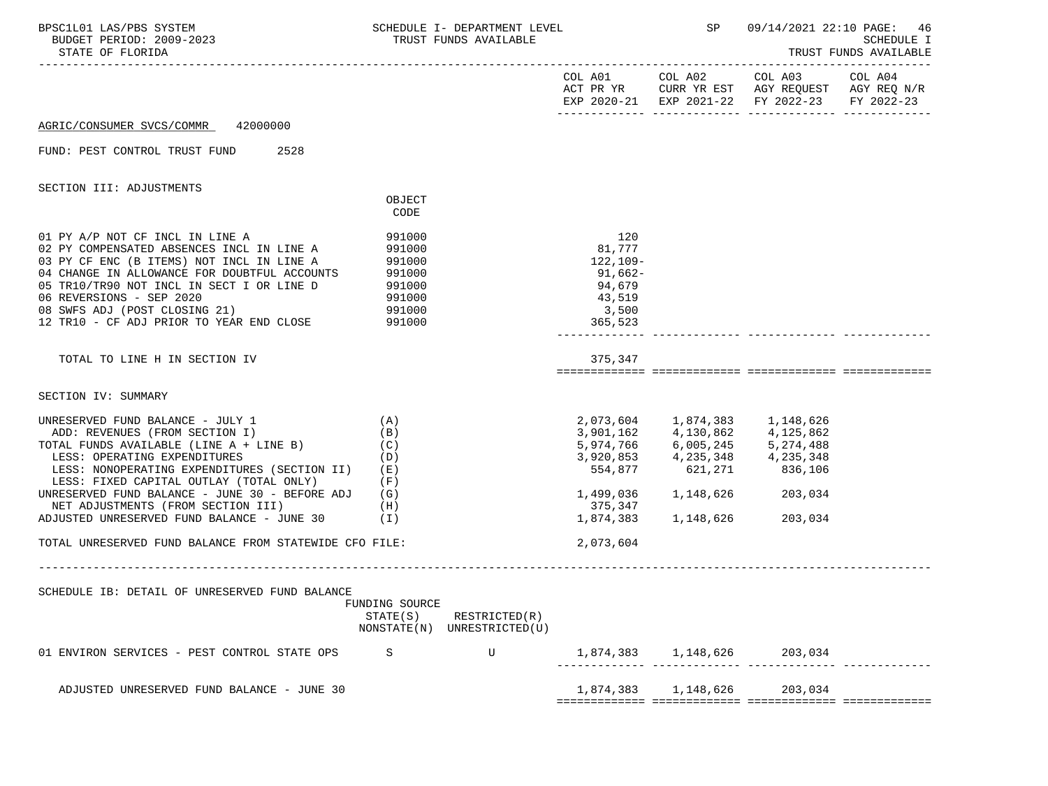BPSC1L01 LAS/PBS SYSTEM
BUDGET PERIOD: 2009-2023
STATE OF FLORIDA

SCHEDULE I- DEPARTMENT LEVEL
TRUST FUNDS AVAILABLE

SP 09/14/2021 22:10

SCHEDULE I
TRUST FUNDS AVAILABLE

| | | COL A01 ACT PR YR EXP 2020-21 | COL A02 CURR YR EST EXP 2021-22 | COL A03 AGY REQUEST FY 2022-23 | COL A04 AGY REQ N/R FY 2022-23 |
|---|---|---|---|---|---|

AGRIC/CONSUMER SVCS/COMMR 42000000

FUND: PEST CONTROL TRUST FUND 2528

SECTION III: ADJUSTMENTS

| | OBJECT CODE | COL A01 | COL A02 | COL A03 | COL A04 |
|---|---|---|---|---|---|
| 01 PY A/P NOT CF INCL IN LINE A | 991000 | 120 | | | |
| 02 PY COMPENSATED ABSENCES INCL IN LINE A | 991000 | 81,777 | | | |
| 03 PY CF ENC (B ITEMS) NOT INCL IN LINE A | 991000 | 122,109- | | | |
| 04 CHANGE IN ALLOWANCE FOR DOUBTFUL ACCOUNTS | 991000 | 91,662- | | | |
| 05 TR10/TR90 NOT INCL IN SECT I OR LINE D | 991000 | 94,679 | | | |
| 06 REVERSIONS - SEP 2020 | 991000 | 43,519 | | | |
| 08 SWFS ADJ (POST CLOSING 21) | 991000 | 3,500 | | | |
| 12 TR10 - CF ADJ PRIOR TO YEAR END CLOSE | 991000 | 365,523 | | | |
| TOTAL TO LINE H IN SECTION IV | | 375,347 | | | |

SECTION IV: SUMMARY

| | | COL A01 | COL A02 | COL A03 | COL A04 |
|---|---|---|---|---|---|
| UNRESERVED FUND BALANCE - JULY 1 | (A) | 2,073,604 | 1,874,383 | 1,148,626 | |
| ADD: REVENUES (FROM SECTION I) | (B) | 3,901,162 | 4,130,862 | 4,125,862 | |
| TOTAL FUNDS AVAILABLE (LINE A + LINE B) | (C) | 5,974,766 | 6,005,245 | 5,274,488 | |
| LESS: OPERATING EXPENDITURES | (D) | 3,920,853 | 4,235,348 | 4,235,348 | |
| LESS: NONOPERATING EXPENDITURES (SECTION II) | (E) | 554,877 | 621,271 | 836,106 | |
| LESS: FIXED CAPITAL OUTLAY (TOTAL ONLY) | (F) | | | | |
| UNRESERVED FUND BALANCE - JUNE 30 - BEFORE ADJ | (G) | 1,499,036 | 1,148,626 | 203,034 | |
| NET ADJUSTMENTS (FROM SECTION III) | (H) | 375,347 | | | |
| ADJUSTED UNRESERVED FUND BALANCE - JUNE 30 | (I) | 1,874,383 | 1,148,626 | 203,034 | |
| TOTAL UNRESERVED FUND BALANCE FROM STATEWIDE CFO FILE: | | 2,073,604 | | | |

SCHEDULE IB: DETAIL OF UNRESERVED FUND BALANCE

| | FUNDING SOURCE STATE(S) NONSTATE(N) | RESTRICTED(R) UNRESTRICTED(U) | COL A01 | COL A02 | COL A03 | COL A04 |
|---|---|---|---|---|---|---|
| 01 ENVIRON SERVICES - PEST CONTROL STATE OPS | S | U | 1,874,383 | 1,148,626 | 203,034 | |
| ADJUSTED UNRESERVED FUND BALANCE - JUNE 30 | | | 1,874,383 | 1,148,626 | 203,034 | |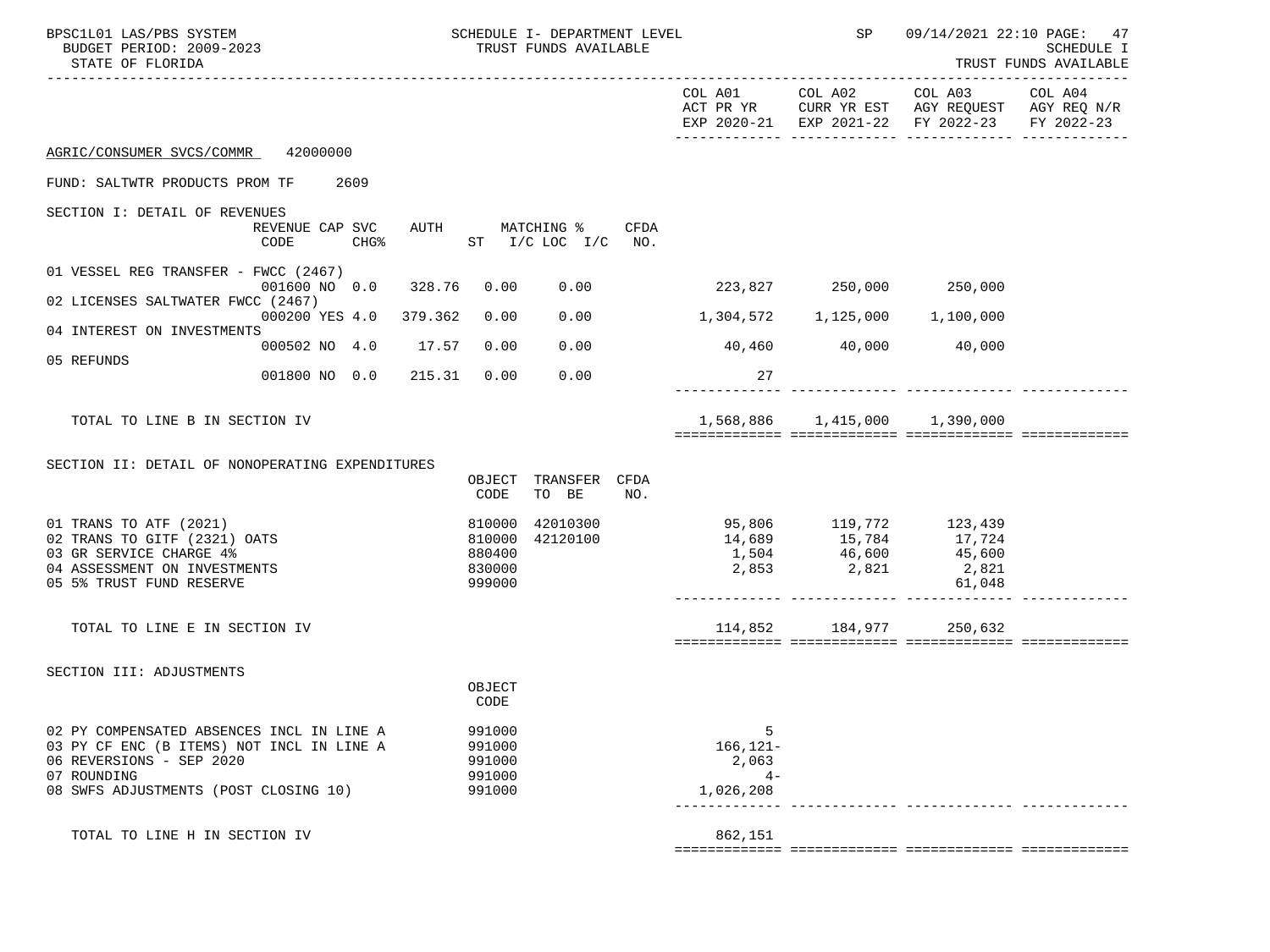SCHEDULE I- DEPARTMENT LEVEL
TRUST FUNDS AVAILABLE

BPSC1L01 LAS/PBS SYSTEM
BUDGET PERIOD: 2009-2023
STATE OF FLORIDA

SP 09/14/2021 22:10
SCHEDULE I
TRUST FUNDS AVAILABLE

AGRIC/CONSUMER SVCS/COMMR 42000000

FUND: SALTWTR PRODUCTS PROM TF 2609

## SECTION I: DETAIL OF REVENUES

| | REVENUE CODE | CAP CHG% | SVC | AUTH ST | MATCHING % I/C LOC | I/C | CFDA NO. | COL A01 ACT PR YR EXP 2020-21 | COL A02 CURR YR EST EXP 2021-22 | COL A03 AGY REQUEST FY 2022-23 | COL A04 AGY REQ N/R FY 2022-23 |
|---|---|---|---|---|---|---|---|---|---|---|---|
| 01 VESSEL REG TRANSFER - FWCC (2467) | 001600 | NO | 0.0 | 328.76 | 0.00 | 0.00 | | 223,827 | 250,000 | 250,000 | |
| 02 LICENSES SALTWATER FWCC (2467) | 000200 | YES | 4.0 | 379.362 | 0.00 | 0.00 | | 1,304,572 | 1,125,000 | 1,100,000 | |
| 04 INTEREST ON INVESTMENTS | 000502 | NO | 4.0 | 17.57 | 0.00 | 0.00 | | 40,460 | 40,000 | 40,000 | |
| 05 REFUNDS | 001800 | NO | 0.0 | 215.31 | 0.00 | 0.00 | | 27 | | | |
| TOTAL TO LINE B IN SECTION IV | | | | | | | | 1,568,886 | 1,415,000 | 1,390,000 | |

## SECTION II: DETAIL OF NONOPERATING EXPENDITURES

| | OBJECT CODE | TRANSFER TO BE | CFDA NO. | COL A01 | COL A02 | COL A03 | COL A04 |
|---|---|---|---|---|---|---|---|
| 01 TRANS TO ATF (2021) | 810000 | 42010300 | | 95,806 | 119,772 | 123,439 | |
| 02 TRANS TO GITF (2321) OATS | 810000 | 42120100 | | 14,689 | 15,784 | 17,724 | |
| 03 GR SERVICE CHARGE 4% | 880400 | | | 1,504 | 46,600 | 45,600 | |
| 04 ASSESSMENT ON INVESTMENTS | 830000 | | | 2,853 | 2,821 | 2,821 | |
| 05 5% TRUST FUND RESERVE | 999000 | | | | | 61,048 | |
| TOTAL TO LINE E IN SECTION IV | | | | 114,852 | 184,977 | 250,632 | |

## SECTION III: ADJUSTMENTS

| | OBJECT CODE | COL A01 | COL A02 | COL A03 | COL A04 |
|---|---|---|---|---|---|
| 02 PY COMPENSATED ABSENCES INCL IN LINE A | 991000 | 5 | | | |
| 03 PY CF ENC (B ITEMS) NOT INCL IN LINE A | 991000 | 166,121- | | | |
| 06 REVERSIONS - SEP 2020 | 991000 | 2,063 | | | |
| 07 ROUNDING | 991000 | 4- | | | |
| 08 SWFS ADJUSTMENTS (POST CLOSING 10) | 991000 | 1,026,208 | | | |
| TOTAL TO LINE H IN SECTION IV | | 862,151 | | | |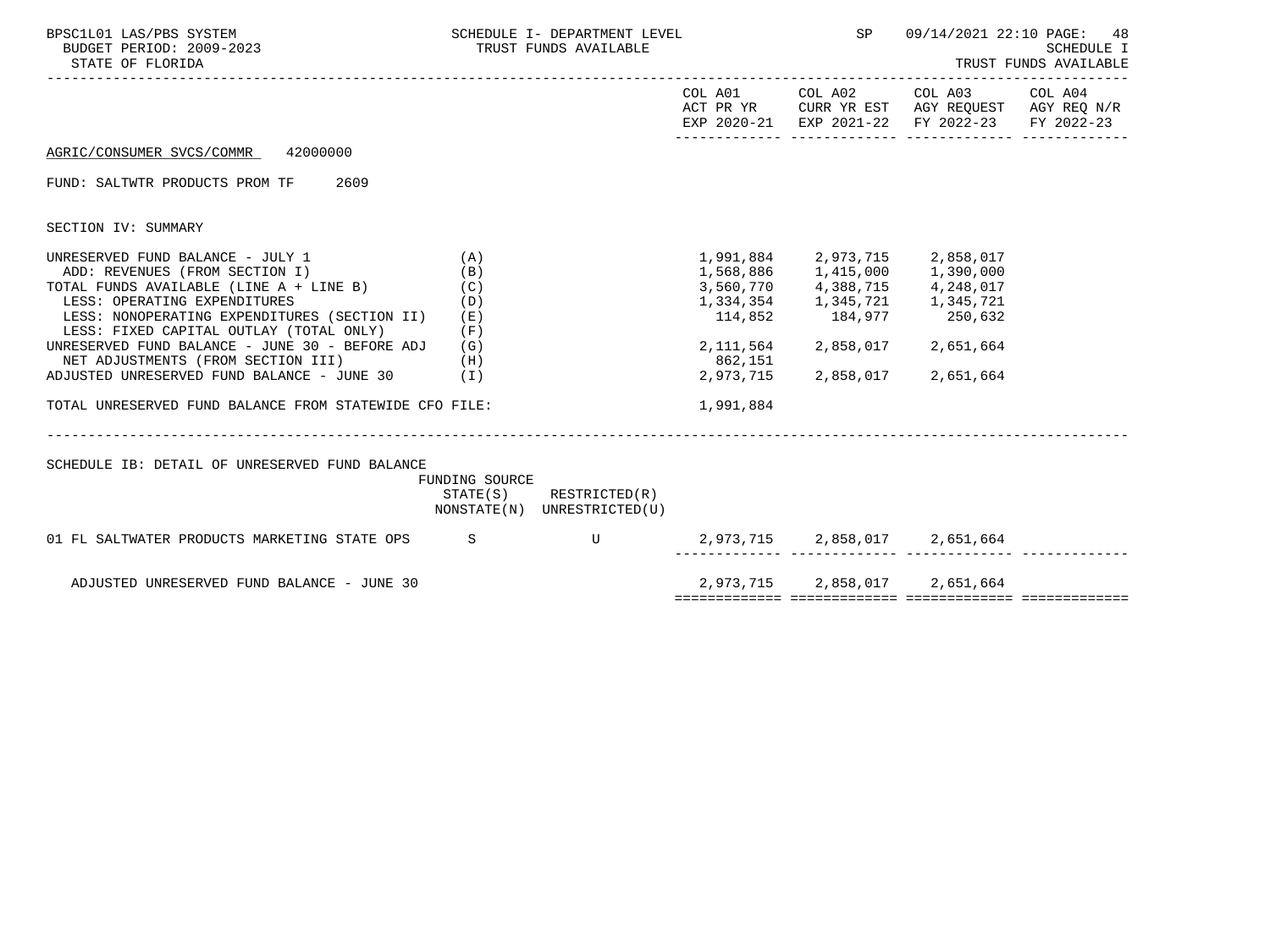BPSC1L01 LAS/PBS SYSTEM
BUDGET PERIOD: 2009-2023
STATE OF FLORIDA

SCHEDULE I- DEPARTMENT LEVEL
TRUST FUNDS AVAILABLE

SP 09/14/2021 22:10

SCHEDULE I
TRUST FUNDS AVAILABLE

AGRIC/CONSUMER SVCS/COMMR 42000000

FUND: SALTWTR PRODUCTS PROM TF 2609

SECTION IV: SUMMARY

| | | COL A01 ACT PR YR EXP 2020-21 | COL A02 CURR YR EST EXP 2021-22 | COL A03 AGY REQUEST FY 2022-23 | COL A04 AGY REQ N/R FY 2022-23 |
|---|---|---|---|---|---|
| UNRESERVED FUND BALANCE - JULY 1 | (A) | 1,991,884 | 2,973,715 | 2,858,017 | |
| ADD: REVENUES (FROM SECTION I) | (B) | 1,568,886 | 1,415,000 | 1,390,000 | |
| TOTAL FUNDS AVAILABLE (LINE A + LINE B) | (C) | 3,560,770 | 4,388,715 | 4,248,017 | |
| LESS: OPERATING EXPENDITURES | (D) | 1,334,354 | 1,345,721 | 1,345,721 | |
| LESS: NONOPERATING EXPENDITURES (SECTION II) | (E) | 114,852 | 184,977 | 250,632 | |
| LESS: FIXED CAPITAL OUTLAY (TOTAL ONLY) | (F) | | | | |
| UNRESERVED FUND BALANCE - JUNE 30 - BEFORE ADJ | (G) | 2,111,564 | 2,858,017 | 2,651,664 | |
| NET ADJUSTMENTS (FROM SECTION III) | (H) | 862,151 | | | |
| ADJUSTED UNRESERVED FUND BALANCE - JUNE 30 | (I) | 2,973,715 | 2,858,017 | 2,651,664 | |
| TOTAL UNRESERVED FUND BALANCE FROM STATEWIDE CFO FILE: | | 1,991,884 | | | |

SCHEDULE IB: DETAIL OF UNRESERVED FUND BALANCE

| | FUNDING SOURCE STATE(S) NONSTATE(N) | RESTRICTED(R) UNRESTRICTED(U) | COL A01 | COL A02 | COL A03 | COL A04 |
|---|---|---|---|---|---|---|
| 01 FL SALTWTR PRODUCTS MARKETING STATE OPS | S | U | 2,973,715 | 2,858,017 | 2,651,664 | |
| ADJUSTED UNRESERVED FUND BALANCE - JUNE 30 | | | 2,973,715 | 2,858,017 | 2,651,664 | |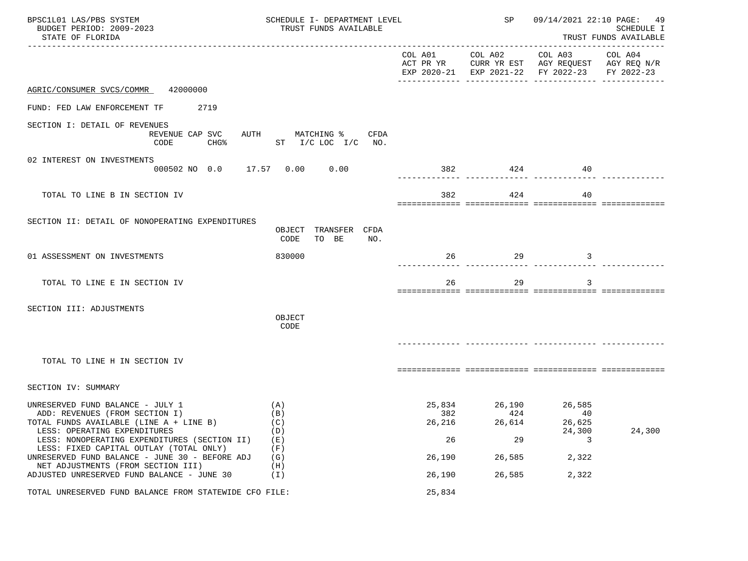BPSC1L01 LAS/PBS SYSTEM — SCHEDULE I- DEPARTMENT LEVEL — SP 09/14/2021 22:10
BUDGET PERIOD: 2009-2023 — TRUST FUNDS AVAILABLE — SCHEDULE I
STATE OF FLORIDA — TRUST FUNDS AVAILABLE

AGRIC/CONSUMER SVCS/COMMR 42000000

FUND: FED LAW ENFORCEMENT TF 2719

## SECTION I: DETAIL OF REVENUES

| | REVENUE CODE | CAP SVC CHG% | AUTH ST | MATCHING % I/C LOC | I/C | CFDA NO. | COL A01 ACT PR YR EXP 2020-21 | COL A02 CURR YR EST EXP 2021-22 | COL A03 AGY REQUEST FY 2022-23 | COL A04 AGY REQ N/R FY 2022-23 |
|---|---|---|---|---|---|---|---|---|---|---|
| 02 INTEREST ON INVESTMENTS | 000502 | NO 0.0 | 17.57 | 0.00 | 0.00 | | 382 | 424 | 40 | |
| TOTAL TO LINE B IN SECTION IV | | | | | | | 382 | 424 | 40 | |

## SECTION II: DETAIL OF NONOPERATING EXPENDITURES

| | OBJECT CODE | TRANSFER TO BE | CFDA NO. | COL A01 | COL A02 | COL A03 | COL A04 |
|---|---|---|---|---|---|---|---|
| 01 ASSESSMENT ON INVESTMENTS | 830000 | | | 26 | 29 | 3 | |
| TOTAL TO LINE E IN SECTION IV | | | | 26 | 29 | 3 | |

## SECTION III: ADJUSTMENTS

| | OBJECT CODE | COL A01 | COL A02 | COL A03 | COL A04 |
|---|---|---|---|---|---|
| TOTAL TO LINE H IN SECTION IV | | | | | |

## SECTION IV: SUMMARY

| | | COL A01 | COL A02 | COL A03 | COL A04 |
|---|---|---|---|---|---|
| UNRESERVED FUND BALANCE - JULY 1 | (A) | 25,834 | 26,190 | 26,585 | |
| ADD: REVENUES (FROM SECTION I) | (B) | 382 | 424 | 40 | |
| TOTAL FUNDS AVAILABLE (LINE A + LINE B) | (C) | 26,216 | 26,614 | 26,625 | |
| LESS: OPERATING EXPENDITURES | (D) | | | 24,300 | 24,300 |
| LESS: NONOPERATING EXPENDITURES (SECTION II) | (E) | 26 | 29 | 3 | |
| LESS: FIXED CAPITAL OUTLAY (TOTAL ONLY) | (F) | | | | |
| UNRESERVED FUND BALANCE - JUNE 30 - BEFORE ADJ | (G) | 26,190 | 26,585 | 2,322 | |
| NET ADJUSTMENTS (FROM SECTION III) | (H) | | | | |
| ADJUSTED UNRESERVED FUND BALANCE - JUNE 30 | (I) | 26,190 | 26,585 | 2,322 | |
| TOTAL UNRESERVED FUND BALANCE FROM STATEWIDE CFO FILE: | | 25,834 | | | |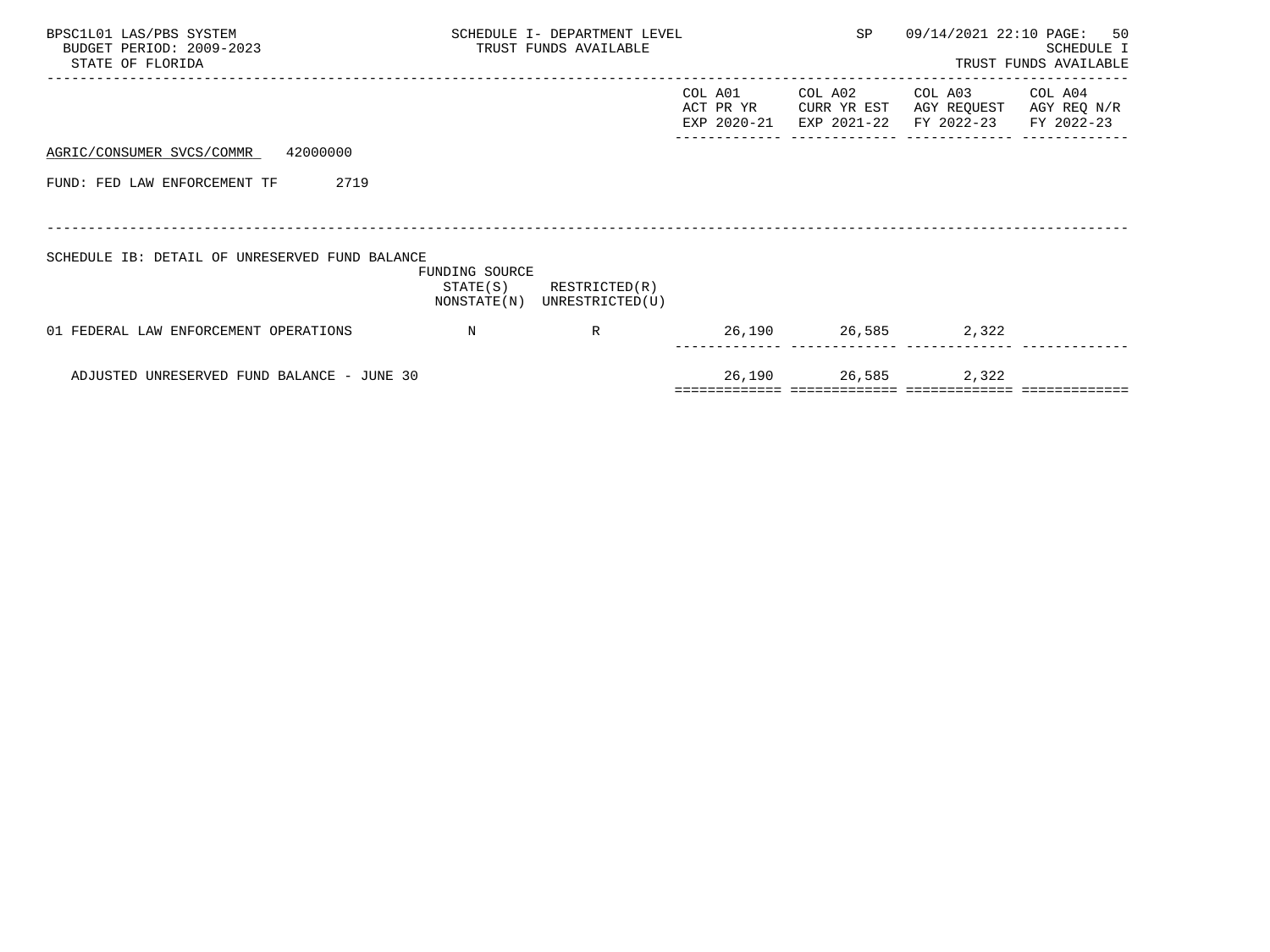BPSC1L01 LAS/PBS SYSTEM
BUDGET PERIOD: 2009-2023
STATE OF FLORIDA

SCHEDULE I- DEPARTMENT LEVEL
TRUST FUNDS AVAILABLE

SP 09/14/2021 22:10

SCHEDULE I
TRUST FUNDS AVAILABLE

AGRIC/CONSUMER SVCS/COMMR 42000000

FUND: FED LAW ENFORCEMENT TF 2719

SCHEDULE IB: DETAIL OF UNRESERVED FUND BALANCE

| | FUNDING SOURCE STATE(S) NONSTATE(N) | RESTRICTED(R) UNRESTRICTED(U) | COL A01 ACT PR YR EXP 2020-21 | COL A02 CURR YR EST EXP 2021-22 | COL A03 AGY REQUEST FY 2022-23 | COL A04 AGY REQ N/R FY 2022-23 |
|---|---|---|---|---|---|---|
| 01 FEDERAL LAW ENFORCEMENT OPERATIONS | N | R | 26,190 | 26,585 | 2,322 | |
| ADJUSTED UNRESERVED FUND BALANCE - JUNE 30 | | | 26,190 | 26,585 | 2,322 | |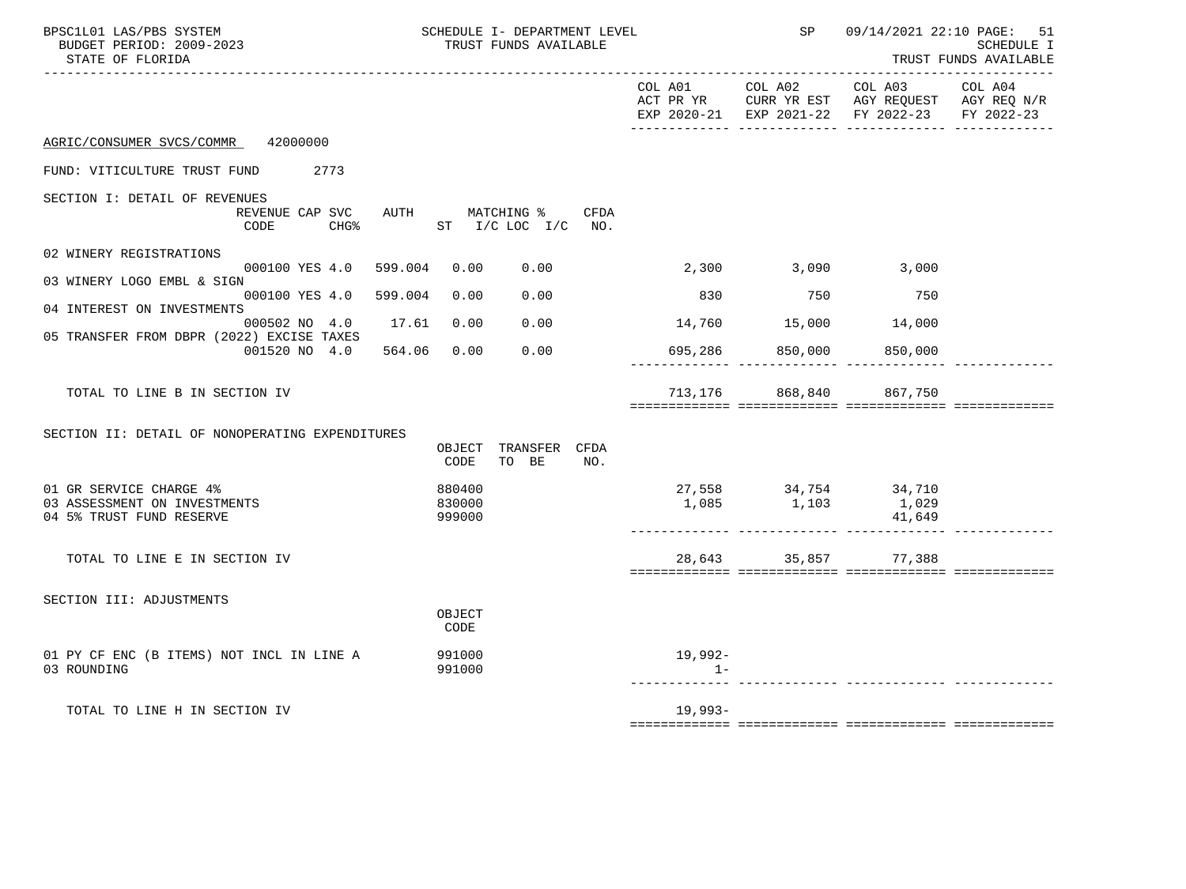BPSC1L01 LAS/PBS SYSTEM — SCHEDULE I- DEPARTMENT LEVEL — SP 09/14/2021 22:10

BUDGET PERIOD: 2009-2023 — TRUST FUNDS AVAILABLE — SCHEDULE I

STATE OF FLORIDA — TRUST FUNDS AVAILABLE

AGRIC/CONSUMER SVCS/COMMR 42000000

FUND: VITICULTURE TRUST FUND 2773

## SECTION I: DETAIL OF REVENUES

| | REVENUE CODE | CAP SVC CHG% | | AUTH ST | MATCHING % I/C | LOC I/C | CFDA NO. | COL A01 ACT PR YR EXP 2020-21 | COL A02 CURR YR EST EXP 2021-22 | COL A03 AGY REQUEST FY 2022-23 | COL A04 AGY REQ N/R FY 2022-23 |
|---|---|---|---|---|---|---|---|---|---|---|---|
| 02 WINERY REGISTRATIONS | 000100 | YES | 4.0 | 599.004 | 0.00 | 0.00 | | 2,300 | 3,090 | 3,000 | |
| 03 WINERY LOGO EMBL & SIGN | 000100 | YES | 4.0 | 599.004 | 0.00 | 0.00 | | 830 | 750 | 750 | |
| 04 INTEREST ON INVESTMENTS | 000502 | NO | 4.0 | 17.61 | 0.00 | 0.00 | | 14,760 | 15,000 | 14,000 | |
| 05 TRANSFER FROM DBPR (2022) EXCISE TAXES | 001520 | NO | 4.0 | 564.06 | 0.00 | 0.00 | | 695,286 | 850,000 | 850,000 | |
| TOTAL TO LINE B IN SECTION IV | | | | | | | | 713,176 | 868,840 | 867,750 | |

## SECTION II: DETAIL OF NONOPERATING EXPENDITURES

| | OBJECT CODE | TRANSFER TO BE | CFDA NO. | COL A01 | COL A02 | COL A03 | COL A04 |
|---|---|---|---|---|---|---|---|
| 01 GR SERVICE CHARGE 4% | 880400 | | | 27,558 | 34,754 | 34,710 | |
| 03 ASSESSMENT ON INVESTMENTS | 830000 | | | 1,085 | 1,103 | 1,029 | |
| 04 5% TRUST FUND RESERVE | 999000 | | | | | 41,649 | |
| TOTAL TO LINE E IN SECTION IV | | | | 28,643 | 35,857 | 77,388 | |

## SECTION III: ADJUSTMENTS

| | OBJECT CODE | COL A01 | COL A02 | COL A03 | COL A04 |
|---|---|---|---|---|---|
| 01 PY CF ENC (B ITEMS) NOT INCL IN LINE A | 991000 | 19,992- | | | |
| 03 ROUNDING | 991000 | 1- | | | |
| TOTAL TO LINE H IN SECTION IV | | 19,993- | | | |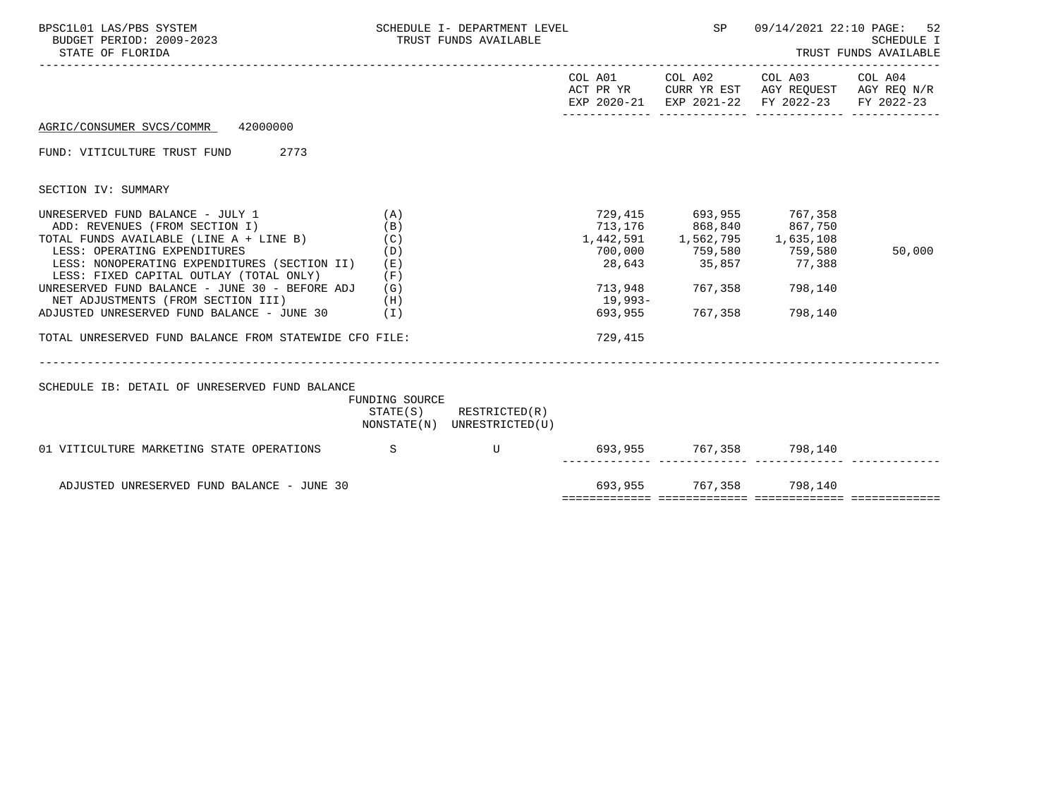BPSC1L01 LAS/PBS SYSTEM
BUDGET PERIOD: 2009-2023
STATE OF FLORIDA

SCHEDULE I- DEPARTMENT LEVEL
TRUST FUNDS AVAILABLE

SP 09/14/2021 22:10

SCHEDULE I
TRUST FUNDS AVAILABLE

AGRIC/CONSUMER SVCS/COMMR 42000000

FUND: VITICULTURE TRUST FUND 2773

SECTION IV: SUMMARY

| | | COL A01 ACT PR YR EXP 2020-21 | COL A02 CURR YR EST EXP 2021-22 | COL A03 AGY REQUEST FY 2022-23 | COL A04 AGY REQ N/R FY 2022-23 |
|---|---|---|---|---|---|
| UNRESERVED FUND BALANCE - JULY 1 | (A) | 729,415 | 693,955 | 767,358 | |
| ADD: REVENUES (FROM SECTION I) | (B) | 713,176 | 868,840 | 867,750 | |
| TOTAL FUNDS AVAILABLE (LINE A + LINE B) | (C) | 1,442,591 | 1,562,795 | 1,635,108 | |
| LESS: OPERATING EXPENDITURES | (D) | 700,000 | 759,580 | 759,580 | 50,000 |
| LESS: NONOPERATING EXPENDITURES (SECTION II) | (E) | 28,643 | 35,857 | 77,388 | |
| LESS: FIXED CAPITAL OUTLAY (TOTAL ONLY) | (F) | | | | |
| UNRESERVED FUND BALANCE - JUNE 30 - BEFORE ADJ | (G) | 713,948 | 767,358 | 798,140 | |
| NET ADJUSTMENTS (FROM SECTION III) | (H) | 19,993- | | | |
| ADJUSTED UNRESERVED FUND BALANCE - JUNE 30 | (I) | 693,955 | 767,358 | 798,140 | |
| TOTAL UNRESERVED FUND BALANCE FROM STATEWIDE CFO FILE: | | 729,415 | | | |

SCHEDULE IB: DETAIL OF UNRESERVED FUND BALANCE

| | FUNDING SOURCE STATE(S) NONSTATE(N) | RESTRICTED(R) UNRESTRICTED(U) | COL A01 | COL A02 | COL A03 | COL A04 |
|---|---|---|---|---|---|---|
| 01 VITICULTURE MARKETING STATE OPERATIONS | S | U | 693,955 | 767,358 | 798,140 | |
| ADJUSTED UNRESERVED FUND BALANCE - JUNE 30 | | | 693,955 | 767,358 | 798,140 | |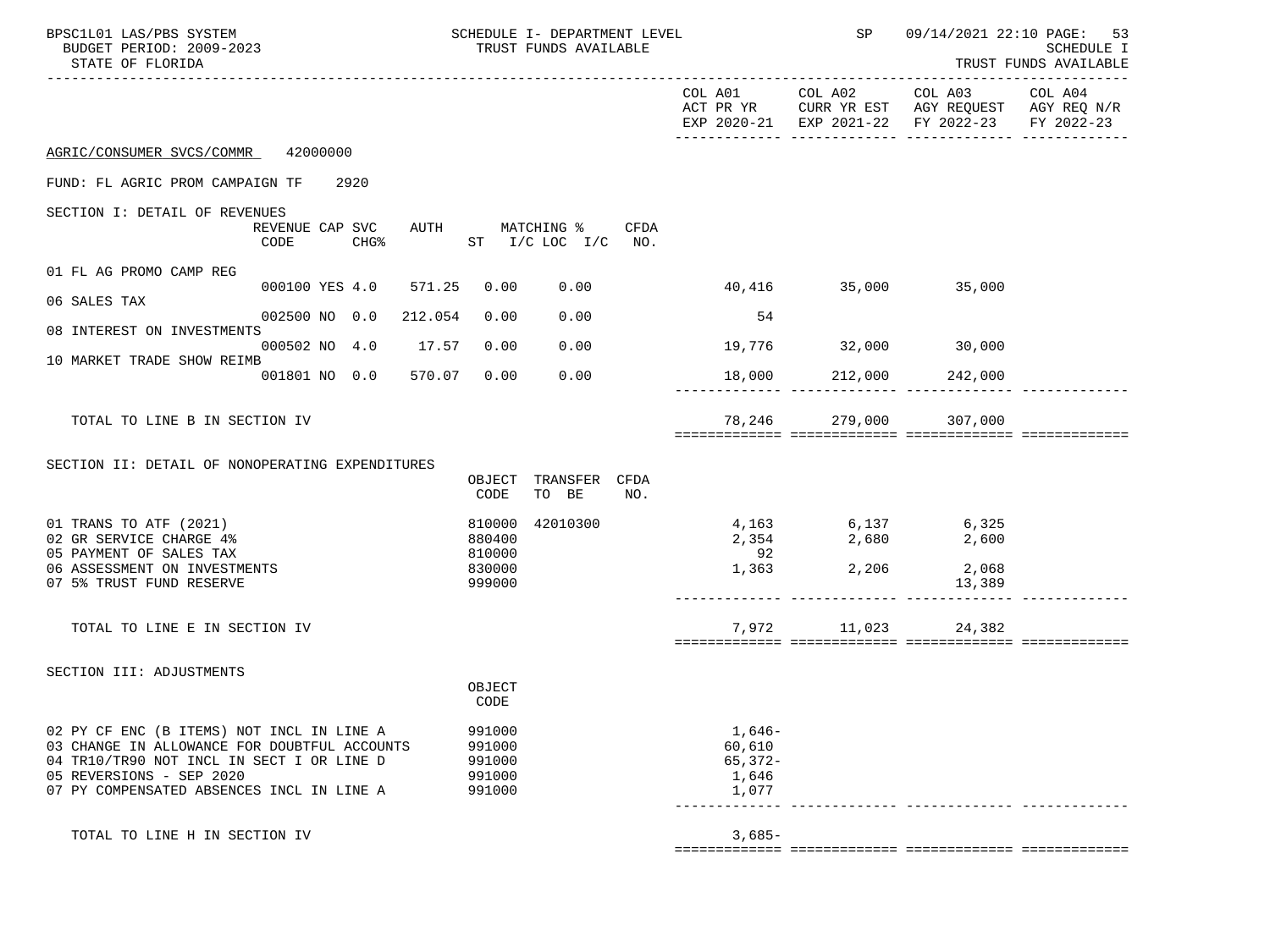BPSC1L01 LAS/PBS SYSTEM — SCHEDULE I- DEPARTMENT LEVEL — SP 09/14/2021 22:10
BUDGET PERIOD: 2009-2023 — TRUST FUNDS AVAILABLE — SCHEDULE I
STATE OF FLORIDA — TRUST FUNDS AVAILABLE

AGRIC/CONSUMER SVCS/COMMR 42000000

FUND: FL AGRIC PROM CAMPAIGN TF 2920

## SECTION I: DETAIL OF REVENUES

| | REVENUE CODE | CAP | SVC CHG% | AUTH ST | MATCHING % I/C | LOC I/C | CFDA NO. | COL A01 ACT PR YR EXP 2020-21 | COL A02 CURR YR EST EXP 2021-22 | COL A03 AGY REQUEST FY 2022-23 | COL A04 AGY REQ N/R FY 2022-23 |
|---|---|---|---|---|---|---|---|---|---|---|---|
| 01 FL AG PROMO CAMP REG | 000100 | YES | 4.0 | 571.25 | 0.00 | 0.00 | | 40,416 | 35,000 | 35,000 | |
| 06 SALES TAX | 002500 | NO | 0.0 | 212.054 | 0.00 | 0.00 | | 54 | | | |
| 08 INTEREST ON INVESTMENTS | 000502 | NO | 4.0 | 17.57 | 0.00 | 0.00 | | 19,776 | 32,000 | 30,000 | |
| 10 MARKET TRADE SHOW REIMB | 001801 | NO | 0.0 | 570.07 | 0.00 | 0.00 | | 18,000 | 212,000 | 242,000 | |
| TOTAL TO LINE B IN SECTION IV | | | | | | | | 78,246 | 279,000 | 307,000 | |

## SECTION II: DETAIL OF NONOPERATING EXPENDITURES

| | OBJECT CODE | TRANSFER TO BE | CFDA NO. | COL A01 | COL A02 | COL A03 | COL A04 |
|---|---|---|---|---|---|---|---|
| 01 TRANS TO ATF (2021) | 810000 | 42010300 | | 4,163 | 6,137 | 6,325 | |
| 02 GR SERVICE CHARGE 4% | 880400 | | | 2,354 | 2,680 | 2,600 | |
| 05 PAYMENT OF SALES TAX | 810000 | | | 92 | | | |
| 06 ASSESSMENT ON INVESTMENTS | 830000 | | | 1,363 | 2,206 | 2,068 | |
| 07 5% TRUST FUND RESERVE | 999000 | | | | | 13,389 | |
| TOTAL TO LINE E IN SECTION IV | | | | 7,972 | 11,023 | 24,382 | |

## SECTION III: ADJUSTMENTS

| | OBJECT CODE | COL A01 | COL A02 | COL A03 | COL A04 |
|---|---|---|---|---|---|
| 02 PY CF ENC (B ITEMS) NOT INCL IN LINE A | 991000 | 1,646- | | | |
| 03 CHANGE IN ALLOWANCE FOR DOUBTFUL ACCOUNTS | 991000 | 60,610 | | | |
| 04 TR10/TR90 NOT INCL IN SECT I OR LINE D | 991000 | 65,372- | | | |
| 05 REVERSIONS - SEP 2020 | 991000 | 1,646 | | | |
| 07 PY COMPENSATED ABSENCES INCL IN LINE A | 991000 | 1,077 | | | |
| TOTAL TO LINE H IN SECTION IV | | 3,685- | | | |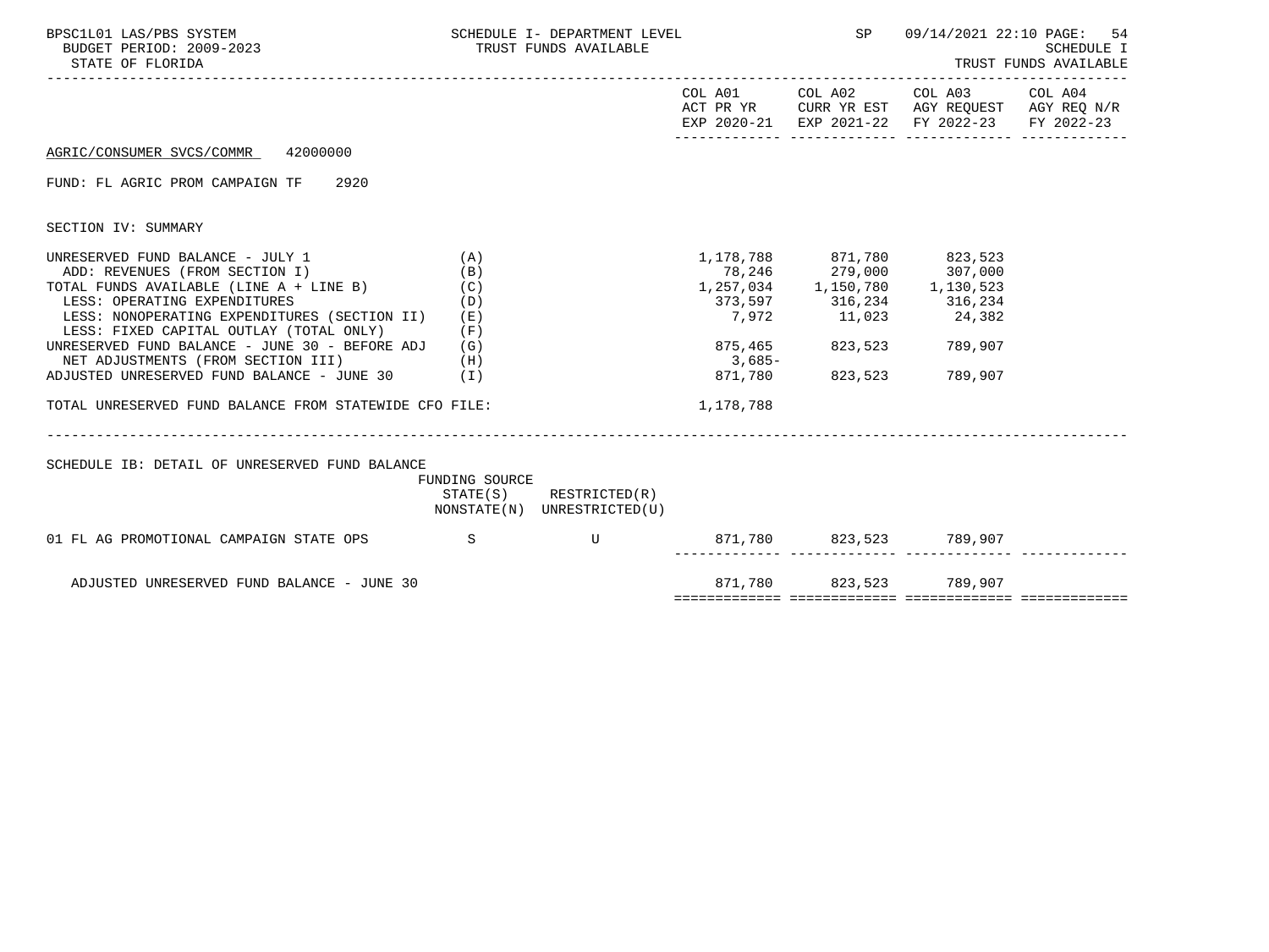AGRIC/CONSUMER SVCS/COMMR 42000000

FUND: FL AGRIC PROM CAMPAIGN TF 2920

SECTION IV: SUMMARY

| | | COL A01 ACT PR YR EXP 2020-21 | COL A02 CURR YR EST EXP 2021-22 | COL A03 AGY REQUEST FY 2022-23 | COL A04 AGY REQ N/R FY 2022-23 |
|---|---|---|---|---|---|
| UNRESERVED FUND BALANCE - JULY 1 | (A) | 1,178,788 | 871,780 | 823,523 | |
| ADD: REVENUES (FROM SECTION I) | (B) | 78,246 | 279,000 | 307,000 | |
| TOTAL FUNDS AVAILABLE (LINE A + LINE B) | (C) | 1,257,034 | 1,150,780 | 1,130,523 | |
| LESS: OPERATING EXPENDITURES | (D) | 373,597 | 316,234 | 316,234 | |
| LESS: NONOPERATING EXPENDITURES (SECTION II) | (E) | 7,972 | 11,023 | 24,382 | |
| LESS: FIXED CAPITAL OUTLAY (TOTAL ONLY) | (F) | | | | |
| UNRESERVED FUND BALANCE - JUNE 30 - BEFORE ADJ | (G) | 875,465 | 823,523 | 789,907 | |
| NET ADJUSTMENTS (FROM SECTION III) | (H) | 3,685- | | | |
| ADJUSTED UNRESERVED FUND BALANCE - JUNE 30 | (I) | 871,780 | 823,523 | 789,907 | |
| TOTAL UNRESERVED FUND BALANCE FROM STATEWIDE CFO FILE: | | 1,178,788 | | | |

SCHEDULE IB: DETAIL OF UNRESERVED FUND BALANCE

| | FUNDING SOURCE STATE(S) NONSTATE(N) | RESTRICTED(R) UNRESTRICTED(U) | COL A01 | COL A02 | COL A03 | COL A04 |
|---|---|---|---|---|---|---|
| 01 FL AG PROMOTIONAL CAMPAIGN STATE OPS | S | U | 871,780 | 823,523 | 789,907 | |
| ADJUSTED UNRESERVED FUND BALANCE - JUNE 30 | | | 871,780 | 823,523 | 789,907 | |